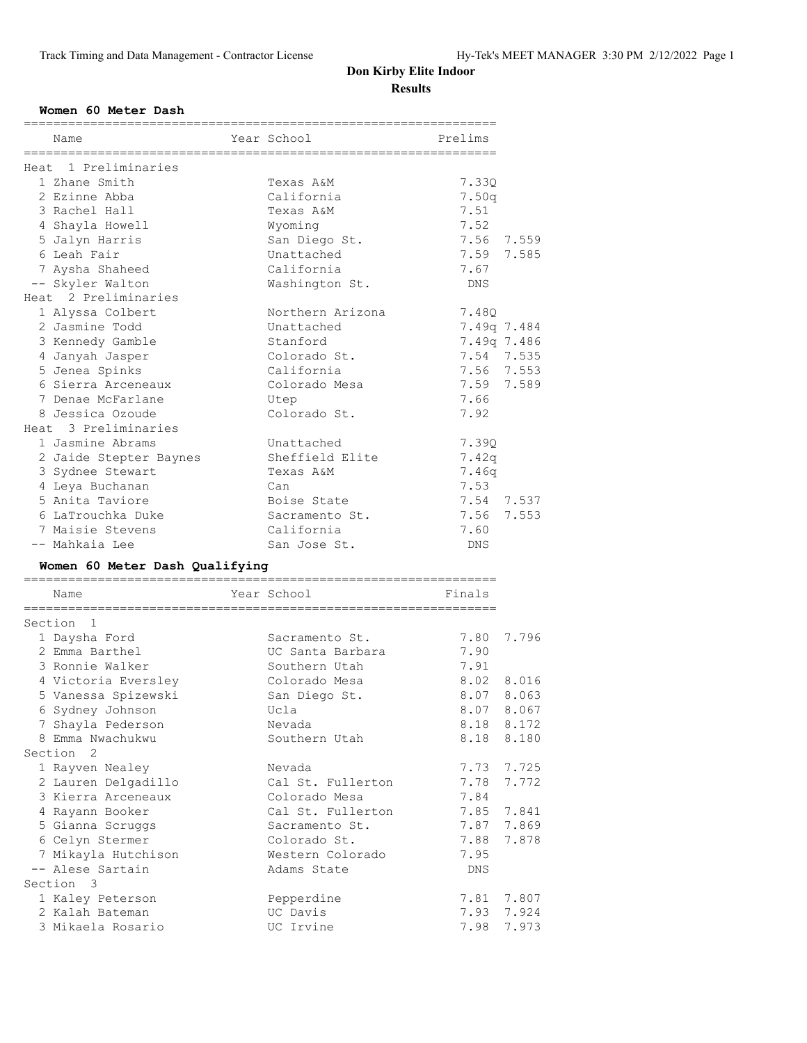# Don Kirby Elite Indoor

## Results

### Women 60 Meter Dash

| Place | Name | Year | School | Prelims | |
|---|---|---|---|---|---|
| **Heat 1 Preliminaries** | | | | | |
| 1 | Zhane Smith | | Texas A&M | 7.33Q | |
| 2 | Ezinne Abba | | California | 7.50q | |
| 3 | Rachel Hall | | Texas A&M | 7.51 | |
| 4 | Shayla Howell | | Wyoming | 7.52 | |
| 5 | Jalyn Harris | | San Diego St. | 7.56 | 7.559 |
| 6 | Leah Fair | | Unattached | 7.59 | 7.585 |
| 7 | Aysha Shaheed | | California | 7.67 | |
| -- | Skyler Walton | | Washington St. | DNS | |
| **Heat 2 Preliminaries** | | | | | |
| 1 | Alyssa Colbert | | Northern Arizona | 7.48Q | |
| 2 | Jasmine Todd | | Unattached | 7.49q | 7.484 |
| 3 | Kennedy Gamble | | Stanford | 7.49q | 7.486 |
| 4 | Janyah Jasper | | Colorado St. | 7.54 | 7.535 |
| 5 | Jenea Spinks | | California | 7.56 | 7.553 |
| 6 | Sierra Arceneaux | | Colorado Mesa | 7.59 | 7.589 |
| 7 | Denae McFarlane | | Utep | 7.66 | |
| 8 | Jessica Ozoude | | Colorado St. | 7.92 | |
| **Heat 3 Preliminaries** | | | | | |
| 1 | Jasmine Abrams | | Unattached | 7.39Q | |
| 2 | Jaide Stepter Baynes | | Sheffield Elite | 7.42q | |
| 3 | Sydnee Stewart | | Texas A&M | 7.46q | |
| 4 | Leya Buchanan | | Can | 7.53 | |
| 5 | Anita Taviore | | Boise State | 7.54 | 7.537 |
| 6 | LaTrouchka Duke | | Sacramento St. | 7.56 | 7.553 |
| 7 | Maisie Stevens | | California | 7.60 | |
| -- | Mahkaia Lee | | San Jose St. | DNS | |

### Women 60 Meter Dash Qualifying

| Place | Name | Year | School | Finals | |
|---|---|---|---|---|---|
| **Section 1** | | | | | |
| 1 | Daysha Ford | | Sacramento St. | 7.80 | 7.796 |
| 2 | Emma Barthel | | UC Santa Barbara | 7.90 | |
| 3 | Ronnie Walker | | Southern Utah | 7.91 | |
| 4 | Victoria Eversley | | Colorado Mesa | 8.02 | 8.016 |
| 5 | Vanessa Spizewski | | San Diego St. | 8.07 | 8.063 |
| 6 | Sydney Johnson | | Ucla | 8.07 | 8.067 |
| 7 | Shayla Pederson | | Nevada | 8.18 | 8.172 |
| 8 | Emma Nwachukwu | | Southern Utah | 8.18 | 8.180 |
| **Section 2** | | | | | |
| 1 | Rayven Nealey | | Nevada | 7.73 | 7.725 |
| 2 | Lauren Delgadillo | | Cal St. Fullerton | 7.78 | 7.772 |
| 3 | Kierra Arceneaux | | Colorado Mesa | 7.84 | |
| 4 | Rayann Booker | | Cal St. Fullerton | 7.85 | 7.841 |
| 5 | Gianna Scruggs | | Sacramento St. | 7.87 | 7.869 |
| 6 | Celyn Stermer | | Colorado St. | 7.88 | 7.878 |
| 7 | Mikayla Hutchison | | Western Colorado | 7.95 | |
| -- | Alese Sartain | | Adams State | DNS | |
| **Section 3** | | | | | |
| 1 | Kaley Peterson | | Pepperdine | 7.81 | 7.807 |
| 2 | Kalah Bateman | | UC Davis | 7.93 | 7.924 |
| 3 | Mikaela Rosario | | UC Irvine | 7.98 | 7.973 |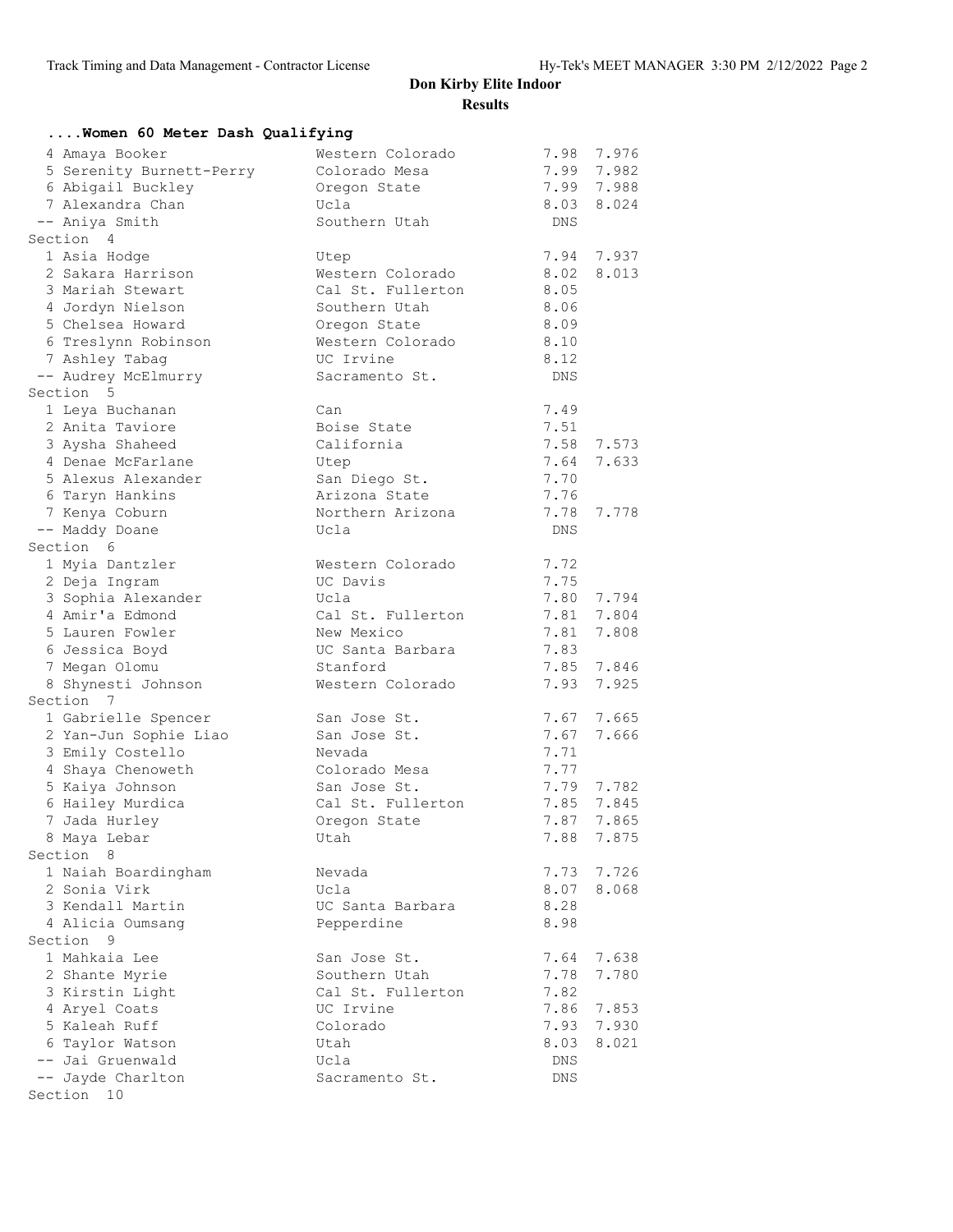# Don Kirby Elite Indoor

## Results

### ....Women 60 Meter Dash Qualifying

| Place | Name | School | Time | |
|---|---|---|---|---|
| 4 | Amaya Booker | Western Colorado | 7.98 | 7.976 |
| 5 | Serenity Burnett-Perry | Colorado Mesa | 7.99 | 7.982 |
| 6 | Abigail Buckley | Oregon State | 7.99 | 7.988 |
| 7 | Alexandra Chan | Ucla | 8.03 | 8.024 |
| -- | Aniya Smith | Southern Utah | DNS | |

**Section 4**

| Place | Name | School | Time | |
|---|---|---|---|---|
| 1 | Asia Hodge | Utep | 7.94 | 7.937 |
| 2 | Sakara Harrison | Western Colorado | 8.02 | 8.013 |
| 3 | Mariah Stewart | Cal St. Fullerton | 8.05 | |
| 4 | Jordyn Nielson | Southern Utah | 8.06 | |
| 5 | Chelsea Howard | Oregon State | 8.09 | |
| 6 | Treslynn Robinson | Western Colorado | 8.10 | |
| 7 | Ashley Tabag | UC Irvine | 8.12 | |
| -- | Audrey McElmurry | Sacramento St. | DNS | |

**Section 5**

| Place | Name | School | Time | |
|---|---|---|---|---|
| 1 | Leya Buchanan | Can | 7.49 | |
| 2 | Anita Taviore | Boise State | 7.51 | |
| 3 | Aysha Shaheed | California | 7.58 | 7.573 |
| 4 | Denae McFarlane | Utep | 7.64 | 7.633 |
| 5 | Alexus Alexander | San Diego St. | 7.70 | |
| 6 | Taryn Hankins | Arizona State | 7.76 | |
| 7 | Kenya Coburn | Northern Arizona | 7.78 | 7.778 |
| -- | Maddy Doane | Ucla | DNS | |

**Section 6**

| Place | Name | School | Time | |
|---|---|---|---|---|
| 1 | Myia Dantzler | Western Colorado | 7.72 | |
| 2 | Deja Ingram | UC Davis | 7.75 | |
| 3 | Sophia Alexander | Ucla | 7.80 | 7.794 |
| 4 | Amir'a Edmond | Cal St. Fullerton | 7.81 | 7.804 |
| 5 | Lauren Fowler | New Mexico | 7.81 | 7.808 |
| 6 | Jessica Boyd | UC Santa Barbara | 7.83 | |
| 7 | Megan Olomu | Stanford | 7.85 | 7.846 |
| 8 | Shynesti Johnson | Western Colorado | 7.93 | 7.925 |

**Section 7**

| Place | Name | School | Time | |
|---|---|---|---|---|
| 1 | Gabrielle Spencer | San Jose St. | 7.67 | 7.665 |
| 2 | Yan-Jun Sophie Liao | San Jose St. | 7.67 | 7.666 |
| 3 | Emily Costello | Nevada | 7.71 | |
| 4 | Shaya Chenoweth | Colorado Mesa | 7.77 | |
| 5 | Kaiya Johnson | San Jose St. | 7.79 | 7.782 |
| 6 | Hailey Murdica | Cal St. Fullerton | 7.85 | 7.845 |
| 7 | Jada Hurley | Oregon State | 7.87 | 7.865 |
| 8 | Maya Lebar | Utah | 7.88 | 7.875 |

**Section 8**

| Place | Name | School | Time | |
|---|---|---|---|---|
| 1 | Naiah Boardingham | Nevada | 7.73 | 7.726 |
| 2 | Sonia Virk | Ucla | 8.07 | 8.068 |
| 3 | Kendall Martin | UC Santa Barbara | 8.28 | |
| 4 | Alicia Oumsang | Pepperdine | 8.98 | |

**Section 9**

| Place | Name | School | Time | |
|---|---|---|---|---|
| 1 | Mahkaia Lee | San Jose St. | 7.64 | 7.638 |
| 2 | Shante Myrie | Southern Utah | 7.78 | 7.780 |
| 3 | Kirstin Light | Cal St. Fullerton | 7.82 | |
| 4 | Aryel Coats | UC Irvine | 7.86 | 7.853 |
| 5 | Kaleah Ruff | Colorado | 7.93 | 7.930 |
| 6 | Taylor Watson | Utah | 8.03 | 8.021 |
| -- | Jai Gruenwald | Ucla | DNS | |
| -- | Jayde Charlton | Sacramento St. | DNS | |

**Section 10**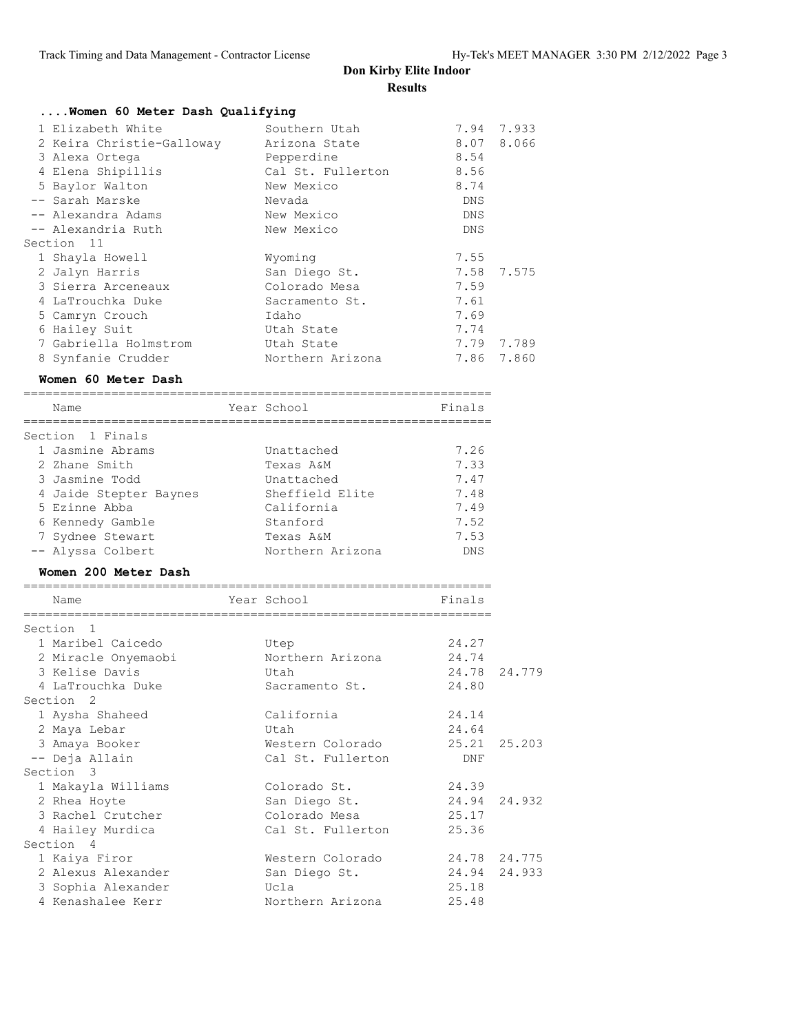# Don Kirby Elite Indoor

## Results

### ....Women 60 Meter Dash Qualifying

| Place | Name | School | Time | |
|---|---|---|---|---|
| 1 | Elizabeth White | Southern Utah | 7.94 | 7.933 |
| 2 | Keira Christie-Galloway | Arizona State | 8.07 | 8.066 |
| 3 | Alexa Ortega | Pepperdine | 8.54 | |
| 4 | Elena Shipillis | Cal St. Fullerton | 8.56 | |
| 5 | Baylor Walton | New Mexico | 8.74 | |
| -- | Sarah Marske | Nevada | DNS | |
| -- | Alexandra Adams | New Mexico | DNS | |
| -- | Alexandria Ruth | New Mexico | DNS | |
| **Section 11** | | | | |
| 1 | Shayla Howell | Wyoming | 7.55 | |
| 2 | Jalyn Harris | San Diego St. | 7.58 | 7.575 |
| 3 | Sierra Arceneaux | Colorado Mesa | 7.59 | |
| 4 | LaTrouchka Duke | Sacramento St. | 7.61 | |
| 5 | Camryn Crouch | Idaho | 7.69 | |
| 6 | Hailey Suit | Utah State | 7.74 | |
| 7 | Gabriella Holmstrom | Utah State | 7.79 | 7.789 |
| 8 | Synfanie Crudder | Northern Arizona | 7.86 | 7.860 |

### Women 60 Meter Dash

| Place | Name | Year School | Finals |
|---|---|---|---|
| **Section 1 Finals** | | | |
| 1 | Jasmine Abrams | Unattached | 7.26 |
| 2 | Zhane Smith | Texas A&M | 7.33 |
| 3 | Jasmine Todd | Unattached | 7.47 |
| 4 | Jaide Stepter Baynes | Sheffield Elite | 7.48 |
| 5 | Ezinne Abba | California | 7.49 |
| 6 | Kennedy Gamble | Stanford | 7.52 |
| 7 | Sydnee Stewart | Texas A&M | 7.53 |
| -- | Alyssa Colbert | Northern Arizona | DNS |

### Women 200 Meter Dash

| Place | Name | Year School | Finals | |
|---|---|---|---|---|
| **Section 1** | | | | |
| 1 | Maribel Caicedo | Utep | 24.27 | |
| 2 | Miracle Onyemaobi | Northern Arizona | 24.74 | |
| 3 | Kelise Davis | Utah | 24.78 | 24.779 |
| 4 | LaTrouchka Duke | Sacramento St. | 24.80 | |
| **Section 2** | | | | |
| 1 | Aysha Shaheed | California | 24.14 | |
| 2 | Maya Lebar | Utah | 24.64 | |
| 3 | Amaya Booker | Western Colorado | 25.21 | 25.203 |
| -- | Deja Allain | Cal St. Fullerton | DNF | |
| **Section 3** | | | | |
| 1 | Makayla Williams | Colorado St. | 24.39 | |
| 2 | Rhea Hoyte | San Diego St. | 24.94 | 24.932 |
| 3 | Rachel Crutcher | Colorado Mesa | 25.17 | |
| 4 | Hailey Murdica | Cal St. Fullerton | 25.36 | |
| **Section 4** | | | | |
| 1 | Kaiya Firor | Western Colorado | 24.78 | 24.775 |
| 2 | Alexus Alexander | San Diego St. | 24.94 | 24.933 |
| 3 | Sophia Alexander | Ucla | 25.18 | |
| 4 | Kenashalee Kerr | Northern Arizona | 25.48 | |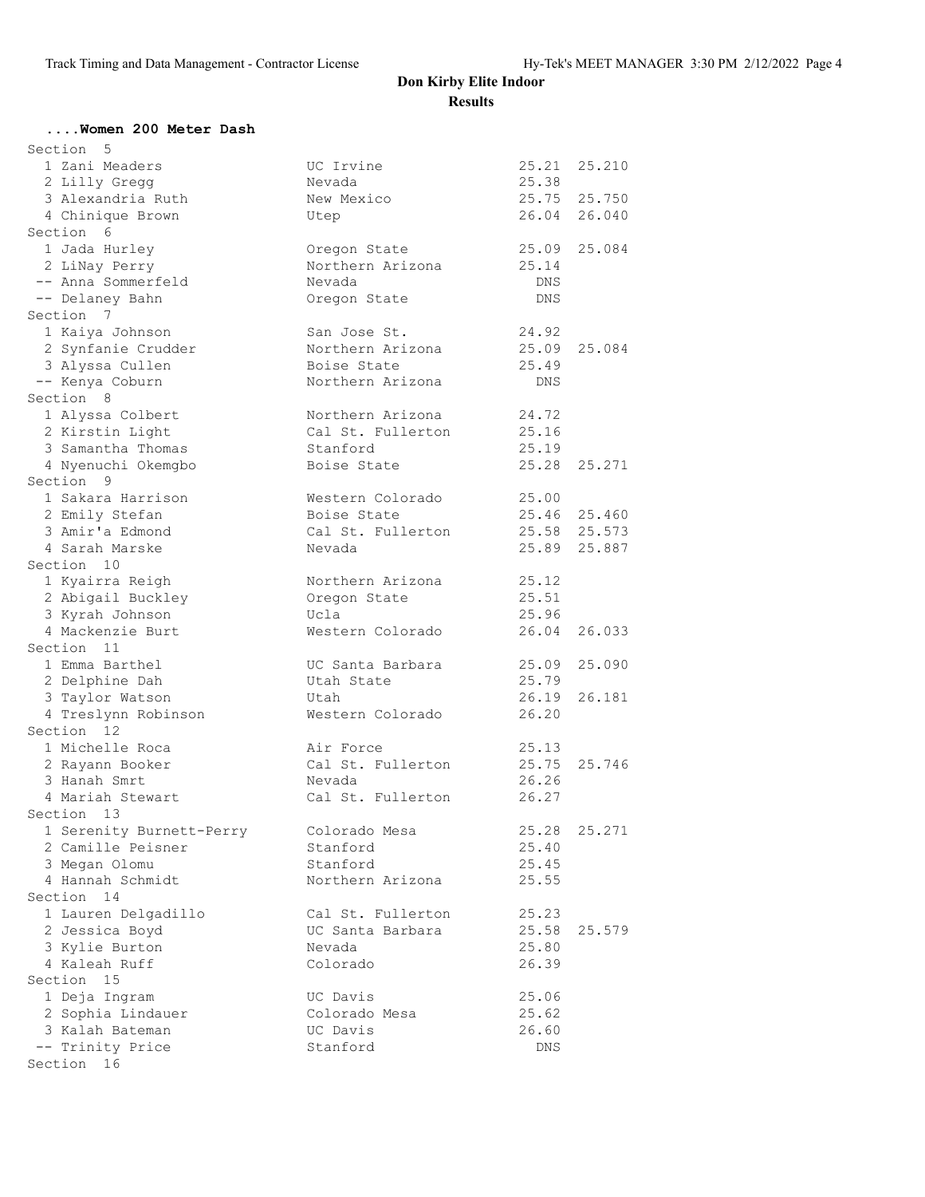# Don Kirby Elite Indoor

## Results

### ....Women 200 Meter Dash

**Section 5**

| Place | Name | School | Time | Tiebreak |
|---|---|---|---|---|
| 1 | Zani Meaders | UC Irvine | 25.21 | 25.210 |
| 2 | Lilly Gregg | Nevada | 25.38 | |
| 3 | Alexandria Ruth | New Mexico | 25.75 | 25.750 |
| 4 | Chinique Brown | Utep | 26.04 | 26.040 |

**Section 6**

| Place | Name | School | Time | Tiebreak |
|---|---|---|---|---|
| 1 | Jada Hurley | Oregon State | 25.09 | 25.084 |
| 2 | LiNay Perry | Northern Arizona | 25.14 | |
| -- | Anna Sommerfeld | Nevada | DNS | |
| -- | Delaney Bahn | Oregon State | DNS | |

**Section 7**

| Place | Name | School | Time | Tiebreak |
|---|---|---|---|---|
| 1 | Kaiya Johnson | San Jose St. | 24.92 | |
| 2 | Synfanie Crudder | Northern Arizona | 25.09 | 25.084 |
| 3 | Alyssa Cullen | Boise State | 25.49 | |
| -- | Kenya Coburn | Northern Arizona | DNS | |

**Section 8**

| Place | Name | School | Time | Tiebreak |
|---|---|---|---|---|
| 1 | Alyssa Colbert | Northern Arizona | 24.72 | |
| 2 | Kirstin Light | Cal St. Fullerton | 25.16 | |
| 3 | Samantha Thomas | Stanford | 25.19 | |
| 4 | Nyenuchi Okemgbo | Boise State | 25.28 | 25.271 |

**Section 9**

| Place | Name | School | Time | Tiebreak |
|---|---|---|---|---|
| 1 | Sakara Harrison | Western Colorado | 25.00 | |
| 2 | Emily Stefan | Boise State | 25.46 | 25.460 |
| 3 | Amir'a Edmond | Cal St. Fullerton | 25.58 | 25.573 |
| 4 | Sarah Marske | Nevada | 25.89 | 25.887 |

**Section 10**

| Place | Name | School | Time | Tiebreak |
|---|---|---|---|---|
| 1 | Kyairra Reigh | Northern Arizona | 25.12 | |
| 2 | Abigail Buckley | Oregon State | 25.51 | |
| 3 | Kyrah Johnson | Ucla | 25.96 | |
| 4 | Mackenzie Burt | Western Colorado | 26.04 | 26.033 |

**Section 11**

| Place | Name | School | Time | Tiebreak |
|---|---|---|---|---|
| 1 | Emma Barthel | UC Santa Barbara | 25.09 | 25.090 |
| 2 | Delphine Dah | Utah State | 25.79 | |
| 3 | Taylor Watson | Utah | 26.19 | 26.181 |
| 4 | Treslynn Robinson | Western Colorado | 26.20 | |

**Section 12**

| Place | Name | School | Time | Tiebreak |
|---|---|---|---|---|
| 1 | Michelle Roca | Air Force | 25.13 | |
| 2 | Rayann Booker | Cal St. Fullerton | 25.75 | 25.746 |
| 3 | Hanah Smrt | Nevada | 26.26 | |
| 4 | Mariah Stewart | Cal St. Fullerton | 26.27 | |

**Section 13**

| Place | Name | School | Time | Tiebreak |
|---|---|---|---|---|
| 1 | Serenity Burnett-Perry | Colorado Mesa | 25.28 | 25.271 |
| 2 | Camille Peisner | Stanford | 25.40 | |
| 3 | Megan Olomu | Stanford | 25.45 | |
| 4 | Hannah Schmidt | Northern Arizona | 25.55 | |

**Section 14**

| Place | Name | School | Time | Tiebreak |
|---|---|---|---|---|
| 1 | Lauren Delgadillo | Cal St. Fullerton | 25.23 | |
| 2 | Jessica Boyd | UC Santa Barbara | 25.58 | 25.579 |
| 3 | Kylie Burton | Nevada | 25.80 | |
| 4 | Kaleah Ruff | Colorado | 26.39 | |

**Section 15**

| Place | Name | School | Time | Tiebreak |
|---|---|---|---|---|
| 1 | Deja Ingram | UC Davis | 25.06 | |
| 2 | Sophia Lindauer | Colorado Mesa | 25.62 | |
| 3 | Kalah Bateman | UC Davis | 26.60 | |
| -- | Trinity Price | Stanford | DNS | |

**Section 16**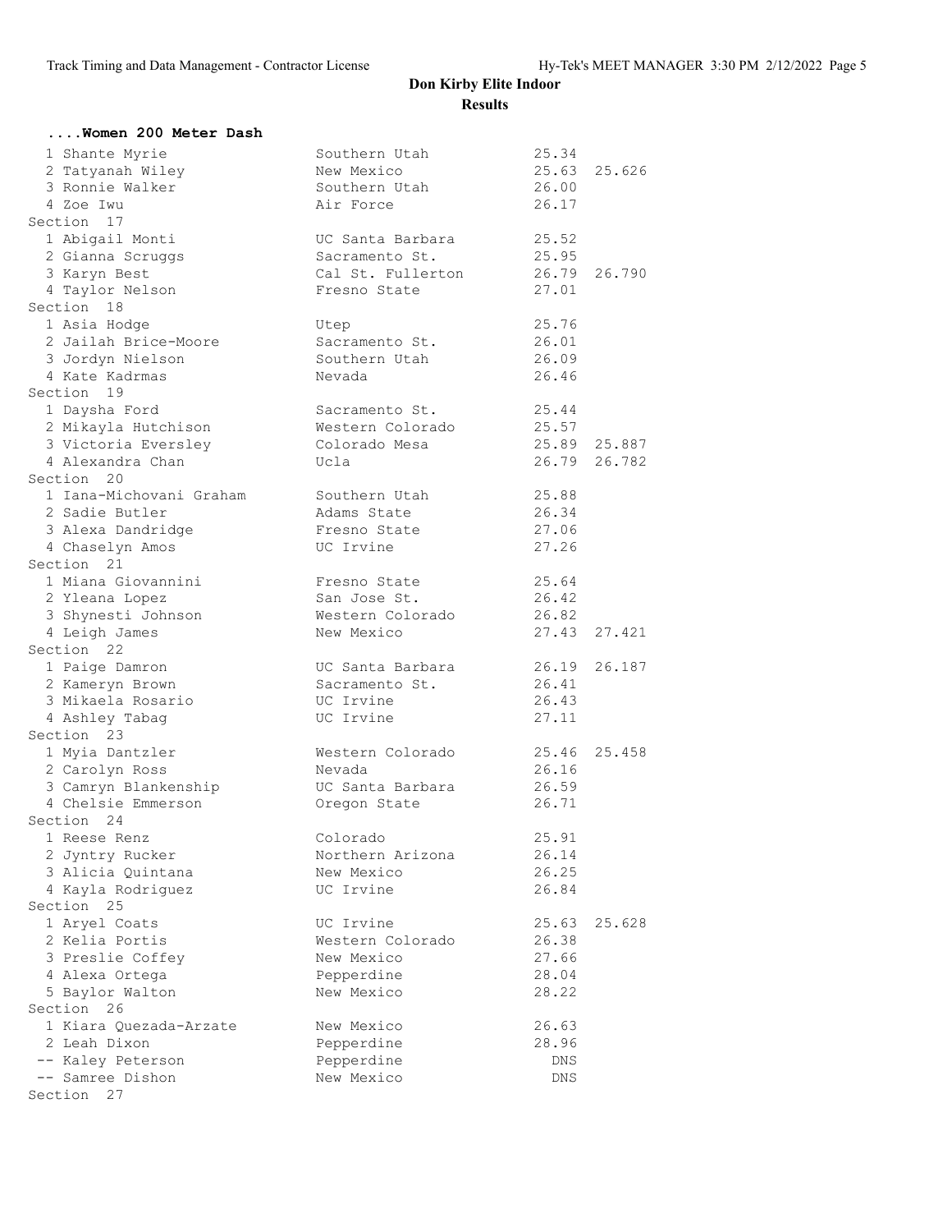# Don Kirby Elite Indoor

## Results

### ....Women 200 Meter Dash

| Place | Name | School | Time | |
|---|---|---|---|---|
| 1 | Shante Myrie | Southern Utah | 25.34 | |
| 2 | Tatyanah Wiley | New Mexico | 25.63 | 25.626 |
| 3 | Ronnie Walker | Southern Utah | 26.00 | |
| 4 | Zoe Iwu | Air Force | 26.17 | |

Section 17

| Place | Name | School | Time | |
|---|---|---|---|---|
| 1 | Abigail Monti | UC Santa Barbara | 25.52 | |
| 2 | Gianna Scruggs | Sacramento St. | 25.95 | |
| 3 | Karyn Best | Cal St. Fullerton | 26.79 | 26.790 |
| 4 | Taylor Nelson | Fresno State | 27.01 | |

Section 18

| Place | Name | School | Time | |
|---|---|---|---|---|
| 1 | Asia Hodge | Utep | 25.76 | |
| 2 | Jailah Brice-Moore | Sacramento St. | 26.01 | |
| 3 | Jordyn Nielson | Southern Utah | 26.09 | |
| 4 | Kate Kadrmas | Nevada | 26.46 | |

Section 19

| Place | Name | School | Time | |
|---|---|---|---|---|
| 1 | Daysha Ford | Sacramento St. | 25.44 | |
| 2 | Mikayla Hutchison | Western Colorado | 25.57 | |
| 3 | Victoria Eversley | Colorado Mesa | 25.89 | 25.887 |
| 4 | Alexandra Chan | Ucla | 26.79 | 26.782 |

Section 20

| Place | Name | School | Time | |
|---|---|---|---|---|
| 1 | Iana-Michovani Graham | Southern Utah | 25.88 | |
| 2 | Sadie Butler | Adams State | 26.34 | |
| 3 | Alexa Dandridge | Fresno State | 27.06 | |
| 4 | Chaselyn Amos | UC Irvine | 27.26 | |

Section 21

| Place | Name | School | Time | |
|---|---|---|---|---|
| 1 | Miana Giovannini | Fresno State | 25.64 | |
| 2 | Yleana Lopez | San Jose St. | 26.42 | |
| 3 | Shynesti Johnson | Western Colorado | 26.82 | |
| 4 | Leigh James | New Mexico | 27.43 | 27.421 |

Section 22

| Place | Name | School | Time | |
|---|---|---|---|---|
| 1 | Paige Damron | UC Santa Barbara | 26.19 | 26.187 |
| 2 | Kameryn Brown | Sacramento St. | 26.41 | |
| 3 | Mikaela Rosario | UC Irvine | 26.43 | |
| 4 | Ashley Tabag | UC Irvine | 27.11 | |

Section 23

| Place | Name | School | Time | |
|---|---|---|---|---|
| 1 | Myia Dantzler | Western Colorado | 25.46 | 25.458 |
| 2 | Carolyn Ross | Nevada | 26.16 | |
| 3 | Camryn Blankenship | UC Santa Barbara | 26.59 | |
| 4 | Chelsie Emmerson | Oregon State | 26.71 | |

Section 24

| Place | Name | School | Time | |
|---|---|---|---|---|
| 1 | Reese Renz | Colorado | 25.91 | |
| 2 | Jyntry Rucker | Northern Arizona | 26.14 | |
| 3 | Alicia Quintana | New Mexico | 26.25 | |
| 4 | Kayla Rodriguez | UC Irvine | 26.84 | |

Section 25

| Place | Name | School | Time | |
|---|---|---|---|---|
| 1 | Aryel Coats | UC Irvine | 25.63 | 25.628 |
| 2 | Kelia Portis | Western Colorado | 26.38 | |
| 3 | Preslie Coffey | New Mexico | 27.66 | |
| 4 | Alexa Ortega | Pepperdine | 28.04 | |
| 5 | Baylor Walton | New Mexico | 28.22 | |

Section 26

| Place | Name | School | Time | |
|---|---|---|---|---|
| 1 | Kiara Quezada-Arzate | New Mexico | 26.63 | |
| 2 | Leah Dixon | Pepperdine | 28.96 | |
| -- | Kaley Peterson | Pepperdine | DNS | |
| -- | Samree Dishon | New Mexico | DNS | |

Section 27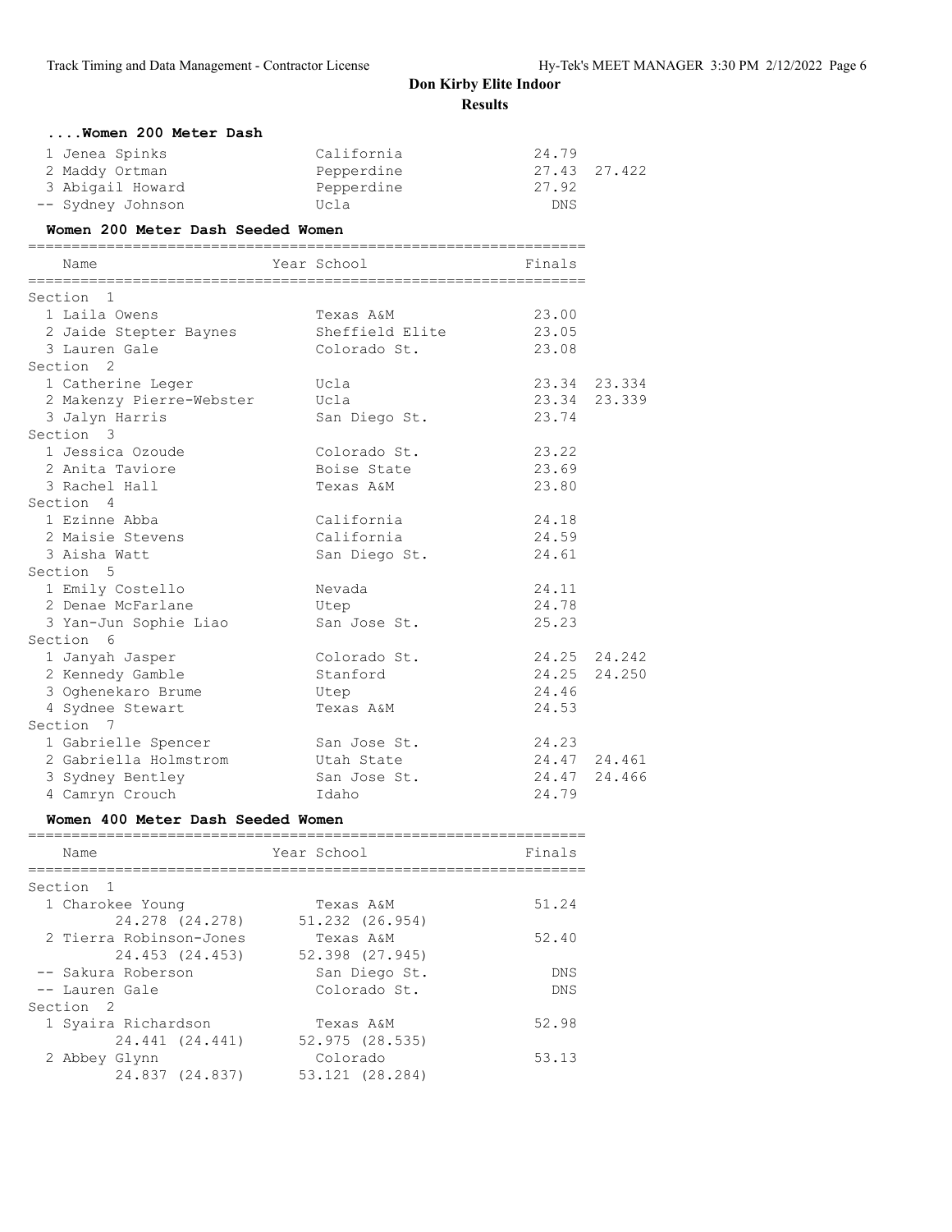**Don Kirby Elite Indoor**

**Results**

### ....Women 200 Meter Dash

| Place | Name | School | Finals | |
|---|---|---|---|---|
| 1 | Jenea Spinks | California | 24.79 | |
| 2 | Maddy Ortman | Pepperdine | 27.43 | 27.422 |
| 3 | Abigail Howard | Pepperdine | 27.92 | |
| -- | Sydney Johnson | Ucla | DNS | |

### Women 200 Meter Dash Seeded Women

| Place | Name | Year School | Finals | |
|---|---|---|---|---|
| **Section 1** | | | | |
| 1 | Laila Owens | Texas A&M | 23.00 | |
| 2 | Jaide Stepter Baynes | Sheffield Elite | 23.05 | |
| 3 | Lauren Gale | Colorado St. | 23.08 | |
| **Section 2** | | | | |
| 1 | Catherine Leger | Ucla | 23.34 | 23.334 |
| 2 | Makenzy Pierre-Webster | Ucla | 23.34 | 23.339 |
| 3 | Jalyn Harris | San Diego St. | 23.74 | |
| **Section 3** | | | | |
| 1 | Jessica Ozoude | Colorado St. | 23.22 | |
| 2 | Anita Taviore | Boise State | 23.69 | |
| 3 | Rachel Hall | Texas A&M | 23.80 | |
| **Section 4** | | | | |
| 1 | Ezinne Abba | California | 24.18 | |
| 2 | Maisie Stevens | California | 24.59 | |
| 3 | Aisha Watt | San Diego St. | 24.61 | |
| **Section 5** | | | | |
| 1 | Emily Costello | Nevada | 24.11 | |
| 2 | Denae McFarlane | Utep | 24.78 | |
| 3 | Yan-Jun Sophie Liao | San Jose St. | 25.23 | |
| **Section 6** | | | | |
| 1 | Janyah Jasper | Colorado St. | 24.25 | 24.242 |
| 2 | Kennedy Gamble | Stanford | 24.25 | 24.250 |
| 3 | Oghenekaro Brume | Utep | 24.46 | |
| 4 | Sydnee Stewart | Texas A&M | 24.53 | |
| **Section 7** | | | | |
| 1 | Gabrielle Spencer | San Jose St. | 24.23 | |
| 2 | Gabriella Holmstrom | Utah State | 24.47 | 24.461 |
| 3 | Sydney Bentley | San Jose St. | 24.47 | 24.466 |
| 4 | Camryn Crouch | Idaho | 24.79 | |

### Women 400 Meter Dash Seeded Women

| Place | Name | Year School | Finals |
|---|---|---|---|
| **Section 1** | | | |
| 1 | Charokee Young | Texas A&M | 51.24 |
| | 24.278 (24.278) | 51.232 (26.954) | |
| 2 | Tierra Robinson-Jones | Texas A&M | 52.40 |
| | 24.453 (24.453) | 52.398 (27.945) | |
| -- | Sakura Roberson | San Diego St. | DNS |
| -- | Lauren Gale | Colorado St. | DNS |
| **Section 2** | | | |
| 1 | Syaira Richardson | Texas A&M | 52.98 |
| | 24.441 (24.441) | 52.975 (28.535) | |
| 2 | Abbey Glynn | Colorado | 53.13 |
| | 24.837 (24.837) | 53.121 (28.284) | |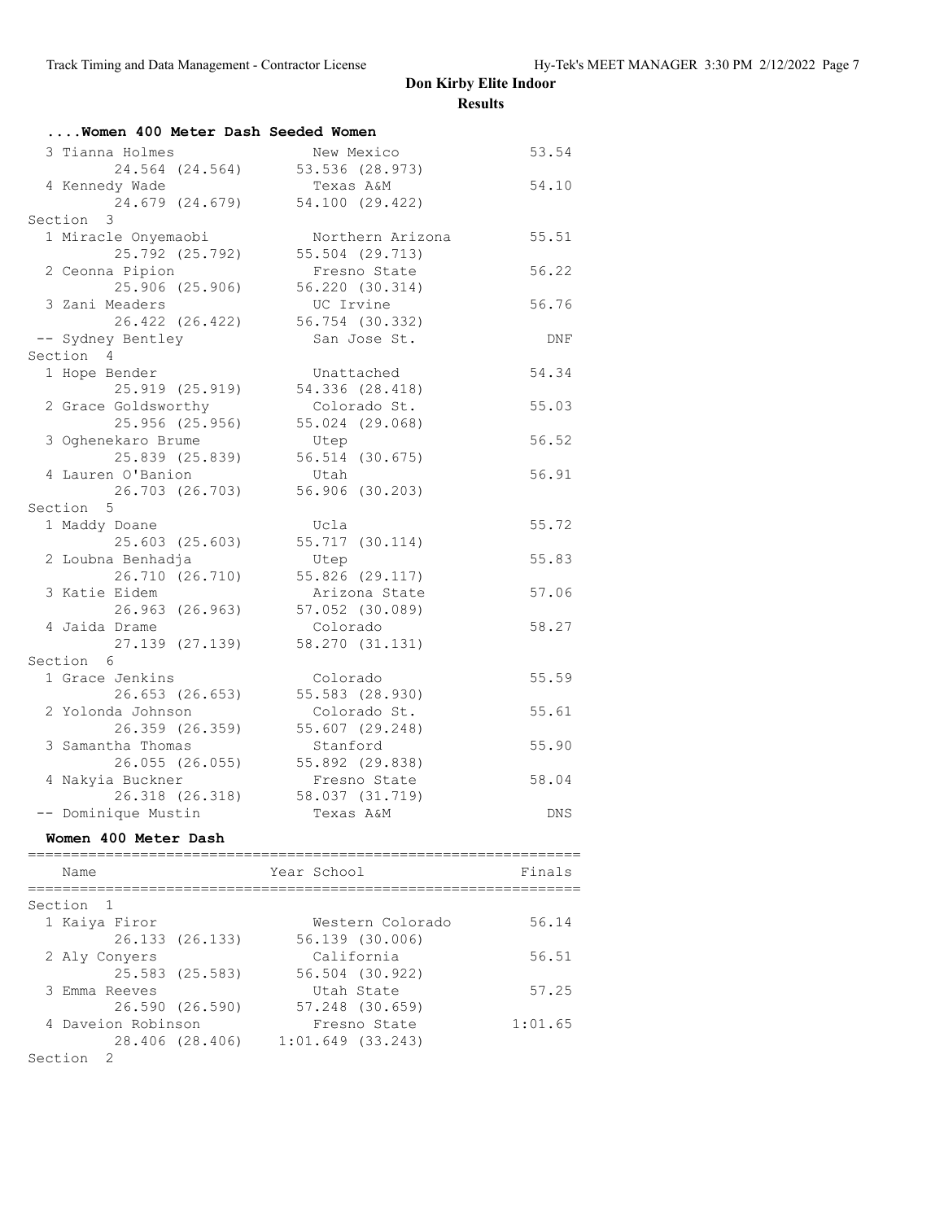# Don Kirby Elite Indoor

## Results

### ....Women 400 Meter Dash Seeded Women

| Place | Name | School | Finals |
|---|---|---|---|
| 3 | Tianna Holmes | New Mexico | 53.54 |
| | 24.564 (24.564) | 53.536 (28.973) | |
| 4 | Kennedy Wade | Texas A&M | 54.10 |
| | 24.679 (24.679) | 54.100 (29.422) | |
| **Section 3** | | | |
| 1 | Miracle Onyemaobi | Northern Arizona | 55.51 |
| | 25.792 (25.792) | 55.504 (29.713) | |
| 2 | Ceonna Pipion | Fresno State | 56.22 |
| | 25.906 (25.906) | 56.220 (30.314) | |
| 3 | Zani Meaders | UC Irvine | 56.76 |
| | 26.422 (26.422) | 56.754 (30.332) | |
| -- | Sydney Bentley | San Jose St. | DNF |
| **Section 4** | | | |
| 1 | Hope Bender | Unattached | 54.34 |
| | 25.919 (25.919) | 54.336 (28.418) | |
| 2 | Grace Goldsworthy | Colorado St. | 55.03 |
| | 25.956 (25.956) | 55.024 (29.068) | |
| 3 | Oghenekaro Brume | Utep | 56.52 |
| | 25.839 (25.839) | 56.514 (30.675) | |
| 4 | Lauren O'Banion | Utah | 56.91 |
| | 26.703 (26.703) | 56.906 (30.203) | |
| **Section 5** | | | |
| 1 | Maddy Doane | Ucla | 55.72 |
| | 25.603 (25.603) | 55.717 (30.114) | |
| 2 | Loubna Benhadja | Utep | 55.83 |
| | 26.710 (26.710) | 55.826 (29.117) | |
| 3 | Katie Eidem | Arizona State | 57.06 |
| | 26.963 (26.963) | 57.052 (30.089) | |
| 4 | Jaida Drame | Colorado | 58.27 |
| | 27.139 (27.139) | 58.270 (31.131) | |
| **Section 6** | | | |
| 1 | Grace Jenkins | Colorado | 55.59 |
| | 26.653 (26.653) | 55.583 (28.930) | |
| 2 | Yolonda Johnson | Colorado St. | 55.61 |
| | 26.359 (26.359) | 55.607 (29.248) | |
| 3 | Samantha Thomas | Stanford | 55.90 |
| | 26.055 (26.055) | 55.892 (29.838) | |
| 4 | Nakyia Buckner | Fresno State | 58.04 |
| | 26.318 (26.318) | 58.037 (31.719) | |
| -- | Dominique Mustin | Texas A&M | DNS |

### Women 400 Meter Dash

| Place | Name | Year School | Finals |
|---|---|---|---|
| **Section 1** | | | |
| 1 | Kaiya Firor | Western Colorado | 56.14 |
| | 26.133 (26.133) | 56.139 (30.006) | |
| 2 | Aly Conyers | California | 56.51 |
| | 25.583 (25.583) | 56.504 (30.922) | |
| 3 | Emma Reeves | Utah State | 57.25 |
| | 26.590 (26.590) | 57.248 (30.659) | |
| 4 | Daveion Robinson | Fresno State | 1:01.65 |
| | 28.406 (28.406) | 1:01.649 (33.243) | |
| **Section 2** | | | |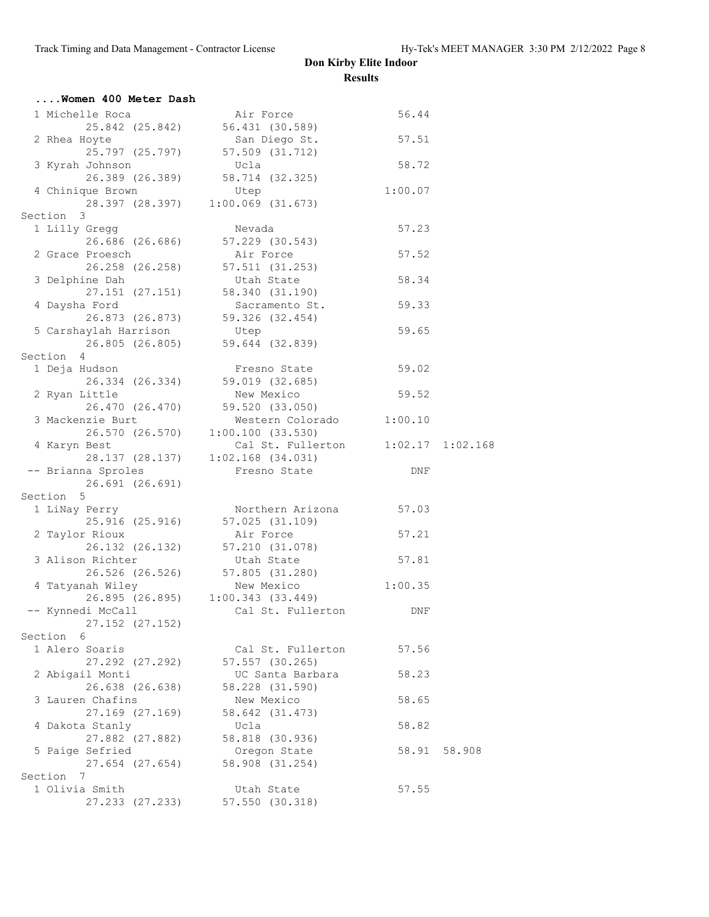# Don Kirby Elite Indoor

## Results

### ....Women 400 Meter Dash

```
  1 Michelle Roca              Air Force                56.44
         25.842 (25.842)     56.431 (30.589)
  2 Rhea Hoyte                 San Diego St.            57.51
         25.797 (25.797)     57.509 (31.712)
  3 Kyrah Johnson              Ucla                     58.72
         26.389 (26.389)     58.714 (32.325)
  4 Chinique Brown             Utep                   1:00.07
         28.397 (28.397)   1:00.069 (31.673)
Section  3
  1 Lilly Gregg                Nevada                   57.23
         26.686 (26.686)     57.229 (30.543)
  2 Grace Proesch              Air Force                57.52
         26.258 (26.258)     57.511 (31.253)
  3 Delphine Dah               Utah State               58.34
         27.151 (27.151)     58.340 (31.190)
  4 Daysha Ford                Sacramento St.           59.33
         26.873 (26.873)     59.326 (32.454)
  5 Carshaylah Harrison        Utep                     59.65
         26.805 (26.805)     59.644 (32.839)
Section  4
  1 Deja Hudson                Fresno State             59.02
         26.334 (26.334)     59.019 (32.685)
  2 Ryan Little                New Mexico               59.52
         26.470 (26.470)     59.520 (33.050)
  3 Mackenzie Burt             Western Colorado       1:00.10
         26.570 (26.570)   1:00.100 (33.530)
  4 Karyn Best                 Cal St. Fullerton      1:02.17  1:02.168
         28.137 (28.137)   1:02.168 (34.031)
 -- Brianna Sproles            Fresno State               DNF
         26.691 (26.691)
Section  5
  1 LiNay Perry                Northern Arizona         57.03
         25.916 (25.916)     57.025 (31.109)
  2 Taylor Rioux               Air Force                57.21
         26.132 (26.132)     57.210 (31.078)
  3 Alison Richter             Utah State               57.81
         26.526 (26.526)     57.805 (31.280)
  4 Tatyanah Wiley             New Mexico             1:00.35
         26.895 (26.895)   1:00.343 (33.449)
 -- Kynnedi McCall             Cal St. Fullerton          DNF
         27.152 (27.152)
Section  6
  1 Alero Soaris               Cal St. Fullerton        57.56
         27.292 (27.292)     57.557 (30.265)
  2 Abigail Monti              UC Santa Barbara         58.23
         26.638 (26.638)     58.228 (31.590)
  3 Lauren Chafins             New Mexico               58.65
         27.169 (27.169)     58.642 (31.473)
  4 Dakota Stanly              Ucla                     58.82
         27.882 (27.882)     58.818 (30.936)
  5 Paige Sefried              Oregon State             58.91  58.908
         27.654 (27.654)     58.908 (31.254)
Section  7
  1 Olivia Smith               Utah State               57.55
         27.233 (27.233)     57.550 (30.318)
```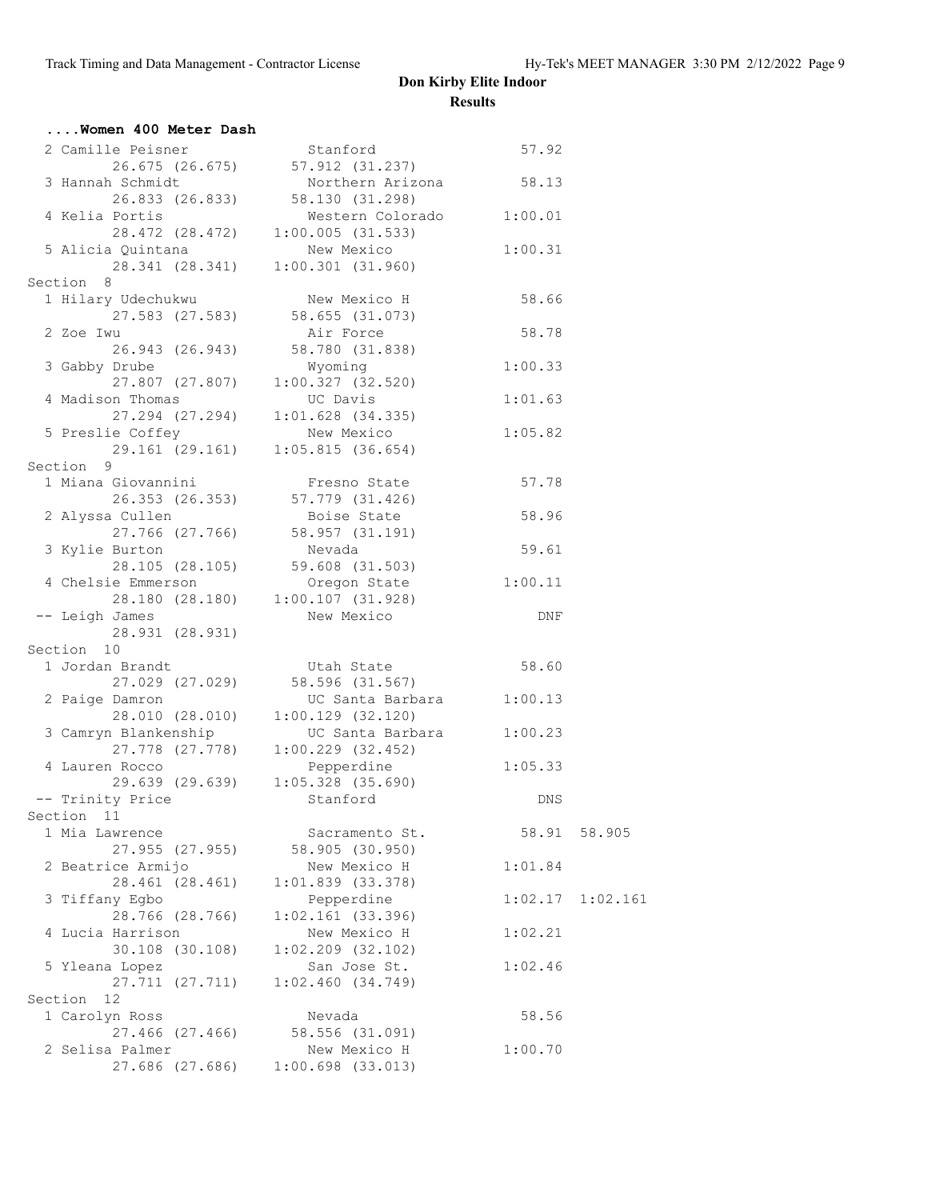## Don Kirby Elite Indoor

### Results

#### ....Women 400 Meter Dash

| Place | Name | School | Time | |
|---|---|---|---|---|
| 2 | Camille Peisner | Stanford | 57.92 | |
| | 26.675 (26.675) | 57.912 (31.237) | | |
| 3 | Hannah Schmidt | Northern Arizona | 58.13 | |
| | 26.833 (26.833) | 58.130 (31.298) | | |
| 4 | Kelia Portis | Western Colorado | 1:00.01 | |
| | 28.472 (28.472) | 1:00.005 (31.533) | | |
| 5 | Alicia Quintana | New Mexico | 1:00.31 | |
| | 28.341 (28.341) | 1:00.301 (31.960) | | |

Section 8

| Place | Name | School | Time | |
|---|---|---|---|---|
| 1 | Hilary Udechukwu | New Mexico H | 58.66 | |
| | 27.583 (27.583) | 58.655 (31.073) | | |
| 2 | Zoe Iwu | Air Force | 58.78 | |
| | 26.943 (26.943) | 58.780 (31.838) | | |
| 3 | Gabby Drube | Wyoming | 1:00.33 | |
| | 27.807 (27.807) | 1:00.327 (32.520) | | |
| 4 | Madison Thomas | UC Davis | 1:01.63 | |
| | 27.294 (27.294) | 1:01.628 (34.335) | | |
| 5 | Preslie Coffey | New Mexico | 1:05.82 | |
| | 29.161 (29.161) | 1:05.815 (36.654) | | |

Section 9

| Place | Name | School | Time | |
|---|---|---|---|---|
| 1 | Miana Giovannini | Fresno State | 57.78 | |
| | 26.353 (26.353) | 57.779 (31.426) | | |
| 2 | Alyssa Cullen | Boise State | 58.96 | |
| | 27.766 (27.766) | 58.957 (31.191) | | |
| 3 | Kylie Burton | Nevada | 59.61 | |
| | 28.105 (28.105) | 59.608 (31.503) | | |
| 4 | Chelsie Emmerson | Oregon State | 1:00.11 | |
| | 28.180 (28.180) | 1:00.107 (31.928) | | |
| -- | Leigh James | New Mexico | DNF | |
| | 28.931 (28.931) | | | |

Section 10

| Place | Name | School | Time | |
|---|---|---|---|---|
| 1 | Jordan Brandt | Utah State | 58.60 | |
| | 27.029 (27.029) | 58.596 (31.567) | | |
| 2 | Paige Damron | UC Santa Barbara | 1:00.13 | |
| | 28.010 (28.010) | 1:00.129 (32.120) | | |
| 3 | Camryn Blankenship | UC Santa Barbara | 1:00.23 | |
| | 27.778 (27.778) | 1:00.229 (32.452) | | |
| 4 | Lauren Rocco | Pepperdine | 1:05.33 | |
| | 29.639 (29.639) | 1:05.328 (35.690) | | |
| -- | Trinity Price | Stanford | DNS | |

Section 11

| Place | Name | School | Time | |
|---|---|---|---|---|
| 1 | Mia Lawrence | Sacramento St. | 58.91 | 58.905 |
| | 27.955 (27.955) | 58.905 (30.950) | | |
| 2 | Beatrice Armijo | New Mexico H | 1:01.84 | |
| | 28.461 (28.461) | 1:01.839 (33.378) | | |
| 3 | Tiffany Egbo | Pepperdine | 1:02.17 | 1:02.161 |
| | 28.766 (28.766) | 1:02.161 (33.396) | | |
| 4 | Lucia Harrison | New Mexico H | 1:02.21 | |
| | 30.108 (30.108) | 1:02.209 (32.102) | | |
| 5 | Yleana Lopez | San Jose St. | 1:02.46 | |
| | 27.711 (27.711) | 1:02.460 (34.749) | | |

Section 12

| Place | Name | School | Time | |
|---|---|---|---|---|
| 1 | Carolyn Ross | Nevada | 58.56 | |
| | 27.466 (27.466) | 58.556 (31.091) | | |
| 2 | Selisa Palmer | New Mexico H | 1:00.70 | |
| | 27.686 (27.686) | 1:00.698 (33.013) | | |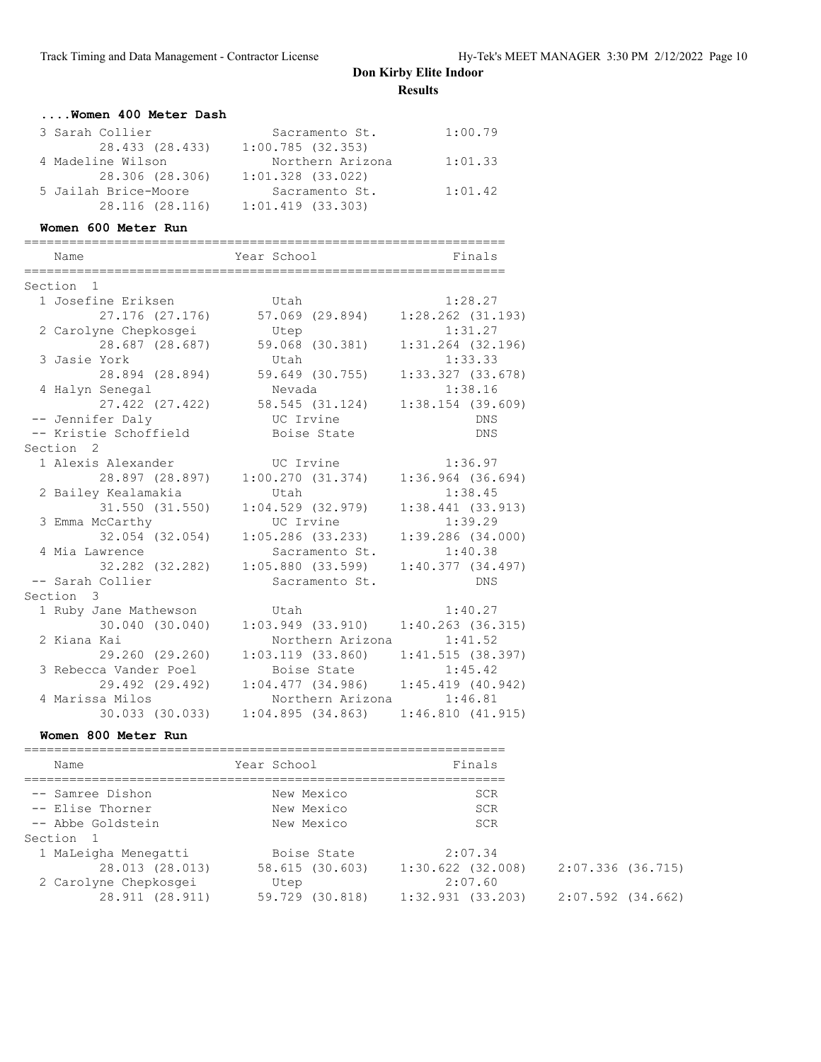**Don Kirby Elite Indoor**

**Results**

### ....Women 400 Meter Dash

| Place | Name | School | Finals | Splits |
|---|---|---|---|---|
| 3 | Sarah Collier | Sacramento St. | 1:00.79 | 28.433 (28.433) 1:00.785 (32.353) |
| 4 | Madeline Wilson | Northern Arizona | 1:01.33 | 28.306 (28.306) 1:01.328 (33.022) |
| 5 | Jailah Brice-Moore | Sacramento St. | 1:01.42 | 28.116 (28.116) 1:01.419 (33.303) |

### Women 600 Meter Run

| Place | Name | Year School | Finals | Split 1 | Split 2 | Split 3 |
|---|---|---|---|---|---|---|
| **Section 1** | | | | | | |
| 1 | Josefine Eriksen | Utah | 1:28.27 | 27.176 (27.176) | 57.069 (29.894) | 1:28.262 (31.193) |
| 2 | Carolyne Chepkosgei | Utep | 1:31.27 | 28.687 (28.687) | 59.068 (30.381) | 1:31.264 (32.196) |
| 3 | Jasie York | Utah | 1:33.33 | 28.894 (28.894) | 59.649 (30.755) | 1:33.327 (33.678) |
| 4 | Halyn Senegal | Nevada | 1:38.16 | 27.422 (27.422) | 58.545 (31.124) | 1:38.154 (39.609) |
| -- | Jennifer Daly | UC Irvine | DNS | | | |
| -- | Kristie Schoffield | Boise State | DNS | | | |
| **Section 2** | | | | | | |
| 1 | Alexis Alexander | UC Irvine | 1:36.97 | 28.897 (28.897) | 1:00.270 (31.374) | 1:36.964 (36.694) |
| 2 | Bailey Kealamakia | Utah | 1:38.45 | 31.550 (31.550) | 1:04.529 (32.979) | 1:38.441 (33.913) |
| 3 | Emma McCarthy | UC Irvine | 1:39.29 | 32.054 (32.054) | 1:05.286 (33.233) | 1:39.286 (34.000) |
| 4 | Mia Lawrence | Sacramento St. | 1:40.38 | 32.282 (32.282) | 1:05.880 (33.599) | 1:40.377 (34.497) |
| -- | Sarah Collier | Sacramento St. | DNS | | | |
| **Section 3** | | | | | | |
| 1 | Ruby Jane Mathewson | Utah | 1:40.27 | 30.040 (30.040) | 1:03.949 (33.910) | 1:40.263 (36.315) |
| 2 | Kiana Kai | Northern Arizona | 1:41.52 | 29.260 (29.260) | 1:03.119 (33.860) | 1:41.515 (38.397) |
| 3 | Rebecca Vander Poel | Boise State | 1:45.42 | 29.492 (29.492) | 1:04.477 (34.986) | 1:45.419 (40.942) |
| 4 | Marissa Milos | Northern Arizona | 1:46.81 | 30.033 (30.033) | 1:04.895 (34.863) | 1:46.810 (41.915) |

### Women 800 Meter Run

| Place | Name | Year School | Finals | Split 1 | Split 2 | Split 3 | Split 4 |
|---|---|---|---|---|---|---|---|
| -- | Samree Dishon | New Mexico | SCR | | | | |
| -- | Elise Thorner | New Mexico | SCR | | | | |
| -- | Abbe Goldstein | New Mexico | SCR | | | | |
| **Section 1** | | | | | | | |
| 1 | MaLeigha Menegatti | Boise State | 2:07.34 | 28.013 (28.013) | 58.615 (30.603) | 1:30.622 (32.008) | 2:07.336 (36.715) |
| 2 | Carolyne Chepkosgei | Utep | 2:07.60 | 28.911 (28.911) | 59.729 (30.818) | 1:32.931 (33.203) | 2:07.592 (34.662) |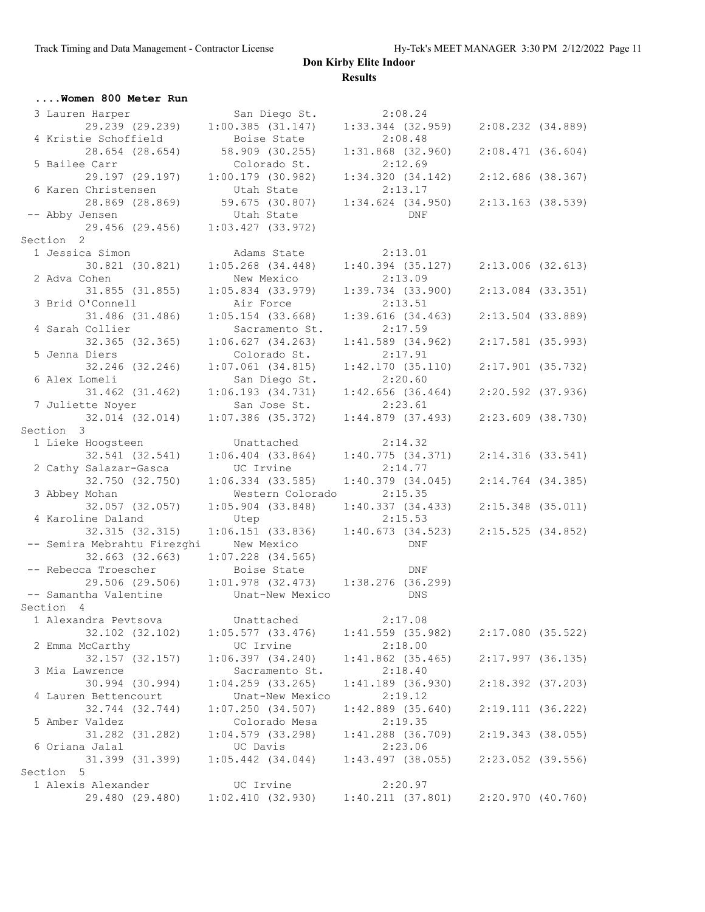**Don Kirby Elite Indoor**

**Results**

### ....Women 800 Meter Run

```
  3 Lauren Harper              San Diego St.           2:08.24  
        29.239 (29.239)    1:00.385 (31.147)    1:33.344 (32.959)    2:08.232 (34.889)
  4 Kristie Schoffield         Boise State             2:08.48  
        28.654 (28.654)      58.909 (30.255)    1:31.868 (32.960)    2:08.471 (36.604)
  5 Bailee Carr                Colorado St.            2:12.69  
        29.197 (29.197)    1:00.179 (30.982)    1:34.320 (34.142)    2:12.686 (38.367)
  6 Karen Christensen          Utah State              2:13.17  
        28.869 (28.869)      59.675 (30.807)    1:34.624 (34.950)    2:13.163 (38.539)
 -- Abby Jensen                Utah State                  DNF  
        29.456 (29.456)    1:03.427 (33.972)
Section  2
  1 Jessica Simon              Adams State             2:13.01  
        30.821 (30.821)    1:05.268 (34.448)    1:40.394 (35.127)    2:13.006 (32.613)
  2 Adva Cohen                 New Mexico              2:13.09  
        31.855 (31.855)    1:05.834 (33.979)    1:39.734 (33.900)    2:13.084 (33.351)
  3 Brid O'Connell             Air Force               2:13.51  
        31.486 (31.486)    1:05.154 (33.668)    1:39.616 (34.463)    2:13.504 (33.889)
  4 Sarah Collier              Sacramento St.          2:17.59  
        32.365 (32.365)    1:06.627 (34.263)    1:41.589 (34.962)    2:17.581 (35.993)
  5 Jenna Diers                Colorado St.            2:17.91  
        32.246 (32.246)    1:07.061 (34.815)    1:42.170 (35.110)    2:17.901 (35.732)
  6 Alex Lomeli                San Diego St.           2:20.60  
        31.462 (31.462)    1:06.193 (34.731)    1:42.656 (36.464)    2:20.592 (37.936)
  7 Juliette Noyer             San Jose St.            2:23.61  
        32.014 (32.014)    1:07.386 (35.372)    1:44.879 (37.493)    2:23.609 (38.730)
Section  3
  1 Lieke Hoogsteen            Unattached              2:14.32  
        32.541 (32.541)    1:06.404 (33.864)    1:40.775 (34.371)    2:14.316 (33.541)
  2 Cathy Salazar-Gasca        UC Irvine               2:14.77  
        32.750 (32.750)    1:06.334 (33.585)    1:40.379 (34.045)    2:14.764 (34.385)
  3 Abbey Mohan                Western Colorado        2:15.35  
        32.057 (32.057)    1:05.904 (33.848)    1:40.337 (34.433)    2:15.348 (35.011)
  4 Karoline Daland            Utep                    2:15.53  
        32.315 (32.315)    1:06.151 (33.836)    1:40.673 (34.523)    2:15.525 (34.852)
 -- Semira Mebrahtu Firezghi   New Mexico                  DNF  
        32.663 (32.663)    1:07.228 (34.565)
 -- Rebecca Troescher          Boise State                 DNF  
        29.506 (29.506)    1:01.978 (32.473)    1:38.276 (36.299)
 -- Samantha Valentine         Unat-New Mexico             DNS  
Section  4
  1 Alexandra Pevtsova         Unattached              2:17.08  
        32.102 (32.102)    1:05.577 (33.476)    1:41.559 (35.982)    2:17.080 (35.522)
  2 Emma McCarthy              UC Irvine               2:18.00  
        32.157 (32.157)    1:06.397 (34.240)    1:41.862 (35.465)    2:17.997 (36.135)
  3 Mia Lawrence               Sacramento St.          2:18.40  
        30.994 (30.994)    1:04.259 (33.265)    1:41.189 (36.930)    2:18.392 (37.203)
  4 Lauren Bettencourt         Unat-New Mexico         2:19.12  
        32.744 (32.744)    1:07.250 (34.507)    1:42.889 (35.640)    2:19.111 (36.222)
  5 Amber Valdez               Colorado Mesa           2:19.35  
        31.282 (31.282)    1:04.579 (33.298)    1:41.288 (36.709)    2:19.343 (38.055)
  6 Oriana Jalal               UC Davis                2:23.06  
        31.399 (31.399)    1:05.442 (34.044)    1:43.497 (38.055)    2:23.052 (39.556)
Section  5
  1 Alexis Alexander           UC Irvine               2:20.97  
        29.480 (29.480)    1:02.410 (32.930)    1:40.211 (37.801)    2:20.970 (40.760)
```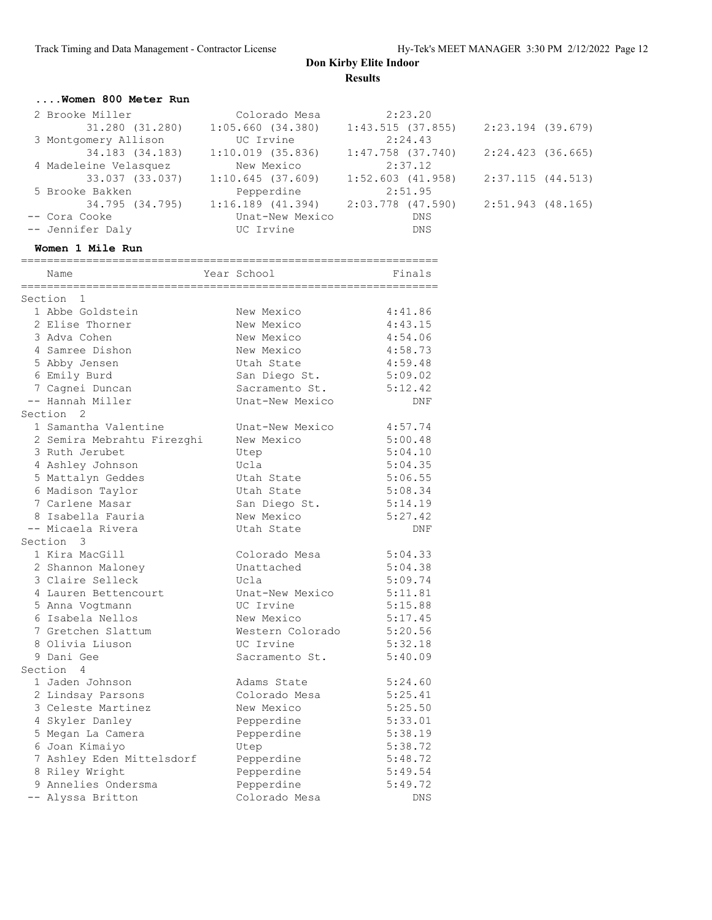# Don Kirby Elite Indoor

## Results

### ....Women 800 Meter Run

| Place | Name | School | Finals |
|---|---|---|---|
| 2 | Brooke Miller | Colorado Mesa | 2:23.20 |
| | 31.280 (31.280) | 1:05.660 (34.380) | 1:43.515 (37.855) | 2:23.194 (39.679) |
| 3 | Montgomery Allison | UC Irvine | 2:24.43 |
| | 34.183 (34.183) | 1:10.019 (35.836) | 1:47.758 (37.740) | 2:24.423 (36.665) |
| 4 | Madeleine Velasquez | New Mexico | 2:37.12 |
| | 33.037 (33.037) | 1:10.645 (37.609) | 1:52.603 (41.958) | 2:37.115 (44.513) |
| 5 | Brooke Bakken | Pepperdine | 2:51.95 |
| | 34.795 (34.795) | 1:16.189 (41.394) | 2:03.778 (47.590) | 2:51.943 (48.165) |
| -- | Cora Cooke | Unat-New Mexico | DNS |
| -- | Jennifer Daly | UC Irvine | DNS |

### Women 1 Mile Run

| Place | Name | Year School | Finals |
|---|---|---|---|
| **Section 1** | | | |
| 1 | Abbe Goldstein | New Mexico | 4:41.86 |
| 2 | Elise Thorner | New Mexico | 4:43.15 |
| 3 | Adva Cohen | New Mexico | 4:54.06 |
| 4 | Samree Dishon | New Mexico | 4:58.73 |
| 5 | Abby Jensen | Utah State | 4:59.48 |
| 6 | Emily Burd | San Diego St. | 5:09.02 |
| 7 | Cagnei Duncan | Sacramento St. | 5:12.42 |
| -- | Hannah Miller | Unat-New Mexico | DNF |
| **Section 2** | | | |
| 1 | Samantha Valentine | Unat-New Mexico | 4:57.74 |
| 2 | Semira Mebrahtu Firezghi | New Mexico | 5:00.48 |
| 3 | Ruth Jerubet | Utep | 5:04.10 |
| 4 | Ashley Johnson | Ucla | 5:04.35 |
| 5 | Mattalyn Geddes | Utah State | 5:06.55 |
| 6 | Madison Taylor | Utah State | 5:08.34 |
| 7 | Carlene Masar | San Diego St. | 5:14.19 |
| 8 | Isabella Fauria | New Mexico | 5:27.42 |
| -- | Micaela Rivera | Utah State | DNF |
| **Section 3** | | | |
| 1 | Kira MacGill | Colorado Mesa | 5:04.33 |
| 2 | Shannon Maloney | Unattached | 5:04.38 |
| 3 | Claire Selleck | Ucla | 5:09.74 |
| 4 | Lauren Bettencourt | Unat-New Mexico | 5:11.81 |
| 5 | Anna Vogtmann | UC Irvine | 5:15.88 |
| 6 | Isabela Nellos | New Mexico | 5:17.45 |
| 7 | Gretchen Slattum | Western Colorado | 5:20.56 |
| 8 | Olivia Liuson | UC Irvine | 5:32.18 |
| 9 | Dani Gee | Sacramento St. | 5:40.09 |
| **Section 4** | | | |
| 1 | Jaden Johnson | Adams State | 5:24.60 |
| 2 | Lindsay Parsons | Colorado Mesa | 5:25.41 |
| 3 | Celeste Martinez | New Mexico | 5:25.50 |
| 4 | Skyler Danley | Pepperdine | 5:33.01 |
| 5 | Megan La Camera | Pepperdine | 5:38.19 |
| 6 | Joan Kimaiyo | Utep | 5:38.72 |
| 7 | Ashley Eden Mittelsdorf | Pepperdine | 5:48.72 |
| 8 | Riley Wright | Pepperdine | 5:49.54 |
| 9 | Annelies Ondersma | Pepperdine | 5:49.72 |
| -- | Alyssa Britton | Colorado Mesa | DNS |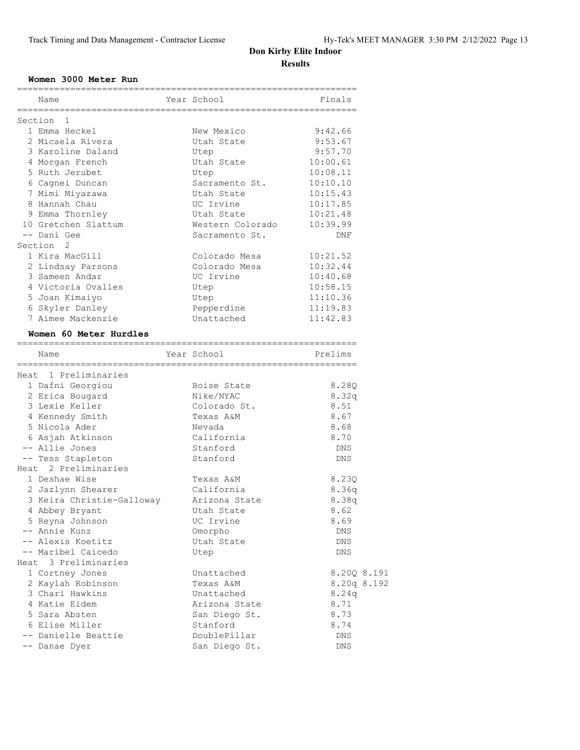# Don Kirby Elite Indoor

## Results

### Women 3000 Meter Run

| Place | Name | Year | School | Finals |
|---|---|---|---|---|
| **Section 1** | | | | |
| 1 | Emma Heckel | | New Mexico | 9:42.66 |
| 2 | Micaela Rivera | | Utah State | 9:53.67 |
| 3 | Karoline Daland | | Utep | 9:57.70 |
| 4 | Morgan French | | Utah State | 10:00.61 |
| 5 | Ruth Jerubet | | Utep | 10:08.11 |
| 6 | Cagnei Duncan | | Sacramento St. | 10:10.10 |
| 7 | Mimi Miyazawa | | Utah State | 10:15.43 |
| 8 | Hannah Chau | | UC Irvine | 10:17.85 |
| 9 | Emma Thornley | | Utah State | 10:21.48 |
| 10 | Gretchen Slattum | | Western Colorado | 10:39.99 |
| -- | Dani Gee | | Sacramento St. | DNF |
| **Section 2** | | | | |
| 1 | Kira MacGill | | Colorado Mesa | 10:21.52 |
| 2 | Lindsay Parsons | | Colorado Mesa | 10:32.44 |
| 3 | Sameen Andar | | UC Irvine | 10:40.68 |
| 4 | Victoria Ovalles | | Utep | 10:58.15 |
| 5 | Joan Kimaiyo | | Utep | 11:10.36 |
| 6 | Skyler Danley | | Pepperdine | 11:19.83 |
| 7 | Aimee Mackenzie | | Unattached | 11:42.83 |

### Women 60 Meter Hurdles

| Place | Name | Year | School | Prelims | |
|---|---|---|---|---|---|
| **Heat 1 Preliminaries** | | | | | |
| 1 | Dafni Georgiou | | Boise State | 8.28Q | |
| 2 | Erica Bougard | | Nike/NYAC | 8.32q | |
| 3 | Lexie Keller | | Colorado St. | 8.51 | |
| 4 | Kennedy Smith | | Texas A&M | 8.67 | |
| 5 | Nicola Ader | | Nevada | 8.68 | |
| 6 | Asjah Atkinson | | California | 8.70 | |
| -- | Allie Jones | | Stanford | DNS | |
| -- | Tess Stapleton | | Stanford | DNS | |
| **Heat 2 Preliminaries** | | | | | |
| 1 | Deshae Wise | | Texas A&M | 8.23Q | |
| 2 | Jazlynn Shearer | | California | 8.36q | |
| 3 | Keira Christie-Galloway | | Arizona State | 8.38q | |
| 4 | Abbey Bryant | | Utah State | 8.62 | |
| 5 | Reyna Johnson | | UC Irvine | 8.69 | |
| -- | Annie Kunz | | Omorpho | DNS | |
| -- | Alexis Koetitz | | Utah State | DNS | |
| -- | Maribel Caicedo | | Utep | DNS | |
| **Heat 3 Preliminaries** | | | | | |
| 1 | Cortney Jones | | Unattached | 8.20Q | 8.191 |
| 2 | Kaylah Robinson | | Texas A&M | 8.20q | 8.192 |
| 3 | Chari Hawkins | | Unattached | 8.24q | |
| 4 | Katie Eidem | | Arizona State | 8.71 | |
| 5 | Sara Absten | | San Diego St. | 8.73 | |
| 6 | Elise Miller | | Stanford | 8.74 | |
| -- | Danielle Beattie | | DoublePillar | DNS | |
| -- | Danae Dyer | | San Diego St. | DNS | |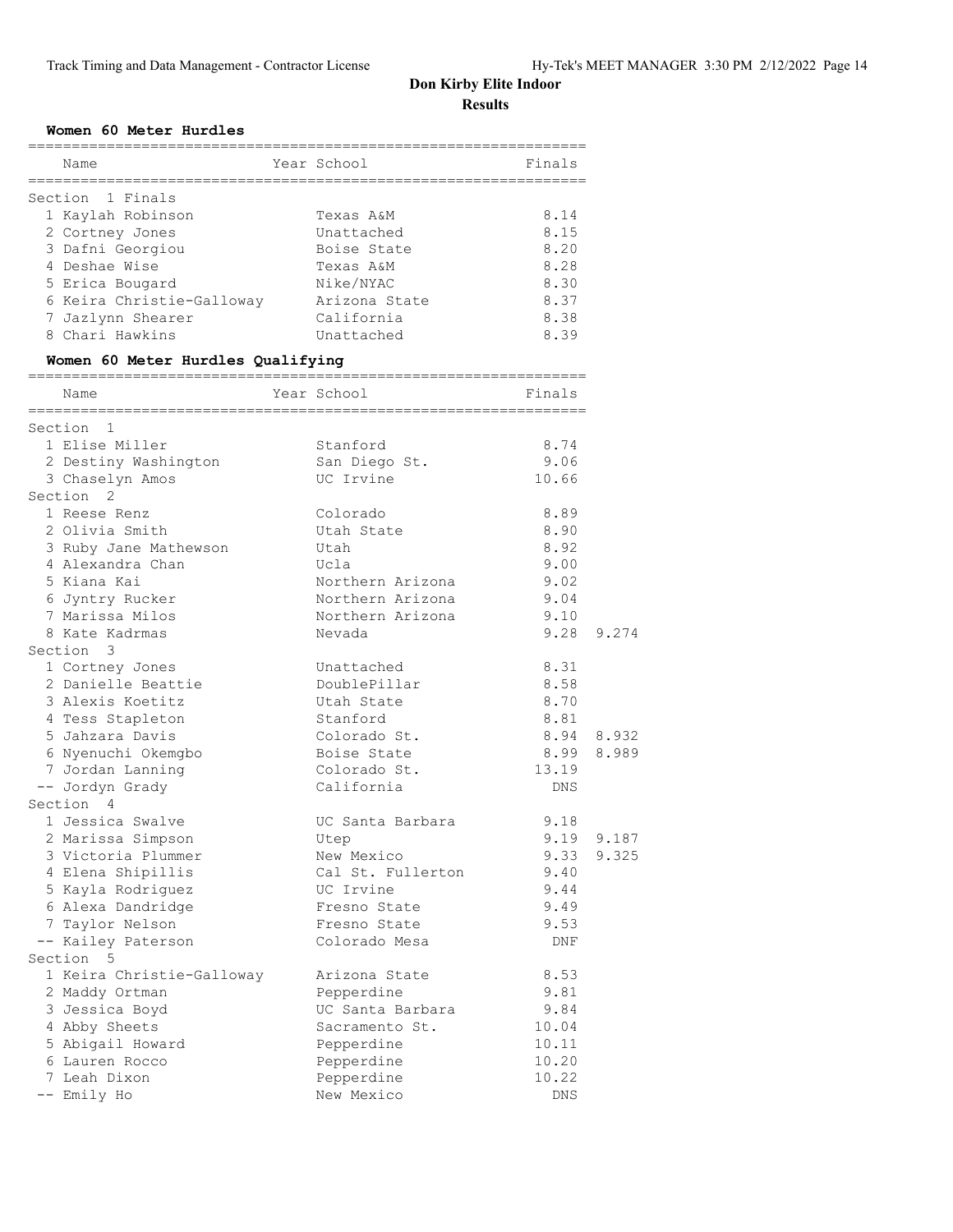# Don Kirby Elite Indoor

## Results

### Women 60 Meter Hurdles

| Place | Name | Year School | Finals |
|---|---|---|---|
| **Section 1 Finals** | | | |
| 1 | Kaylah Robinson | Texas A&M | 8.14 |
| 2 | Cortney Jones | Unattached | 8.15 |
| 3 | Dafni Georgiou | Boise State | 8.20 |
| 4 | Deshae Wise | Texas A&M | 8.28 |
| 5 | Erica Bougard | Nike/NYAC | 8.30 |
| 6 | Keira Christie-Galloway | Arizona State | 8.37 |
| 7 | Jazlynn Shearer | California | 8.38 |
| 8 | Chari Hawkins | Unattached | 8.39 |

### Women 60 Meter Hurdles Qualifying

| Place | Name | Year School | Finals | |
|---|---|---|---|---|
| **Section 1** | | | | |
| 1 | Elise Miller | Stanford | 8.74 | |
| 2 | Destiny Washington | San Diego St. | 9.06 | |
| 3 | Chaselyn Amos | UC Irvine | 10.66 | |
| **Section 2** | | | | |
| 1 | Reese Renz | Colorado | 8.89 | |
| 2 | Olivia Smith | Utah State | 8.90 | |
| 3 | Ruby Jane Mathewson | Utah | 8.92 | |
| 4 | Alexandra Chan | Ucla | 9.00 | |
| 5 | Kiana Kai | Northern Arizona | 9.02 | |
| 6 | Jyntry Rucker | Northern Arizona | 9.04 | |
| 7 | Marissa Milos | Northern Arizona | 9.10 | |
| 8 | Kate Kadrmas | Nevada | 9.28 | 9.274 |
| **Section 3** | | | | |
| 1 | Cortney Jones | Unattached | 8.31 | |
| 2 | Danielle Beattie | DoublePillar | 8.58 | |
| 3 | Alexis Koetitz | Utah State | 8.70 | |
| 4 | Tess Stapleton | Stanford | 8.81 | |
| 5 | Jahzara Davis | Colorado St. | 8.94 | 8.932 |
| 6 | Nyenuchi Okemgbo | Boise State | 8.99 | 8.989 |
| 7 | Jordan Lanning | Colorado St. | 13.19 | |
| -- | Jordyn Grady | California | DNS | |
| **Section 4** | | | | |
| 1 | Jessica Swalve | UC Santa Barbara | 9.18 | |
| 2 | Marissa Simpson | Utep | 9.19 | 9.187 |
| 3 | Victoria Plummer | New Mexico | 9.33 | 9.325 |
| 4 | Elena Shipillis | Cal St. Fullerton | 9.40 | |
| 5 | Kayla Rodriguez | UC Irvine | 9.44 | |
| 6 | Alexa Dandridge | Fresno State | 9.49 | |
| 7 | Taylor Nelson | Fresno State | 9.53 | |
| -- | Kailey Paterson | Colorado Mesa | DNF | |
| **Section 5** | | | | |
| 1 | Keira Christie-Galloway | Arizona State | 8.53 | |
| 2 | Maddy Ortman | Pepperdine | 9.81 | |
| 3 | Jessica Boyd | UC Santa Barbara | 9.84 | |
| 4 | Abby Sheets | Sacramento St. | 10.04 | |
| 5 | Abigail Howard | Pepperdine | 10.11 | |
| 6 | Lauren Rocco | Pepperdine | 10.20 | |
| 7 | Leah Dixon | Pepperdine | 10.22 | |
| -- | Emily Ho | New Mexico | DNS | |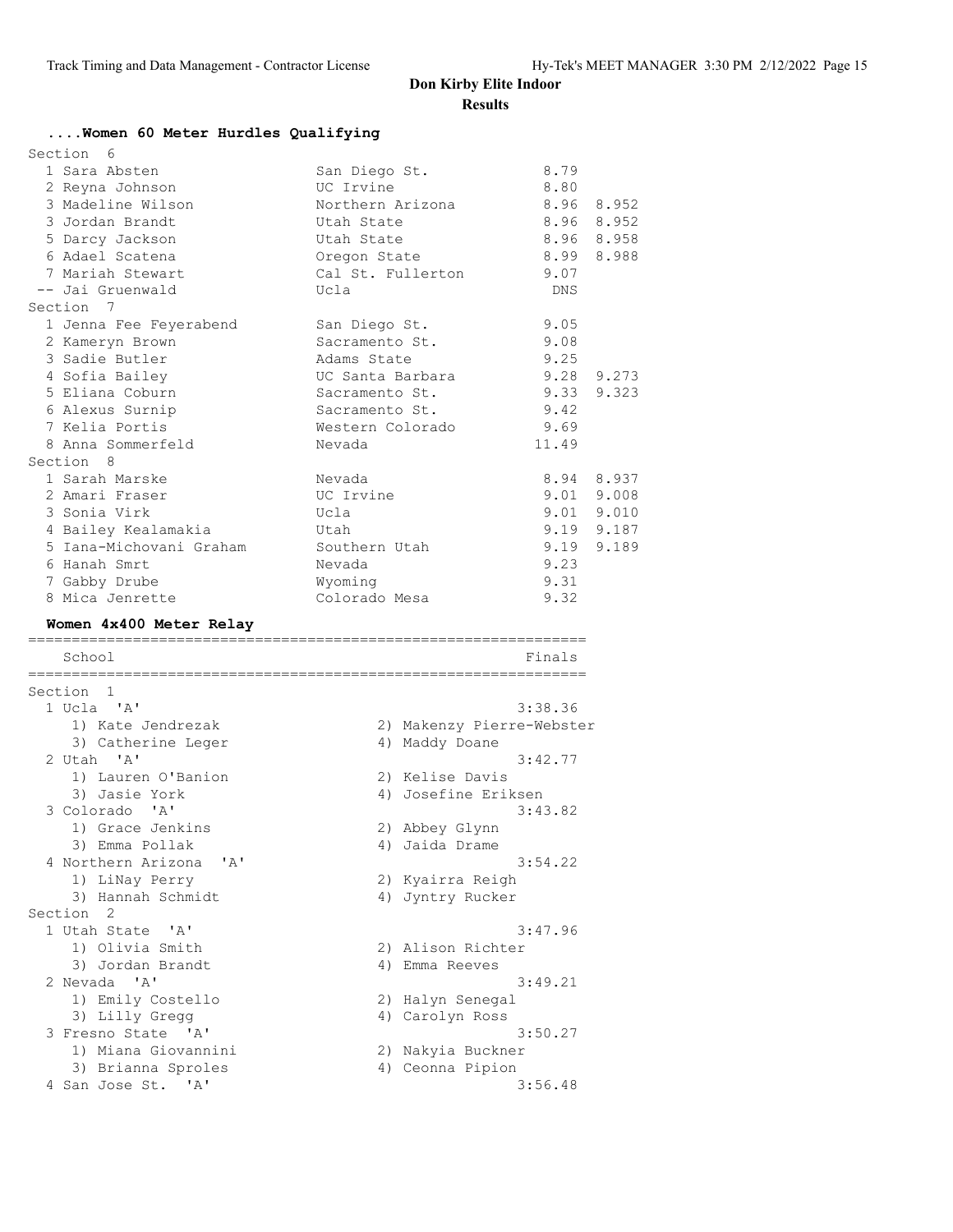# Don Kirby Elite Indoor

## Results

### ....Women 60 Meter Hurdles Qualifying

**Section 6**

| Place | Name | School | Time | |
|---|---|---|---|---|
| 1 | Sara Absten | San Diego St. | 8.79 | |
| 2 | Reyna Johnson | UC Irvine | 8.80 | |
| 3 | Madeline Wilson | Northern Arizona | 8.96 | 8.952 |
| 3 | Jordan Brandt | Utah State | 8.96 | 8.952 |
| 5 | Darcy Jackson | Utah State | 8.96 | 8.958 |
| 6 | Adael Scatena | Oregon State | 8.99 | 8.988 |
| 7 | Mariah Stewart | Cal St. Fullerton | 9.07 | |
| -- | Jai Gruenwald | Ucla | DNS | |

**Section 7**

| Place | Name | School | Time | |
|---|---|---|---|---|
| 1 | Jenna Fee Feyerabend | San Diego St. | 9.05 | |
| 2 | Kameryn Brown | Sacramento St. | 9.08 | |
| 3 | Sadie Butler | Adams State | 9.25 | |
| 4 | Sofia Bailey | UC Santa Barbara | 9.28 | 9.273 |
| 5 | Eliana Coburn | Sacramento St. | 9.33 | 9.323 |
| 6 | Alexus Surnip | Sacramento St. | 9.42 | |
| 7 | Kelia Portis | Western Colorado | 9.69 | |
| 8 | Anna Sommerfeld | Nevada | 11.49 | |

**Section 8**

| Place | Name | School | Time | |
|---|---|---|---|---|
| 1 | Sarah Marske | Nevada | 8.94 | 8.937 |
| 2 | Amari Fraser | UC Irvine | 9.01 | 9.008 |
| 3 | Sonia Virk | Ucla | 9.01 | 9.010 |
| 4 | Bailey Kealamakia | Utah | 9.19 | 9.187 |
| 5 | Iana-Michovani Graham | Southern Utah | 9.19 | 9.189 |
| 6 | Hanah Smrt | Nevada | 9.23 | |
| 7 | Gabby Drube | Wyoming | 9.31 | |
| 8 | Mica Jenrette | Colorado Mesa | 9.32 | |

### Women 4x400 Meter Relay

**Section 1**

| Place | School | Finals |
|---|---|---|
| 1 | Ucla 'A' | 3:38.36 |
| | 1) Kate Jendrezak, 2) Makenzy Pierre-Webster, 3) Catherine Leger, 4) Maddy Doane | |
| 2 | Utah 'A' | 3:42.77 |
| | 1) Lauren O'Banion, 2) Kelise Davis, 3) Jasie York, 4) Josefine Eriksen | |
| 3 | Colorado 'A' | 3:43.82 |
| | 1) Grace Jenkins, 2) Abbey Glynn, 3) Emma Pollak, 4) Jaida Drame | |
| 4 | Northern Arizona 'A' | 3:54.22 |
| | 1) LiNay Perry, 2) Kyairra Reigh, 3) Hannah Schmidt, 4) Jyntry Rucker | |

**Section 2**

| Place | School | Finals |
|---|---|---|
| 1 | Utah State 'A' | 3:47.96 |
| | 1) Olivia Smith, 2) Alison Richter, 3) Jordan Brandt, 4) Emma Reeves | |
| 2 | Nevada 'A' | 3:49.21 |
| | 1) Emily Costello, 2) Halyn Senegal, 3) Lilly Gregg, 4) Carolyn Ross | |
| 3 | Fresno State 'A' | 3:50.27 |
| | 1) Miana Giovannini, 2) Nakyia Buckner, 3) Brianna Sproles, 4) Ceonna Pipion | |
| 4 | San Jose St. 'A' | 3:56.48 |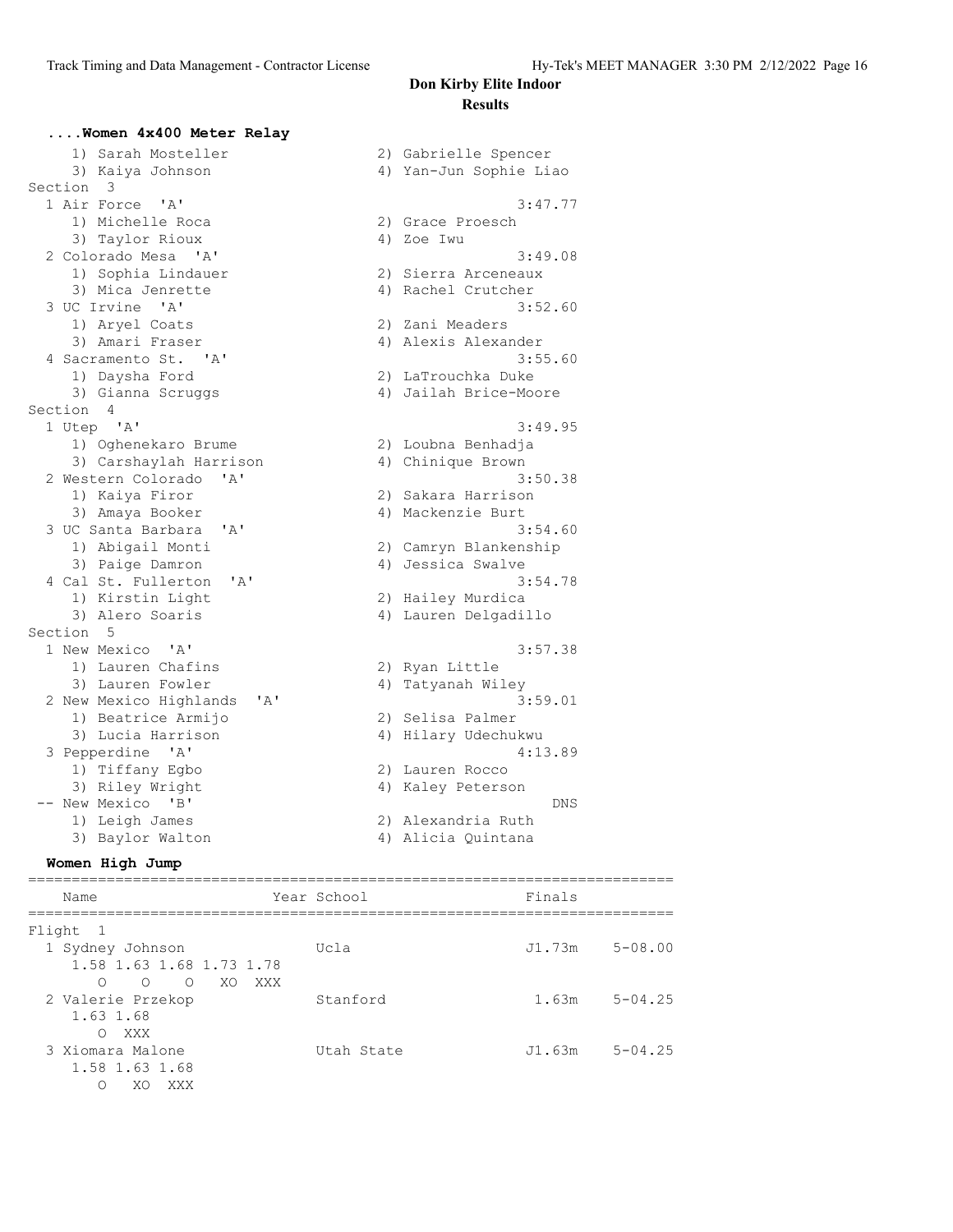# Don Kirby Elite Indoor

## Results

### ....Women 4x400 Meter Relay

1) Sarah Mosteller　2) Gabrielle Spencer
3) Kaiya Johnson　4) Yan-Jun Sophie Liao

**Section 3**

| Place | Team | Time |
|---|---|---|
| 1 | Air Force 'A' | 3:47.77 |
| | 1) Michelle Roca, 2) Grace Proesch, 3) Taylor Rioux, 4) Zoe Iwu | |
| 2 | Colorado Mesa 'A' | 3:49.08 |
| | 1) Sophia Lindauer, 2) Sierra Arceneaux, 3) Mica Jenrette, 4) Rachel Crutcher | |
| 3 | UC Irvine 'A' | 3:52.60 |
| | 1) Aryel Coats, 2) Zani Meaders, 3) Amari Fraser, 4) Alexis Alexander | |
| 4 | Sacramento St. 'A' | 3:55.60 |
| | 1) Daysha Ford, 2) LaTrouchka Duke, 3) Gianna Scruggs, 4) Jailah Brice-Moore | |

**Section 4**

| Place | Team | Time |
|---|---|---|
| 1 | Utep 'A' | 3:49.95 |
| | 1) Oghenekaro Brume, 2) Loubna Benhadja, 3) Carshaylah Harrison, 4) Chinique Brown | |
| 2 | Western Colorado 'A' | 3:50.38 |
| | 1) Kaiya Firor, 2) Sakara Harrison, 3) Amaya Booker, 4) Mackenzie Burt | |
| 3 | UC Santa Barbara 'A' | 3:54.60 |
| | 1) Abigail Monti, 2) Camryn Blankenship, 3) Paige Damron, 4) Jessica Swalve | |
| 4 | Cal St. Fullerton 'A' | 3:54.78 |
| | 1) Kirstin Light, 2) Hailey Murdica, 3) Alero Soaris, 4) Lauren Delgadillo | |

**Section 5**

| Place | Team | Time |
|---|---|---|
| 1 | New Mexico 'A' | 3:57.38 |
| | 1) Lauren Chafins, 2) Ryan Little, 3) Lauren Fowler, 4) Tatyanah Wiley | |
| 2 | New Mexico Highlands 'A' | 3:59.01 |
| | 1) Beatrice Armijo, 2) Selisa Palmer, 3) Lucia Harrison, 4) Hilary Udechukwu | |
| 3 | Pepperdine 'A' | 4:13.89 |
| | 1) Tiffany Egbo, 2) Lauren Rocco, 3) Riley Wright, 4) Kaley Peterson | |
| -- | New Mexico 'B' | DNS |
| | 1) Leigh James, 2) Alexandria Ruth, 3) Baylor Walton, 4) Alicia Quintana | |

### Women High Jump

| Place | Name | Year | School | Finals | |
|---|---|---|---|---|---|
| **Flight 1** | | | | | |
| 1 | Sydney Johnson | | Ucla | J1.73m | 5-08.00 |
| | 1.58 1.63 1.68 1.73 1.78 / O O O XO XXX | | | | |
| 2 | Valerie Przekop | | Stanford | 1.63m | 5-04.25 |
| | 1.63 1.68 / O XXX | | | | |
| 3 | Xiomara Malone | | Utah State | J1.63m | 5-04.25 |
| | 1.58 1.63 1.68 / O XO XXX | | | | |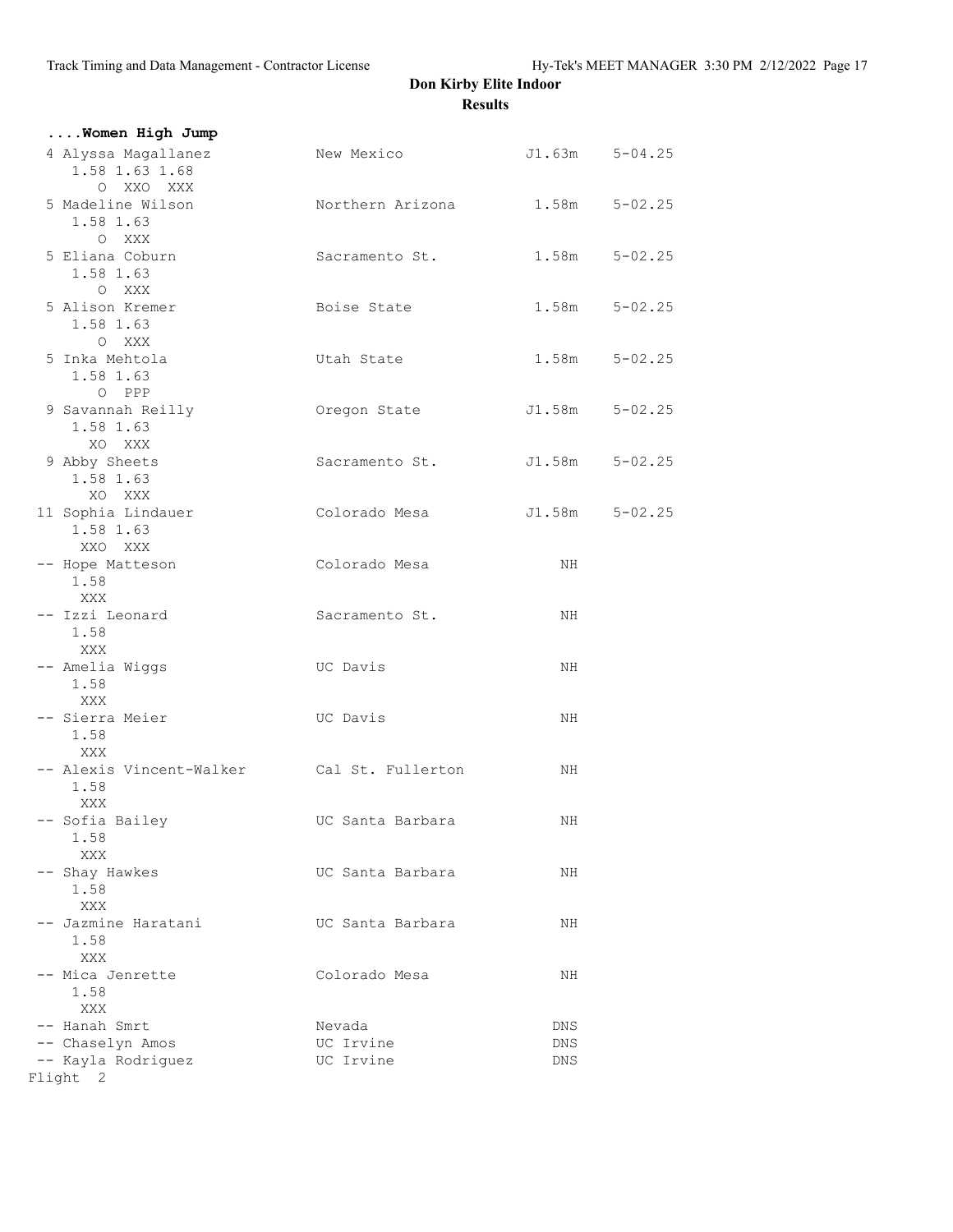# Don Kirby Elite Indoor

## Results

### ....Women High Jump

| Place | Name | School | Mark | Imperial |
|---|---|---|---|---|
| 4 | Alyssa Magallanez<br>1.58 1.63 1.68<br>O XXO XXX | New Mexico | J1.63m | 5-04.25 |
| 5 | Madeline Wilson<br>1.58 1.63<br>O XXX | Northern Arizona | 1.58m | 5-02.25 |
| 5 | Eliana Coburn<br>1.58 1.63<br>O XXX | Sacramento St. | 1.58m | 5-02.25 |
| 5 | Alison Kremer<br>1.58 1.63<br>O XXX | Boise State | 1.58m | 5-02.25 |
| 5 | Inka Mehtola<br>1.58 1.63<br>O PPP | Utah State | 1.58m | 5-02.25 |
| 9 | Savannah Reilly<br>1.58 1.63<br>XO XXX | Oregon State | J1.58m | 5-02.25 |
| 9 | Abby Sheets<br>1.58 1.63<br>XO XXX | Sacramento St. | J1.58m | 5-02.25 |
| 11 | Sophia Lindauer<br>1.58 1.63<br>XXO XXX | Colorado Mesa | J1.58m | 5-02.25 |
| -- | Hope Matteson<br>1.58<br>XXX | Colorado Mesa | NH | |
| -- | Izzi Leonard<br>1.58<br>XXX | Sacramento St. | NH | |
| -- | Amelia Wiggs<br>1.58<br>XXX | UC Davis | NH | |
| -- | Sierra Meier<br>1.58<br>XXX | UC Davis | NH | |
| -- | Alexis Vincent-Walker<br>1.58<br>XXX | Cal St. Fullerton | NH | |
| -- | Sofia Bailey<br>1.58<br>XXX | UC Santa Barbara | NH | |
| -- | Shay Hawkes<br>1.58<br>XXX | UC Santa Barbara | NH | |
| -- | Jazmine Haratani<br>1.58<br>XXX | UC Santa Barbara | NH | |
| -- | Mica Jenrette<br>1.58<br>XXX | Colorado Mesa | NH | |
| -- | Hanah Smrt | Nevada | DNS | |
| -- | Chaselyn Amos | UC Irvine | DNS | |
| -- | Kayla Rodriguez | UC Irvine | DNS | |

Flight 2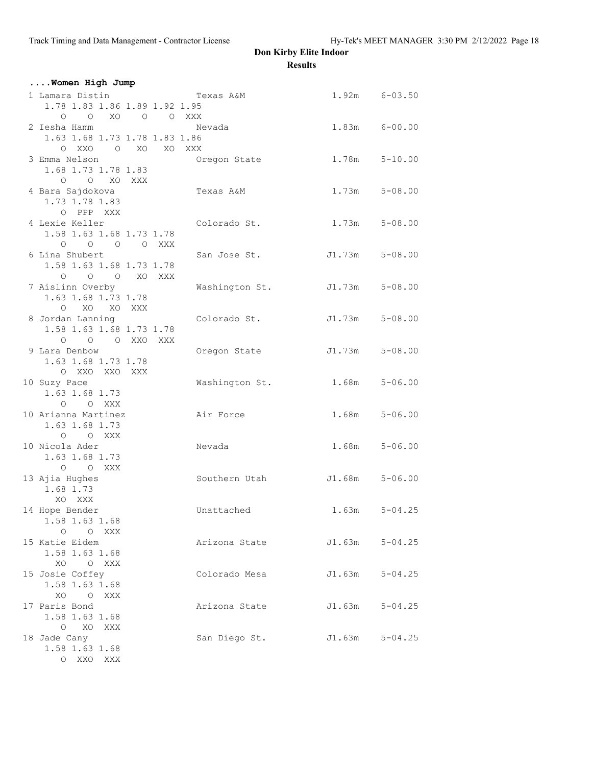**Don Kirby Elite Indoor**

**Results**

**....Women High Jump**

```
  1 Lamara Distin              Texas A&M                  1.92m   6-03.50 
     1.78 1.83 1.86 1.89 1.92 1.95
        O    O   XO    O    O  XXX
  2 Iesha Hamm                 Nevada                     1.83m   6-00.00 
     1.63 1.68 1.73 1.78 1.83 1.86
        O  XXO    O   XO   XO  XXX
  3 Emma Nelson                Oregon State               1.78m   5-10.00 
     1.68 1.73 1.78 1.83
        O    O   XO  XXX
  4 Bara Sajdokova             Texas A&M                  1.73m   5-08.00 
     1.73 1.78 1.83
        O  PPP  XXX
  4 Lexie Keller               Colorado St.               1.73m   5-08.00 
     1.58 1.63 1.68 1.73 1.78
        O    O    O    O  XXX
  6 Lina Shubert               San Jose St.              J1.73m   5-08.00 
     1.58 1.63 1.68 1.73 1.78
        O    O    O   XO  XXX
  7 Aislinn Overby             Washington St.            J1.73m   5-08.00 
     1.63 1.68 1.73 1.78
        O   XO   XO  XXX
  8 Jordan Lanning             Colorado St.              J1.73m   5-08.00 
     1.58 1.63 1.68 1.73 1.78
        O    O    O  XXO  XXX
  9 Lara Denbow                Oregon State              J1.73m   5-08.00 
     1.63 1.68 1.73 1.78
        O  XXO  XXO  XXX
 10 Suzy Pace                  Washington St.             1.68m   5-06.00 
     1.63 1.68 1.73
        O    O  XXX
 10 Arianna Martinez           Air Force                  1.68m   5-06.00 
     1.63 1.68 1.73
        O    O  XXX
 10 Nicola Ader                Nevada                     1.68m   5-06.00 
     1.63 1.68 1.73
        O    O  XXX
 13 Ajia Hughes                Southern Utah             J1.68m   5-06.00 
     1.68 1.73
       XO  XXX
 14 Hope Bender                Unattached                 1.63m   5-04.25 
     1.58 1.63 1.68
        O    O  XXX
 15 Katie Eidem                Arizona State             J1.63m   5-04.25 
     1.58 1.63 1.68
       XO    O  XXX
 15 Josie Coffey               Colorado Mesa             J1.63m   5-04.25 
     1.58 1.63 1.68
       XO    O  XXX
 17 Paris Bond                 Arizona State             J1.63m   5-04.25 
     1.58 1.63 1.68
        O   XO  XXX
 18 Jade Cany                  San Diego St.             J1.63m   5-04.25 
     1.58 1.63 1.68
        O  XXO  XXX
```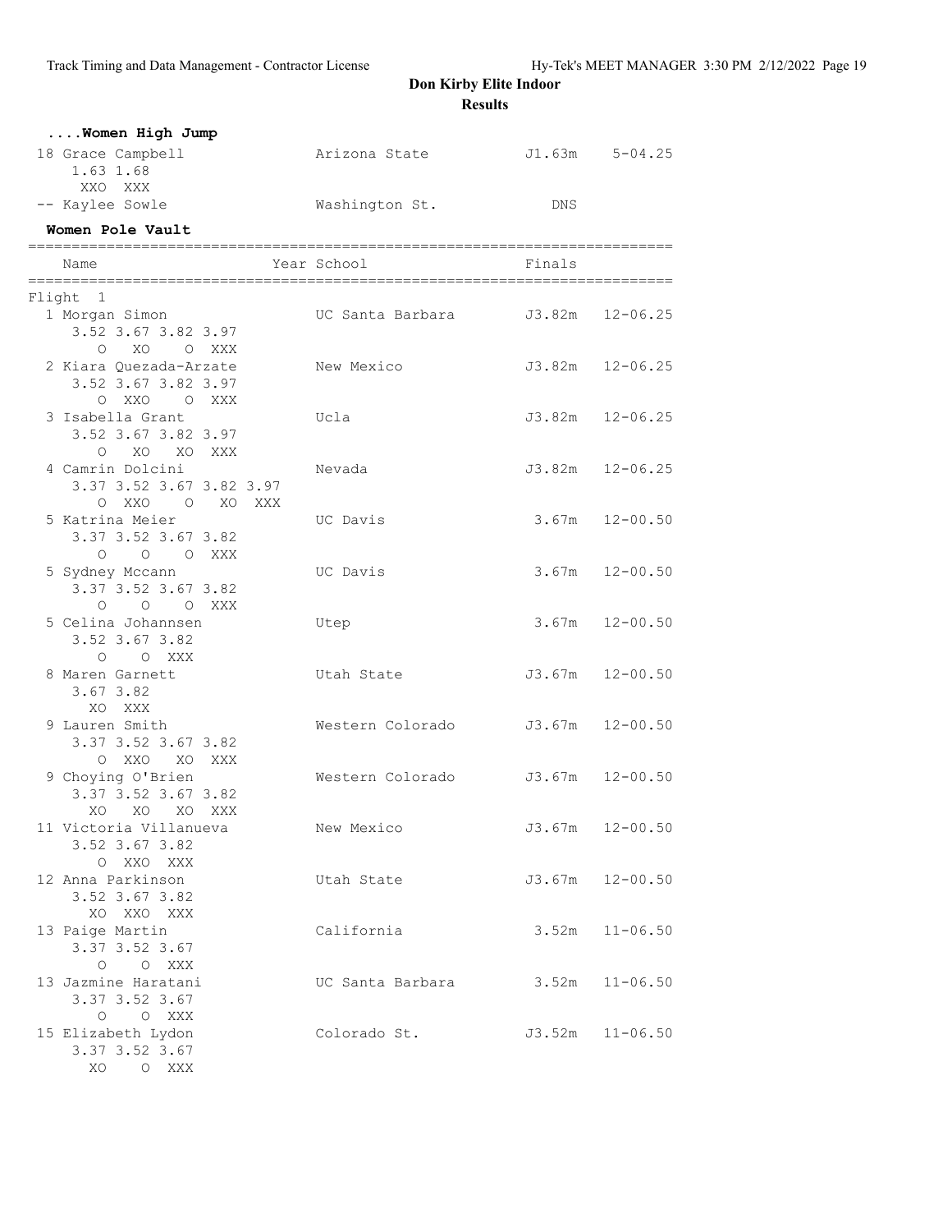# Don Kirby Elite Indoor

## Results

### ....Women High Jump

```
 18 Grace Campbell              Arizona State            J1.63m    5-04.25
     1.63 1.68
      XXO  XXX
 -- Kaylee Sowle                Washington St.              DNS
```

### Women Pole Vault

```
=========================================================================
    Name                    Year School                  Finals
=========================================================================
Flight  1
  1 Morgan Simon                 UC Santa Barbara        J3.82m   12-06.25
      3.52 3.67 3.82 3.97
         O   XO    O  XXX
  2 Kiara Quezada-Arzate         New Mexico              J3.82m   12-06.25
      3.52 3.67 3.82 3.97
         O  XXO    O  XXX
  3 Isabella Grant               Ucla                    J3.82m   12-06.25
      3.52 3.67 3.82 3.97
         O   XO   XO  XXX
  4 Camrin Dolcini               Nevada                  J3.82m   12-06.25
      3.37 3.52 3.67 3.82 3.97
         O  XXO    O   XO  XXX
  5 Katrina Meier                UC Davis                 3.67m   12-00.50
      3.37 3.52 3.67 3.82
         O    O    O  XXX
  5 Sydney Mccann                UC Davis                 3.67m   12-00.50
      3.37 3.52 3.67 3.82
         O    O    O  XXX
  5 Celina Johannsen             Utep                     3.67m   12-00.50
      3.52 3.67 3.82
         O    O  XXX
  8 Maren Garnett                Utah State              J3.67m   12-00.50
      3.67 3.82
        XO  XXX
  9 Lauren Smith                 Western Colorado        J3.67m   12-00.50
      3.37 3.52 3.67 3.82
         O  XXO   XO  XXX
  9 Choying O'Brien              Western Colorado        J3.67m   12-00.50
      3.37 3.52 3.67 3.82
        XO   XO   XO  XXX
 11 Victoria Villanueva          New Mexico              J3.67m   12-00.50
      3.52 3.67 3.82
         O  XXO  XXX
 12 Anna Parkinson               Utah State              J3.67m   12-00.50
      3.52 3.67 3.82
        XO  XXO  XXX
 13 Paige Martin                 California               3.52m   11-06.50
      3.37 3.52 3.67
         O    O  XXX
 13 Jazmine Haratani             UC Santa Barbara         3.52m   11-06.50
      3.37 3.52 3.67
         O    O  XXX
 15 Elizabeth Lydon              Colorado St.            J3.52m   11-06.50
      3.37 3.52 3.67
        XO    O  XXX
```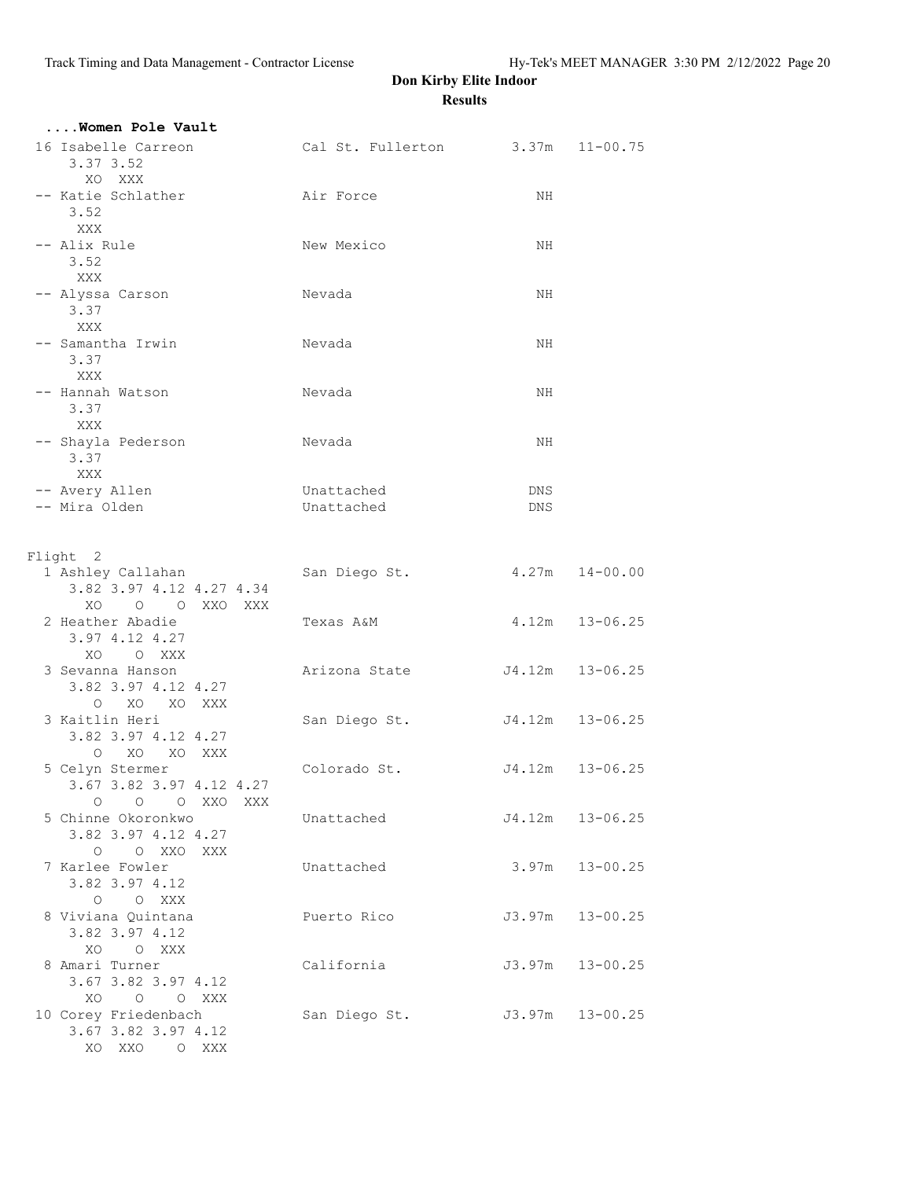## Don Kirby Elite Indoor

### Results

#### ....Women Pole Vault

```
 16 Isabelle Carreon            Cal St. Fullerton         3.37m   11-00.75
     3.37 3.52
       XO  XXX
 -- Katie Schlather             Air Force                    NH
     3.52
      XXX
 -- Alix Rule                   New Mexico                   NH
     3.52
      XXX
 -- Alyssa Carson               Nevada                       NH
     3.37
      XXX
 -- Samantha Irwin              Nevada                       NH
     3.37
      XXX
 -- Hannah Watson               Nevada                       NH
     3.37
      XXX
 -- Shayla Pederson             Nevada                       NH
     3.37
      XXX
 -- Avery Allen                 Unattached                  DNS
 -- Mira Olden                  Unattached                  DNS


Flight  2
  1 Ashley Callahan             San Diego St.             4.27m   14-00.00
     3.82 3.97 4.12 4.27 4.34
       XO    O    O  XXO  XXX
  2 Heather Abadie              Texas A&M                 4.12m   13-06.25
     3.97 4.12 4.27
       XO    O  XXX
  3 Sevanna Hanson              Arizona State            J4.12m   13-06.25
     3.82 3.97 4.12 4.27
        O   XO   XO  XXX
  3 Kaitlin Heri                San Diego St.            J4.12m   13-06.25
     3.82 3.97 4.12 4.27
        O   XO   XO  XXX
  5 Celyn Stermer               Colorado St.             J4.12m   13-06.25
     3.67 3.82 3.97 4.12 4.27
        O    O    O  XXO  XXX
  5 Chinne Okoronkwo            Unattached               J4.12m   13-06.25
     3.82 3.97 4.12 4.27
        O    O  XXO  XXX
  7 Karlee Fowler               Unattached                3.97m   13-00.25
     3.82 3.97 4.12
        O    O  XXX
  8 Viviana Quintana            Puerto Rico              J3.97m   13-00.25
     3.82 3.97 4.12
       XO    O  XXX
  8 Amari Turner                California               J3.97m   13-00.25
     3.67 3.82 3.97 4.12
       XO    O    O  XXX
 10 Corey Friedenbach           San Diego St.            J3.97m   13-00.25
     3.67 3.82 3.97 4.12
       XO  XXO    O  XXX
```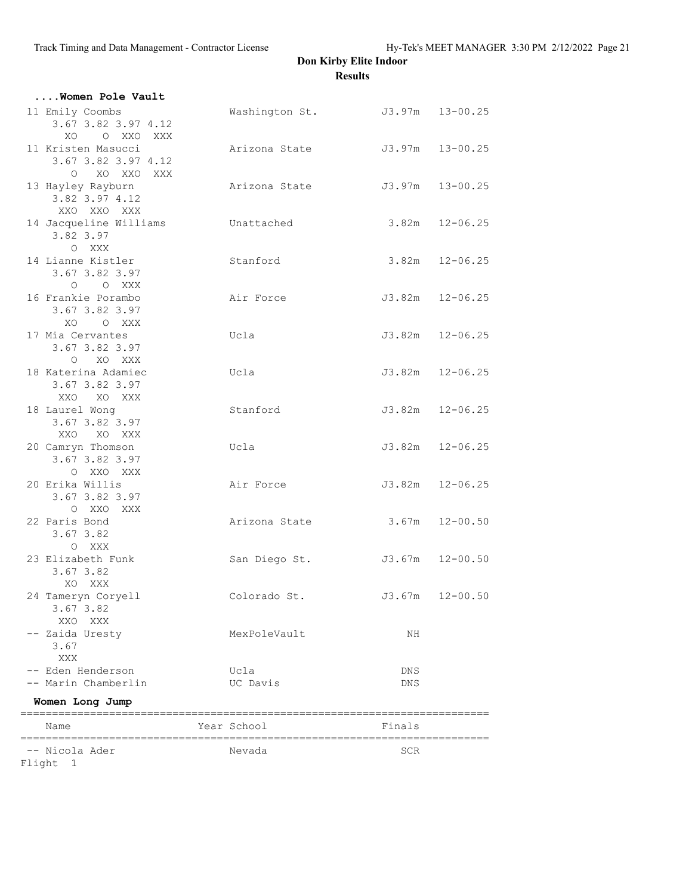## Don Kirby Elite Indoor

**Results**

**....Women Pole Vault**

```
 11 Emily Coombs                 Washington St.          J3.97m   13-00.25
     3.67 3.82 3.97 4.12
       XO    O  XXO  XXX
 11 Kristen Masucci              Arizona State           J3.97m   13-00.25
     3.67 3.82 3.97 4.12
        O   XO  XXO  XXX
 13 Hayley Rayburn               Arizona State           J3.97m   13-00.25
     3.82 3.97 4.12
      XXO  XXO  XXX
 14 Jacqueline Williams          Unattached               3.82m   12-06.25
     3.82 3.97
        O  XXX
 14 Lianne Kistler               Stanford                 3.82m   12-06.25
     3.67 3.82 3.97
        O    O  XXX
 16 Frankie Porambo              Air Force               J3.82m   12-06.25
     3.67 3.82 3.97
       XO    O  XXX
 17 Mia Cervantes                Ucla                    J3.82m   12-06.25
     3.67 3.82 3.97
        O   XO  XXX
 18 Katerina Adamiec             Ucla                    J3.82m   12-06.25
     3.67 3.82 3.97
      XXO   XO  XXX
 18 Laurel Wong                  Stanford                J3.82m   12-06.25
     3.67 3.82 3.97
      XXO   XO  XXX
 20 Camryn Thomson               Ucla                    J3.82m   12-06.25
     3.67 3.82 3.97
        O  XXO  XXX
 20 Erika Willis                 Air Force               J3.82m   12-06.25
     3.67 3.82 3.97
        O  XXO  XXX
 22 Paris Bond                   Arizona State            3.67m   12-00.50
     3.67 3.82
        O  XXX
 23 Elizabeth Funk               San Diego St.           J3.67m   12-00.50
     3.67 3.82
       XO  XXX
 24 Tameryn Coryell              Colorado St.            J3.67m   12-00.50
     3.67 3.82
      XXO  XXX
 -- Zaida Uresty                 MexPoleVault                NH
     3.67
      XXX
 -- Eden Henderson               Ucla                       DNS
 -- Marin Chamberlin             UC Davis                   DNS
```

**Women Long Jump**

| Name | Year School | Finals |
|---|---|---|
| -- Nicola Ader | Nevada | SCR |

Flight 1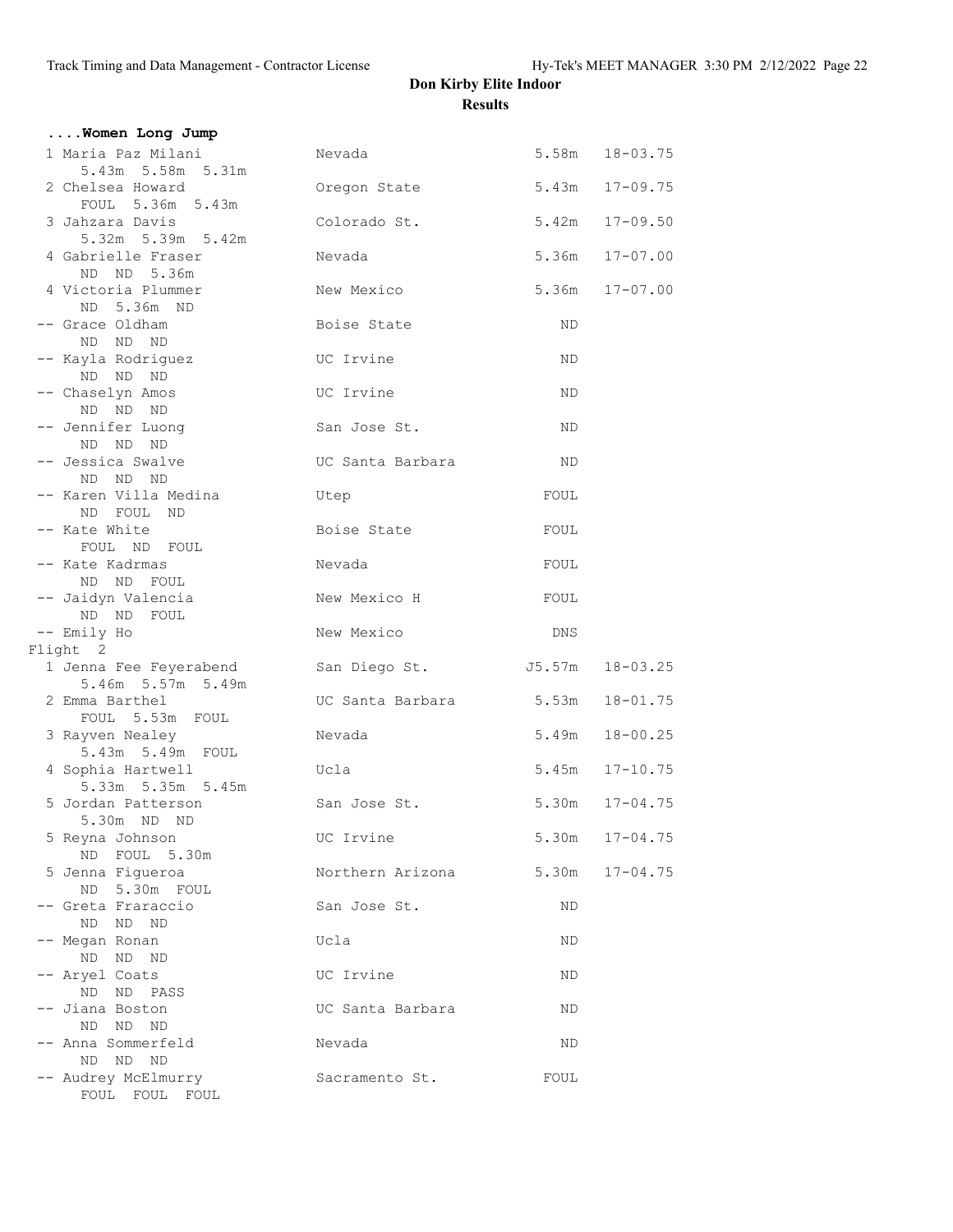# Don Kirby Elite Indoor

## Results

### ....Women Long Jump

| Place | Name | School | Mark | Imperial |
|---|---|---|---|---|
| 1 | Maria Paz Milani | Nevada | 5.58m | 18-03.75 |
| | 5.43m 5.58m 5.31m | | | |
| 2 | Chelsea Howard | Oregon State | 5.43m | 17-09.75 |
| | FOUL 5.36m 5.43m | | | |
| 3 | Jahzara Davis | Colorado St. | 5.42m | 17-09.50 |
| | 5.32m 5.39m 5.42m | | | |
| 4 | Gabrielle Fraser | Nevada | 5.36m | 17-07.00 |
| | ND ND 5.36m | | | |
| 4 | Victoria Plummer | New Mexico | 5.36m | 17-07.00 |
| | ND 5.36m ND | | | |
| -- | Grace Oldham | Boise State | ND | |
| | ND ND ND | | | |
| -- | Kayla Rodriguez | UC Irvine | ND | |
| | ND ND ND | | | |
| -- | Chaselyn Amos | UC Irvine | ND | |
| | ND ND ND | | | |
| -- | Jennifer Luong | San Jose St. | ND | |
| | ND ND ND | | | |
| -- | Jessica Swalve | UC Santa Barbara | ND | |
| | ND ND ND | | | |
| -- | Karen Villa Medina | Utep | FOUL | |
| | ND FOUL ND | | | |
| -- | Kate White | Boise State | FOUL | |
| | FOUL ND FOUL | | | |
| -- | Kate Kadrmas | Nevada | FOUL | |
| | ND ND FOUL | | | |
| -- | Jaidyn Valencia | New Mexico H | FOUL | |
| | ND ND FOUL | | | |
| -- | Emily Ho | New Mexico | DNS | |

Flight 2

| Place | Name | School | Mark | Imperial |
|---|---|---|---|---|
| 1 | Jenna Fee Feyerabend | San Diego St. | J5.57m | 18-03.25 |
| | 5.46m 5.57m 5.49m | | | |
| 2 | Emma Barthel | UC Santa Barbara | 5.53m | 18-01.75 |
| | FOUL 5.53m FOUL | | | |
| 3 | Rayven Nealey | Nevada | 5.49m | 18-00.25 |
| | 5.43m 5.49m FOUL | | | |
| 4 | Sophia Hartwell | Ucla | 5.45m | 17-10.75 |
| | 5.33m 5.35m 5.45m | | | |
| 5 | Jordan Patterson | San Jose St. | 5.30m | 17-04.75 |
| | 5.30m ND ND | | | |
| 5 | Reyna Johnson | UC Irvine | 5.30m | 17-04.75 |
| | ND FOUL 5.30m | | | |
| 5 | Jenna Figueroa | Northern Arizona | 5.30m | 17-04.75 |
| | ND 5.30m FOUL | | | |
| -- | Greta Fraraccio | San Jose St. | ND | |
| | ND ND ND | | | |
| -- | Megan Ronan | Ucla | ND | |
| | ND ND ND | | | |
| -- | Aryel Coats | UC Irvine | ND | |
| | ND ND PASS | | | |
| -- | Jiana Boston | UC Santa Barbara | ND | |
| | ND ND ND | | | |
| -- | Anna Sommerfeld | Nevada | ND | |
| | ND ND ND | | | |
| -- | Audrey McElmurry | Sacramento St. | FOUL | |
| | FOUL FOUL FOUL | | | |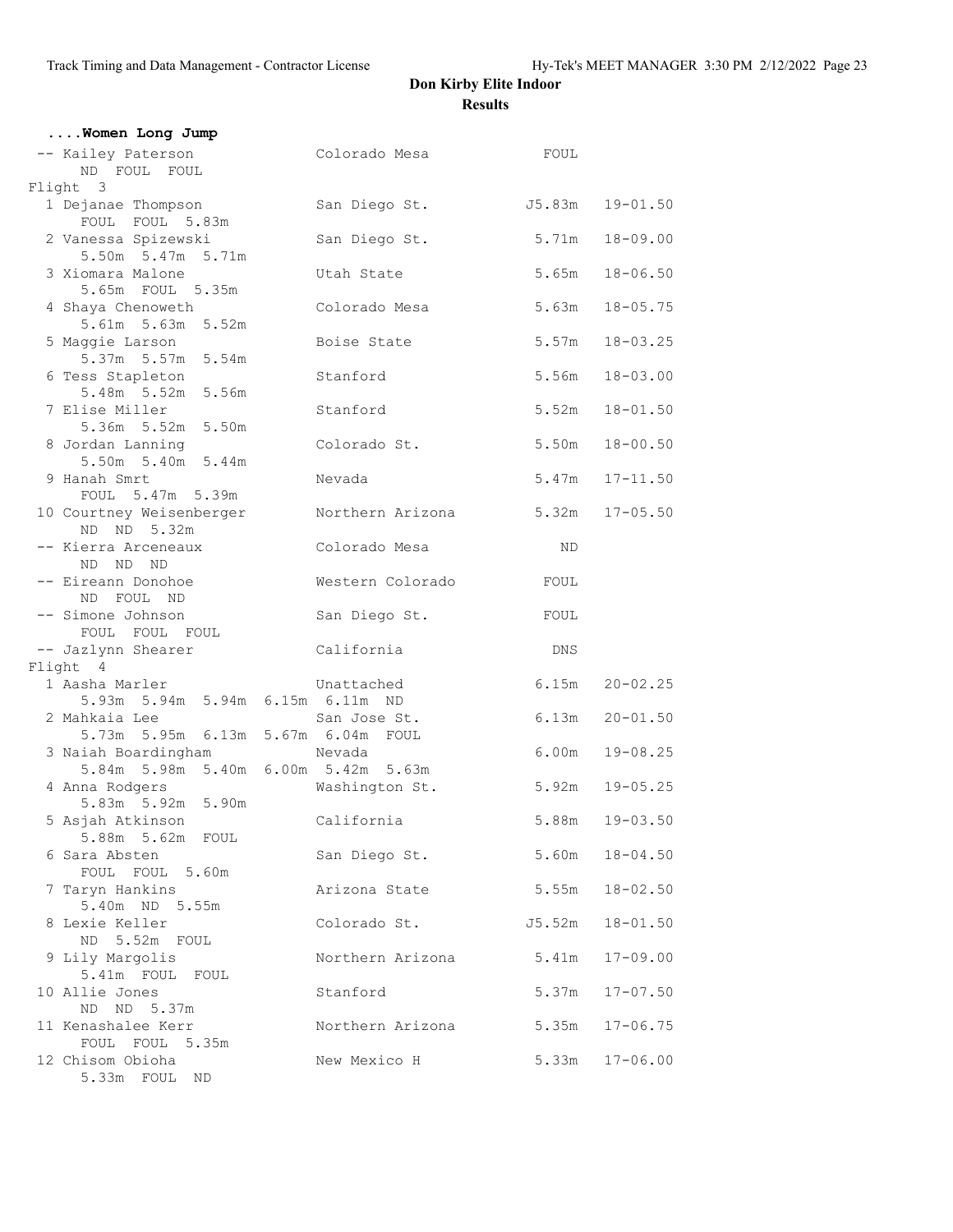**Don Kirby Elite Indoor**

**Results**

**....Women Long Jump**

```
 -- Kailey Paterson            Colorado Mesa            FOUL
      ND  FOUL  FOUL
Flight  3
  1 Dejanae Thompson           San Diego St.          J5.83m   19-01.50
      FOUL  FOUL  5.83m
  2 Vanessa Spizewski          San Diego St.           5.71m   18-09.00
      5.50m  5.47m  5.71m
  3 Xiomara Malone             Utah State              5.65m   18-06.50
      5.65m  FOUL  5.35m
  4 Shaya Chenoweth            Colorado Mesa           5.63m   18-05.75
      5.61m  5.63m  5.52m
  5 Maggie Larson              Boise State             5.57m   18-03.25
      5.37m  5.57m  5.54m
  6 Tess Stapleton             Stanford                5.56m   18-03.00
      5.48m  5.52m  5.56m
  7 Elise Miller               Stanford                5.52m   18-01.50
      5.36m  5.52m  5.50m
  8 Jordan Lanning             Colorado St.            5.50m   18-00.50
      5.50m  5.40m  5.44m
  9 Hanah Smrt                 Nevada                  5.47m   17-11.50
      FOUL  5.47m  5.39m
 10 Courtney Weisenberger      Northern Arizona        5.32m   17-05.50
      ND  ND  5.32m
 -- Kierra Arceneaux           Colorado Mesa              ND
      ND  ND  ND
 -- Eireann Donohoe            Western Colorado         FOUL
      ND  FOUL  ND
 -- Simone Johnson             San Diego St.            FOUL
      FOUL  FOUL  FOUL
 -- Jazlynn Shearer            California                DNS
Flight  4
  1 Aasha Marler               Unattached              6.15m   20-02.25
      5.93m  5.94m  5.94m  6.15m  6.11m  ND
  2 Mahkaia Lee                San Jose St.            6.13m   20-01.50
      5.73m  5.95m  6.13m  5.67m  6.04m  FOUL
  3 Naiah Boardingham          Nevada                  6.00m   19-08.25
      5.84m  5.98m  5.40m  6.00m  5.42m  5.63m
  4 Anna Rodgers               Washington St.          5.92m   19-05.25
      5.83m  5.92m  5.90m
  5 Asjah Atkinson             California              5.88m   19-03.50
      5.88m  5.62m  FOUL
  6 Sara Absten                San Diego St.           5.60m   18-04.50
      FOUL  FOUL  5.60m
  7 Taryn Hankins              Arizona State           5.55m   18-02.50
      5.40m  ND  5.55m
  8 Lexie Keller               Colorado St.           J5.52m   18-01.50
      ND  5.52m  FOUL
  9 Lily Margolis              Northern Arizona        5.41m   17-09.00
      5.41m  FOUL  FOUL
 10 Allie Jones                Stanford                5.37m   17-07.50
      ND  ND  5.37m
 11 Kenashalee Kerr            Northern Arizona        5.35m   17-06.75
      FOUL  FOUL  5.35m
 12 Chisom Obioha              New Mexico H            5.33m   17-06.00
      5.33m  FOUL  ND
```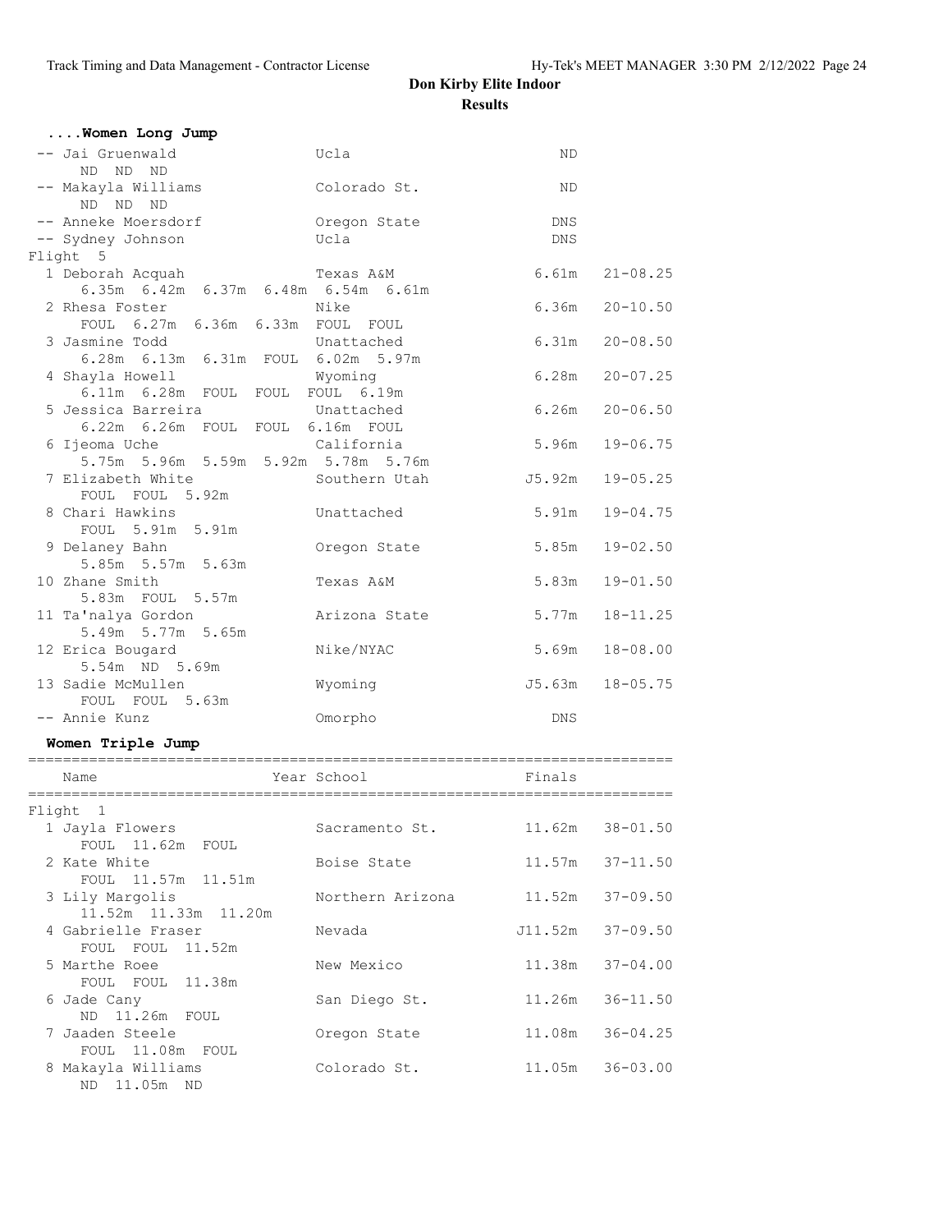# Don Kirby Elite Indoor

## Results

### ....Women Long Jump

| Place | Name | School | Finals | |
|---|---|---|---|---|
| -- | Jai Gruenwald | Ucla | ND | |
| | ND ND ND | | | |
| -- | Makayla Williams | Colorado St. | ND | |
| | ND ND ND | | | |
| -- | Anneke Moersdorf | Oregon State | DNS | |
| -- | Sydney Johnson | Ucla | DNS | |
| **Flight 5** | | | | |
| 1 | Deborah Acquah | Texas A&M | 6.61m | 21-08.25 |
| | 6.35m 6.42m 6.37m 6.48m 6.54m 6.61m | | | |
| 2 | Rhesa Foster | Nike | 6.36m | 20-10.50 |
| | FOUL 6.27m 6.36m 6.33m FOUL FOUL | | | |
| 3 | Jasmine Todd | Unattached | 6.31m | 20-08.50 |
| | 6.28m 6.13m 6.31m FOUL 6.02m 5.97m | | | |
| 4 | Shayla Howell | Wyoming | 6.28m | 20-07.25 |
| | 6.11m 6.28m FOUL FOUL FOUL 6.19m | | | |
| 5 | Jessica Barreira | Unattached | 6.26m | 20-06.50 |
| | 6.22m 6.26m FOUL FOUL 6.16m FOUL | | | |
| 6 | Ijeoma Uche | California | 5.96m | 19-06.75 |
| | 5.75m 5.96m 5.59m 5.92m 5.78m 5.76m | | | |
| 7 | Elizabeth White | Southern Utah | J5.92m | 19-05.25 |
| | FOUL FOUL 5.92m | | | |
| 8 | Chari Hawkins | Unattached | 5.91m | 19-04.75 |
| | FOUL 5.91m 5.91m | | | |
| 9 | Delaney Bahn | Oregon State | 5.85m | 19-02.50 |
| | 5.85m 5.57m 5.63m | | | |
| 10 | Zhane Smith | Texas A&M | 5.83m | 19-01.50 |
| | 5.83m FOUL 5.57m | | | |
| 11 | Ta'nalya Gordon | Arizona State | 5.77m | 18-11.25 |
| | 5.49m 5.77m 5.65m | | | |
| 12 | Erica Bougard | Nike/NYAC | 5.69m | 18-08.00 |
| | 5.54m ND 5.69m | | | |
| 13 | Sadie McMullen | Wyoming | J5.63m | 18-05.75 |
| | FOUL FOUL 5.63m | | | |
| -- | Annie Kunz | Omorpho | DNS | |

### Women Triple Jump

| Place | Name | Year School | Finals | |
|---|---|---|---|---|
| **Flight 1** | | | | |
| 1 | Jayla Flowers | Sacramento St. | 11.62m | 38-01.50 |
| | FOUL 11.62m FOUL | | | |
| 2 | Kate White | Boise State | 11.57m | 37-11.50 |
| | FOUL 11.57m 11.51m | | | |
| 3 | Lily Margolis | Northern Arizona | 11.52m | 37-09.50 |
| | 11.52m 11.33m 11.20m | | | |
| 4 | Gabrielle Fraser | Nevada | J11.52m | 37-09.50 |
| | FOUL FOUL 11.52m | | | |
| 5 | Marthe Roee | New Mexico | 11.38m | 37-04.00 |
| | FOUL FOUL 11.38m | | | |
| 6 | Jade Cany | San Diego St. | 11.26m | 36-11.50 |
| | ND 11.26m FOUL | | | |
| 7 | Jaaden Steele | Oregon State | 11.08m | 36-04.25 |
| | FOUL 11.08m FOUL | | | |
| 8 | Makayla Williams | Colorado St. | 11.05m | 36-03.00 |
| | ND 11.05m ND | | | |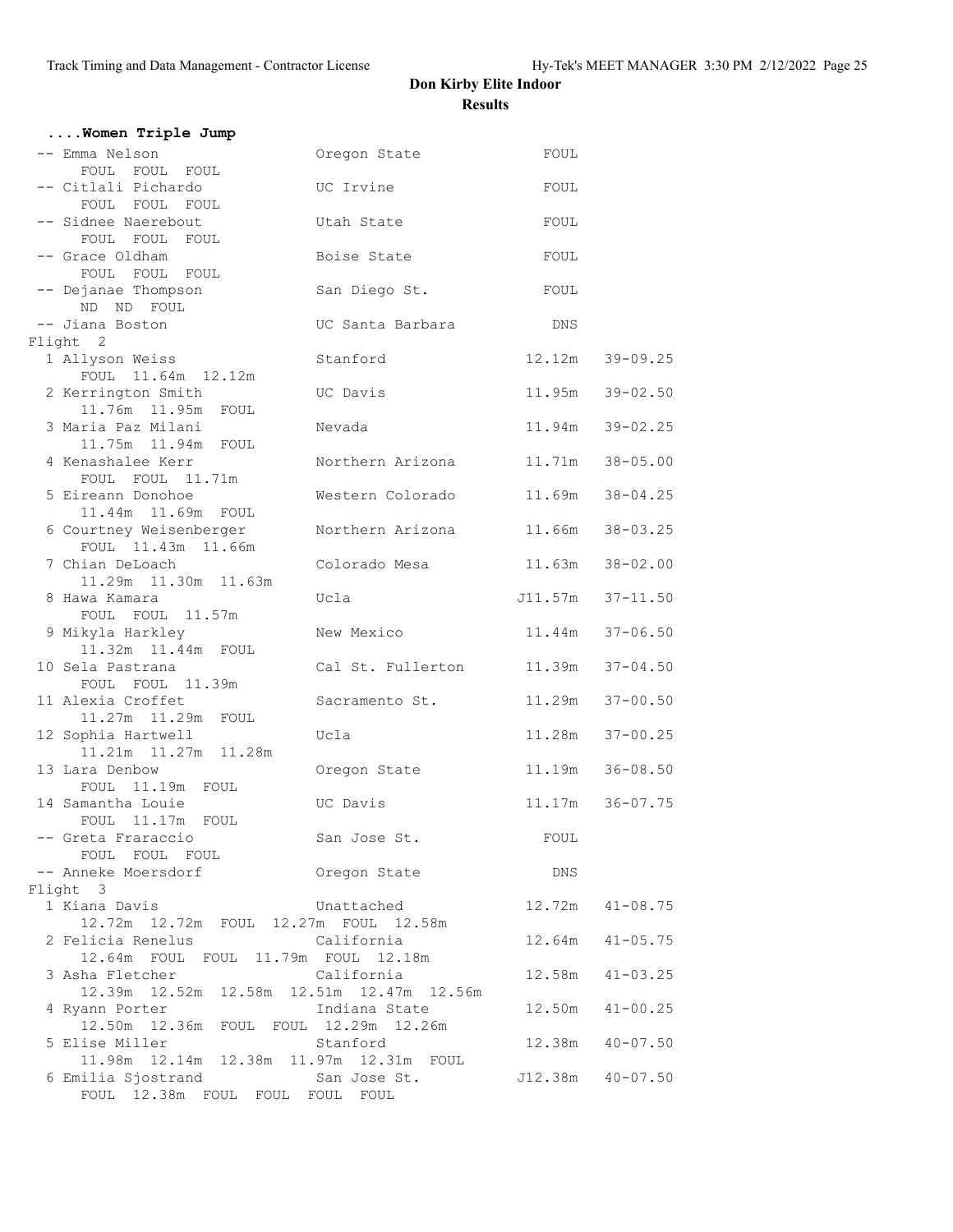## Don Kirby Elite Indoor

### Results

#### ....Women Triple Jump

| Place | Name | School | Mark | Imperial |
|---|---|---|---|---|
| -- | Emma Nelson | Oregon State | FOUL | |
| | FOUL FOUL FOUL | | | |
| -- | Citlali Pichardo | UC Irvine | FOUL | |
| | FOUL FOUL FOUL | | | |
| -- | Sidnee Naerebout | Utah State | FOUL | |
| | FOUL FOUL FOUL | | | |
| -- | Grace Oldham | Boise State | FOUL | |
| | FOUL FOUL FOUL | | | |
| -- | Dejanae Thompson | San Diego St. | FOUL | |
| | ND ND FOUL | | | |
| -- | Jiana Boston | UC Santa Barbara | DNS | |

**Flight 2**

| Place | Name | School | Mark | Imperial |
|---|---|---|---|---|
| 1 | Allyson Weiss | Stanford | 12.12m | 39-09.25 |
| | FOUL 11.64m 12.12m | | | |
| 2 | Kerrington Smith | UC Davis | 11.95m | 39-02.50 |
| | 11.76m 11.95m FOUL | | | |
| 3 | Maria Paz Milani | Nevada | 11.94m | 39-02.25 |
| | 11.75m 11.94m FOUL | | | |
| 4 | Kenashalee Kerr | Northern Arizona | 11.71m | 38-05.00 |
| | FOUL FOUL 11.71m | | | |
| 5 | Eireann Donohoe | Western Colorado | 11.69m | 38-04.25 |
| | 11.44m 11.69m FOUL | | | |
| 6 | Courtney Weisenberger | Northern Arizona | 11.66m | 38-03.25 |
| | FOUL 11.43m 11.66m | | | |
| 7 | Chian DeLoach | Colorado Mesa | 11.63m | 38-02.00 |
| | 11.29m 11.30m 11.63m | | | |
| 8 | Hawa Kamara | Ucla | J11.57m | 37-11.50 |
| | FOUL FOUL 11.57m | | | |
| 9 | Mikyla Harkley | New Mexico | 11.44m | 37-06.50 |
| | 11.32m 11.44m FOUL | | | |
| 10 | Sela Pastrana | Cal St. Fullerton | 11.39m | 37-04.50 |
| | FOUL FOUL 11.39m | | | |
| 11 | Alexia Croffet | Sacramento St. | 11.29m | 37-00.50 |
| | 11.27m 11.29m FOUL | | | |
| 12 | Sophia Hartwell | Ucla | 11.28m | 37-00.25 |
| | 11.21m 11.27m 11.28m | | | |
| 13 | Lara Denbow | Oregon State | 11.19m | 36-08.50 |
| | FOUL 11.19m FOUL | | | |
| 14 | Samantha Louie | UC Davis | 11.17m | 36-07.75 |
| | FOUL 11.17m FOUL | | | |
| -- | Greta Fraraccio | San Jose St. | FOUL | |
| | FOUL FOUL FOUL | | | |
| -- | Anneke Moersdorf | Oregon State | DNS | |

**Flight 3**

| Place | Name | School | Mark | Imperial |
|---|---|---|---|---|
| 1 | Kiana Davis | Unattached | 12.72m | 41-08.75 |
| | 12.72m 12.72m FOUL 12.27m FOUL 12.58m | | | |
| 2 | Felicia Renelus | California | 12.64m | 41-05.75 |
| | 12.64m FOUL FOUL 11.79m FOUL 12.18m | | | |
| 3 | Asha Fletcher | California | 12.58m | 41-03.25 |
| | 12.39m 12.52m 12.58m 12.51m 12.47m 12.56m | | | |
| 4 | Ryann Porter | Indiana State | 12.50m | 41-00.25 |
| | 12.50m 12.36m FOUL FOUL 12.29m 12.26m | | | |
| 5 | Elise Miller | Stanford | 12.38m | 40-07.50 |
| | 11.98m 12.14m 12.38m 11.97m 12.31m FOUL | | | |
| 6 | Emilia Sjostrand | San Jose St. | J12.38m | 40-07.50 |
| | FOUL 12.38m FOUL FOUL FOUL FOUL | | | |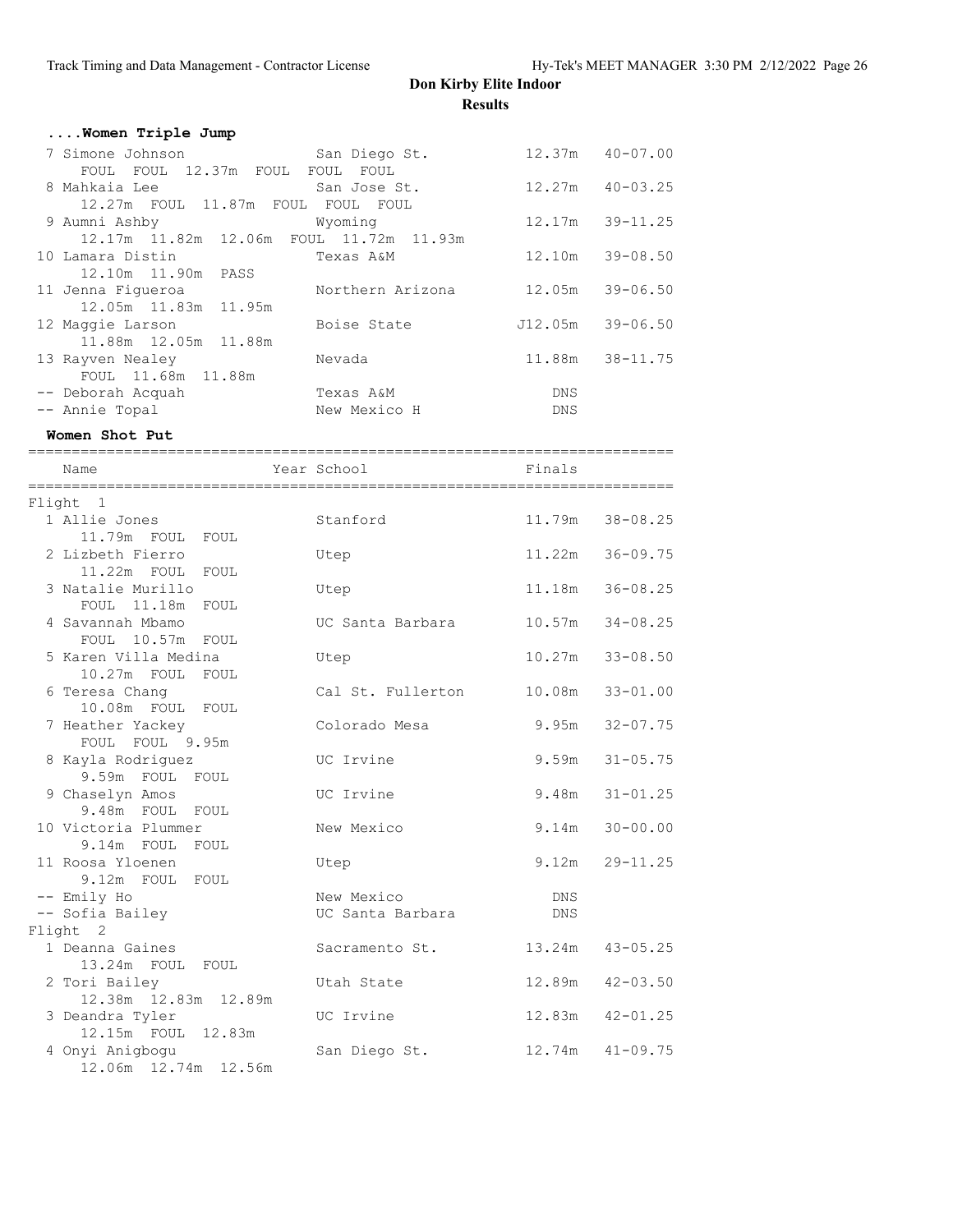## Don Kirby Elite Indoor

### Results

#### ....Women Triple Jump

| Place | Name | School | Finals | |
|---|---|---|---|---|
| 7 | Simone Johnson | San Diego St. | 12.37m | 40-07.00 |
| | FOUL FOUL 12.37m FOUL FOUL FOUL | | | |
| 8 | Mahkaia Lee | San Jose St. | 12.27m | 40-03.25 |
| | 12.27m FOUL 11.87m FOUL FOUL FOUL | | | |
| 9 | Aumni Ashby | Wyoming | 12.17m | 39-11.25 |
| | 12.17m 11.82m 12.06m FOUL 11.72m 11.93m | | | |
| 10 | Lamara Distin | Texas A&M | 12.10m | 39-08.50 |
| | 12.10m 11.90m PASS | | | |
| 11 | Jenna Figueroa | Northern Arizona | 12.05m | 39-06.50 |
| | 12.05m 11.83m 11.95m | | | |
| 12 | Maggie Larson | Boise State | J12.05m | 39-06.50 |
| | 11.88m 12.05m 11.88m | | | |
| 13 | Rayven Nealey | Nevada | 11.88m | 38-11.75 |
| | FOUL 11.68m 11.88m | | | |
| -- | Deborah Acquah | Texas A&M | DNS | |
| -- | Annie Topal | New Mexico H | DNS | |

#### Women Shot Put

| Place | Name | Year School | Finals | |
|---|---|---|---|---|
| **Flight 1** | | | | |
| 1 | Allie Jones | Stanford | 11.79m | 38-08.25 |
| | 11.79m FOUL FOUL | | | |
| 2 | Lizbeth Fierro | Utep | 11.22m | 36-09.75 |
| | 11.22m FOUL FOUL | | | |
| 3 | Natalie Murillo | Utep | 11.18m | 36-08.25 |
| | FOUL 11.18m FOUL | | | |
| 4 | Savannah Mbamo | UC Santa Barbara | 10.57m | 34-08.25 |
| | FOUL 10.57m FOUL | | | |
| 5 | Karen Villa Medina | Utep | 10.27m | 33-08.50 |
| | 10.27m FOUL FOUL | | | |
| 6 | Teresa Chang | Cal St. Fullerton | 10.08m | 33-01.00 |
| | 10.08m FOUL FOUL | | | |
| 7 | Heather Yackey | Colorado Mesa | 9.95m | 32-07.75 |
| | FOUL FOUL 9.95m | | | |
| 8 | Kayla Rodriguez | UC Irvine | 9.59m | 31-05.75 |
| | 9.59m FOUL FOUL | | | |
| 9 | Chaselyn Amos | UC Irvine | 9.48m | 31-01.25 |
| | 9.48m FOUL FOUL | | | |
| 10 | Victoria Plummer | New Mexico | 9.14m | 30-00.00 |
| | 9.14m FOUL FOUL | | | |
| 11 | Roosa Yloenen | Utep | 9.12m | 29-11.25 |
| | 9.12m FOUL FOUL | | | |
| -- | Emily Ho | New Mexico | DNS | |
| -- | Sofia Bailey | UC Santa Barbara | DNS | |
| **Flight 2** | | | | |
| 1 | Deanna Gaines | Sacramento St. | 13.24m | 43-05.25 |
| | 13.24m FOUL FOUL | | | |
| 2 | Tori Bailey | Utah State | 12.89m | 42-03.50 |
| | 12.38m 12.83m 12.89m | | | |
| 3 | Deandra Tyler | UC Irvine | 12.83m | 42-01.25 |
| | 12.15m FOUL 12.83m | | | |
| 4 | Onyi Anigbogu | San Diego St. | 12.74m | 41-09.75 |
| | 12.06m 12.74m 12.56m | | | |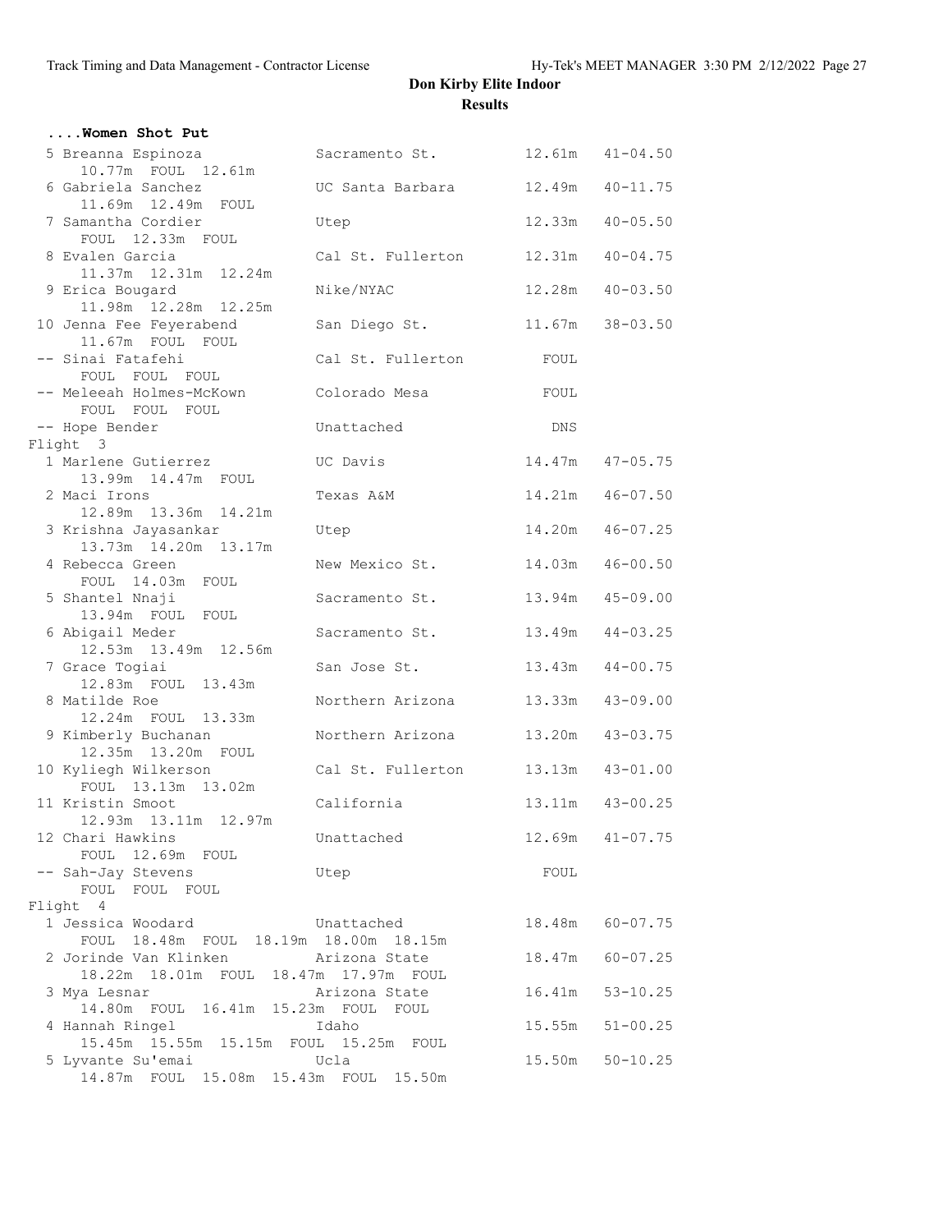# Don Kirby Elite Indoor

## Results

### ....Women Shot Put

| Place | Name | School | Mark | Imperial |
|---|---|---|---|---|
| 5 | Breanna Espinoza | Sacramento St. | 12.61m | 41-04.50 |
| | 10.77m FOUL 12.61m | | | |
| 6 | Gabriela Sanchez | UC Santa Barbara | 12.49m | 40-11.75 |
| | 11.69m 12.49m FOUL | | | |
| 7 | Samantha Cordier | Utep | 12.33m | 40-05.50 |
| | FOUL 12.33m FOUL | | | |
| 8 | Evalen Garcia | Cal St. Fullerton | 12.31m | 40-04.75 |
| | 11.37m 12.31m 12.24m | | | |
| 9 | Erica Bougard | Nike/NYAC | 12.28m | 40-03.50 |
| | 11.98m 12.28m 12.25m | | | |
| 10 | Jenna Fee Feyerabend | San Diego St. | 11.67m | 38-03.50 |
| | 11.67m FOUL FOUL | | | |
| -- | Sinai Fatafehi | Cal St. Fullerton | FOUL | |
| | FOUL FOUL FOUL | | | |
| -- | Meleeah Holmes-McKown | Colorado Mesa | FOUL | |
| | FOUL FOUL FOUL | | | |
| -- | Hope Bender | Unattached | DNS | |

**Flight 3**

| Place | Name | School | Mark | Imperial |
|---|---|---|---|---|
| 1 | Marlene Gutierrez | UC Davis | 14.47m | 47-05.75 |
| | 13.99m 14.47m FOUL | | | |
| 2 | Maci Irons | Texas A&M | 14.21m | 46-07.50 |
| | 12.89m 13.36m 14.21m | | | |
| 3 | Krishna Jayasankar | Utep | 14.20m | 46-07.25 |
| | 13.73m 14.20m 13.17m | | | |
| 4 | Rebecca Green | New Mexico St. | 14.03m | 46-00.50 |
| | FOUL 14.03m FOUL | | | |
| 5 | Shantel Nnaji | Sacramento St. | 13.94m | 45-09.00 |
| | 13.94m FOUL FOUL | | | |
| 6 | Abigail Meder | Sacramento St. | 13.49m | 44-03.25 |
| | 12.53m 13.49m 12.56m | | | |
| 7 | Grace Togiai | San Jose St. | 13.43m | 44-00.75 |
| | 12.83m FOUL 13.43m | | | |
| 8 | Matilde Roe | Northern Arizona | 13.33m | 43-09.00 |
| | 12.24m FOUL 13.33m | | | |
| 9 | Kimberly Buchanan | Northern Arizona | 13.20m | 43-03.75 |
| | 12.35m 13.20m FOUL | | | |
| 10 | Kyliegh Wilkerson | Cal St. Fullerton | 13.13m | 43-01.00 |
| | FOUL 13.13m 13.02m | | | |
| 11 | Kristin Smoot | California | 13.11m | 43-00.25 |
| | 12.93m 13.11m 12.97m | | | |
| 12 | Chari Hawkins | Unattached | 12.69m | 41-07.75 |
| | FOUL 12.69m FOUL | | | |
| -- | Sah-Jay Stevens | Utep | FOUL | |
| | FOUL FOUL FOUL | | | |

**Flight 4**

| Place | Name | School | Mark | Imperial |
|---|---|---|---|---|
| 1 | Jessica Woodard | Unattached | 18.48m | 60-07.75 |
| | FOUL 18.48m FOUL 18.19m 18.00m 18.15m | | | |
| 2 | Jorinde Van Klinken | Arizona State | 18.47m | 60-07.25 |
| | 18.22m 18.01m FOUL 18.47m 17.97m FOUL | | | |
| 3 | Mya Lesnar | Arizona State | 16.41m | 53-10.25 |
| | 14.80m FOUL 16.41m 15.23m FOUL FOUL | | | |
| 4 | Hannah Ringel | Idaho | 15.55m | 51-00.25 |
| | 15.45m 15.55m 15.15m FOUL 15.25m FOUL | | | |
| 5 | Lyvante Su'emai | Ucla | 15.50m | 50-10.25 |
| | 14.87m FOUL 15.08m 15.43m FOUL 15.50m | | | |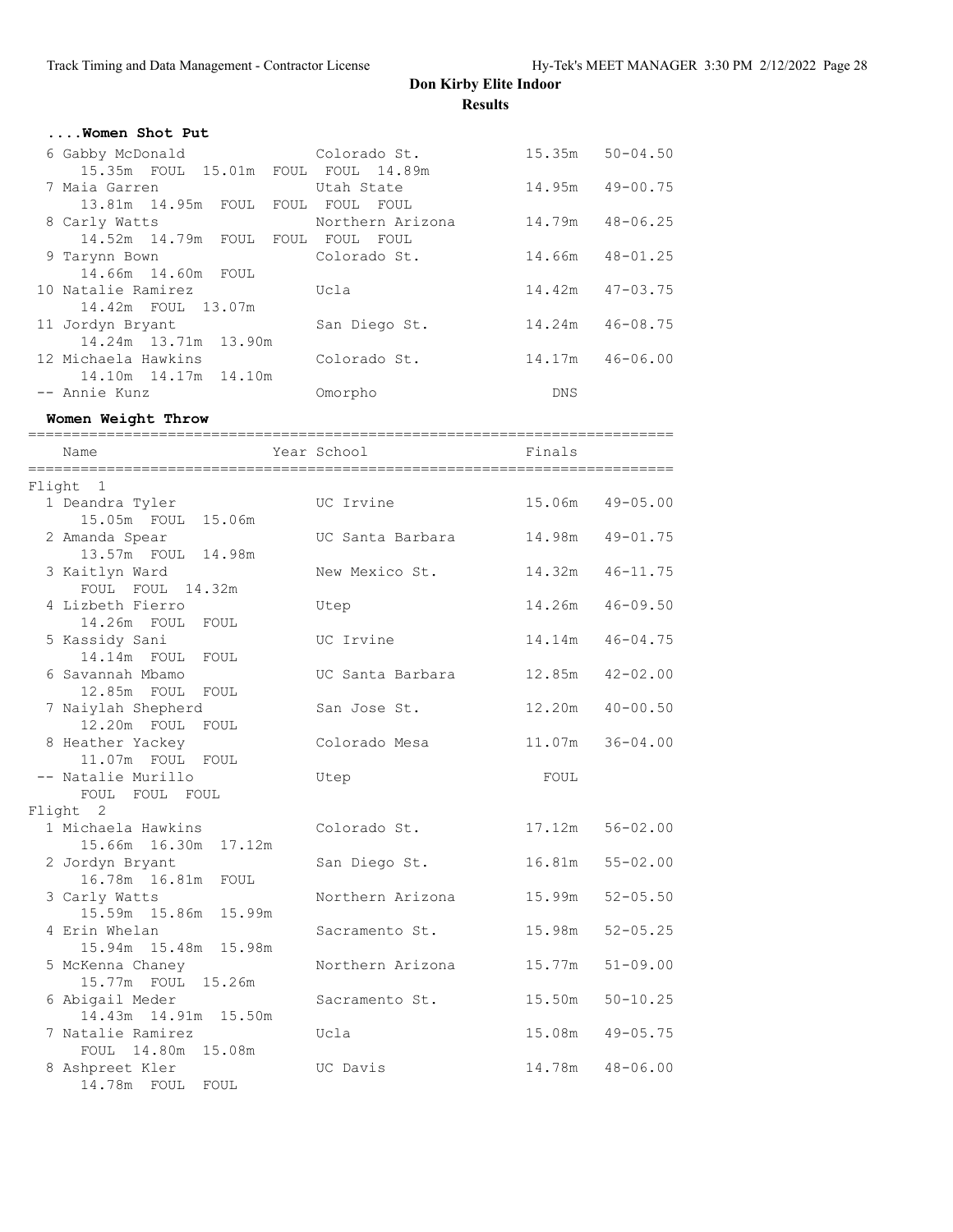# Don Kirby Elite Indoor

## Results

### ....Women Shot Put

| Place | Name | School | Finals | |
|---|---|---|---|---|
| 6 | Gabby McDonald | Colorado St. | 15.35m | 50-04.50 |
| | 15.35m FOUL 15.01m FOUL FOUL 14.89m | | | |
| 7 | Maia Garren | Utah State | 14.95m | 49-00.75 |
| | 13.81m 14.95m FOUL FOUL FOUL FOUL | | | |
| 8 | Carly Watts | Northern Arizona | 14.79m | 48-06.25 |
| | 14.52m 14.79m FOUL FOUL FOUL FOUL | | | |
| 9 | Tarynn Bown | Colorado St. | 14.66m | 48-01.25 |
| | 14.66m 14.60m FOUL | | | |
| 10 | Natalie Ramirez | Ucla | 14.42m | 47-03.75 |
| | 14.42m FOUL 13.07m | | | |
| 11 | Jordyn Bryant | San Diego St. | 14.24m | 46-08.75 |
| | 14.24m 13.71m 13.90m | | | |
| 12 | Michaela Hawkins | Colorado St. | 14.17m | 46-06.00 |
| | 14.10m 14.17m 14.10m | | | |
| -- | Annie Kunz | Omorpho | DNS | |

### Women Weight Throw

| Place | Name | Year School | Finals | |
|---|---|---|---|---|
| **Flight 1** | | | | |
| 1 | Deandra Tyler | UC Irvine | 15.06m | 49-05.00 |
| | 15.05m FOUL 15.06m | | | |
| 2 | Amanda Spear | UC Santa Barbara | 14.98m | 49-01.75 |
| | 13.57m FOUL 14.98m | | | |
| 3 | Kaitlyn Ward | New Mexico St. | 14.32m | 46-11.75 |
| | FOUL FOUL 14.32m | | | |
| 4 | Lizbeth Fierro | Utep | 14.26m | 46-09.50 |
| | 14.26m FOUL FOUL | | | |
| 5 | Kassidy Sani | UC Irvine | 14.14m | 46-04.75 |
| | 14.14m FOUL FOUL | | | |
| 6 | Savannah Mbamo | UC Santa Barbara | 12.85m | 42-02.00 |
| | 12.85m FOUL FOUL | | | |
| 7 | Naiylah Shepherd | San Jose St. | 12.20m | 40-00.50 |
| | 12.20m FOUL FOUL | | | |
| 8 | Heather Yackey | Colorado Mesa | 11.07m | 36-04.00 |
| | 11.07m FOUL FOUL | | | |
| -- | Natalie Murillo | Utep | FOUL | |
| | FOUL FOUL FOUL | | | |
| **Flight 2** | | | | |
| 1 | Michaela Hawkins | Colorado St. | 17.12m | 56-02.00 |
| | 15.66m 16.30m 17.12m | | | |
| 2 | Jordyn Bryant | San Diego St. | 16.81m | 55-02.00 |
| | 16.78m 16.81m FOUL | | | |
| 3 | Carly Watts | Northern Arizona | 15.99m | 52-05.50 |
| | 15.59m 15.86m 15.99m | | | |
| 4 | Erin Whelan | Sacramento St. | 15.98m | 52-05.25 |
| | 15.94m 15.48m 15.98m | | | |
| 5 | McKenna Chaney | Northern Arizona | 15.77m | 51-09.00 |
| | 15.77m FOUL 15.26m | | | |
| 6 | Abigail Meder | Sacramento St. | 15.50m | 50-10.25 |
| | 14.43m 14.91m 15.50m | | | |
| 7 | Natalie Ramirez | Ucla | 15.08m | 49-05.75 |
| | FOUL 14.80m 15.08m | | | |
| 8 | Ashpreet Kler | UC Davis | 14.78m | 48-06.00 |
| | 14.78m FOUL FOUL | | | |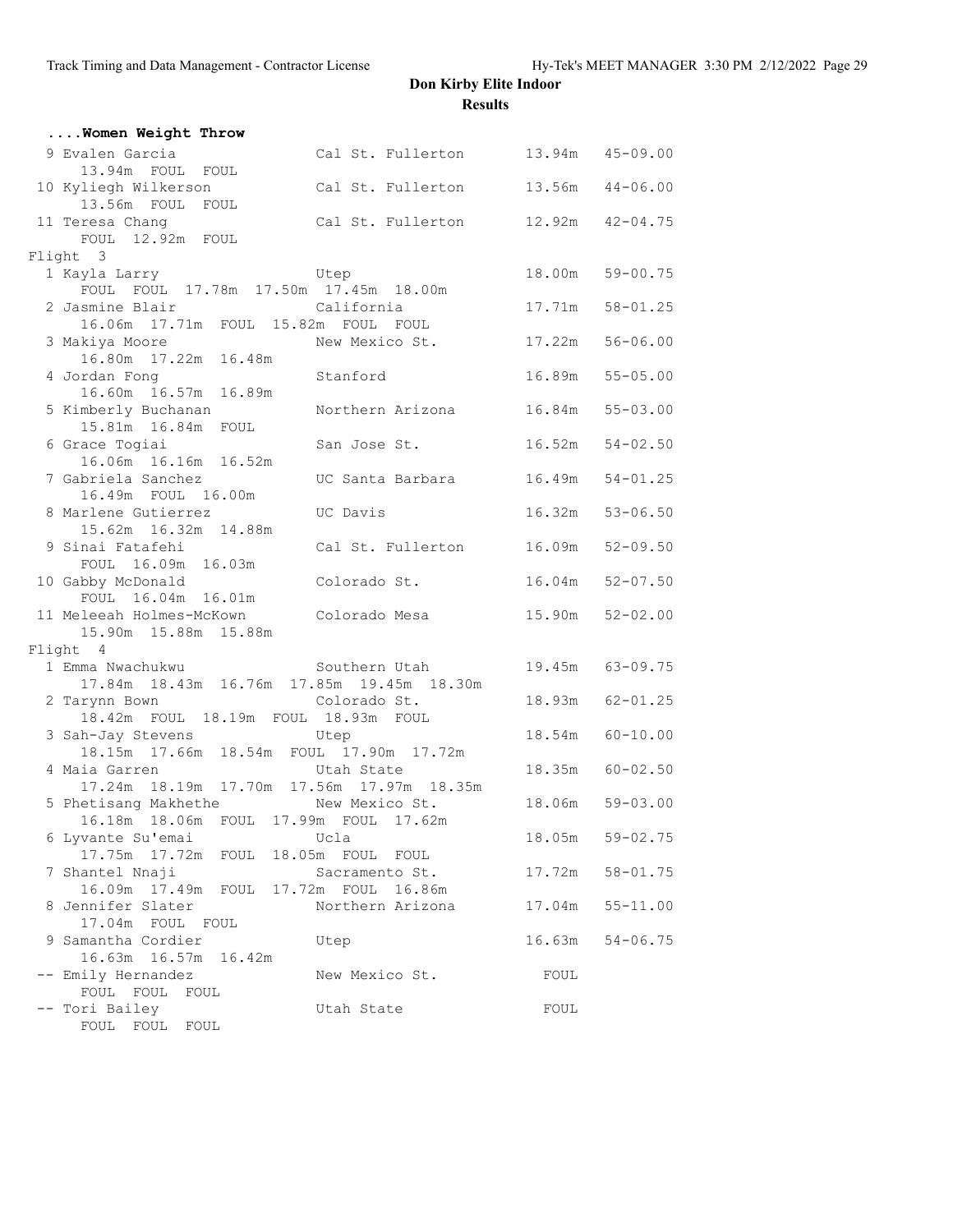**Don Kirby Elite Indoor**

**Results**

**....Women Weight Throw**

```
  9 Evalen Garcia              Cal St. Fullerton       13.94m   45-09.00
      13.94m  FOUL  FOUL
 10 Kyliegh Wilkerson          Cal St. Fullerton       13.56m   44-06.00
      13.56m  FOUL  FOUL
 11 Teresa Chang               Cal St. Fullerton       12.92m   42-04.75
      FOUL  12.92m  FOUL
Flight  3
  1 Kayla Larry                Utep                    18.00m   59-00.75
      FOUL  FOUL  17.78m  17.50m  17.45m  18.00m
  2 Jasmine Blair              California              17.71m   58-01.25
      16.06m  17.71m  FOUL  15.82m  FOUL  FOUL
  3 Makiya Moore               New Mexico St.          17.22m   56-06.00
      16.80m  17.22m  16.48m
  4 Jordan Fong                Stanford                16.89m   55-05.00
      16.60m  16.57m  16.89m
  5 Kimberly Buchanan          Northern Arizona        16.84m   55-03.00
      15.81m  16.84m  FOUL
  6 Grace Togiai               San Jose St.            16.52m   54-02.50
      16.06m  16.16m  16.52m
  7 Gabriela Sanchez           UC Santa Barbara        16.49m   54-01.25
      16.49m  FOUL  16.00m
  8 Marlene Gutierrez          UC Davis                16.32m   53-06.50
      15.62m  16.32m  14.88m
  9 Sinai Fatafehi             Cal St. Fullerton       16.09m   52-09.50
      FOUL  16.09m  16.03m
 10 Gabby McDonald             Colorado St.            16.04m   52-07.50
      FOUL  16.04m  16.01m
 11 Meleeah Holmes-McKown      Colorado Mesa           15.90m   52-02.00
      15.90m  15.88m  15.88m
Flight  4
  1 Emma Nwachukwu             Southern Utah           19.45m   63-09.75
      17.84m  18.43m  16.76m  17.85m  19.45m  18.30m
  2 Tarynn Bown                Colorado St.            18.93m   62-01.25
      18.42m  FOUL  18.19m  FOUL  18.93m  FOUL
  3 Sah-Jay Stevens            Utep                    18.54m   60-10.00
      18.15m  17.66m  18.54m  FOUL  17.90m  17.72m
  4 Maia Garren                Utah State              18.35m   60-02.50
      17.24m  18.19m  17.70m  17.56m  17.97m  18.35m
  5 Phetisang Makhethe         New Mexico St.          18.06m   59-03.00
      16.18m  18.06m  FOUL  17.99m  FOUL  17.62m
  6 Lyvante Su'emai            Ucla                    18.05m   59-02.75
      17.75m  17.72m  FOUL  18.05m  FOUL  FOUL
  7 Shantel Nnaji              Sacramento St.          17.72m   58-01.75
      16.09m  17.49m  FOUL  17.72m  FOUL  16.86m
  8 Jennifer Slater            Northern Arizona        17.04m   55-11.00
      17.04m  FOUL  FOUL
  9 Samantha Cordier           Utep                    16.63m   54-06.75
      16.63m  16.57m  16.42m
 -- Emily Hernandez            New Mexico St.            FOUL
      FOUL  FOUL  FOUL
 -- Tori Bailey                Utah State                FOUL
      FOUL  FOUL  FOUL
```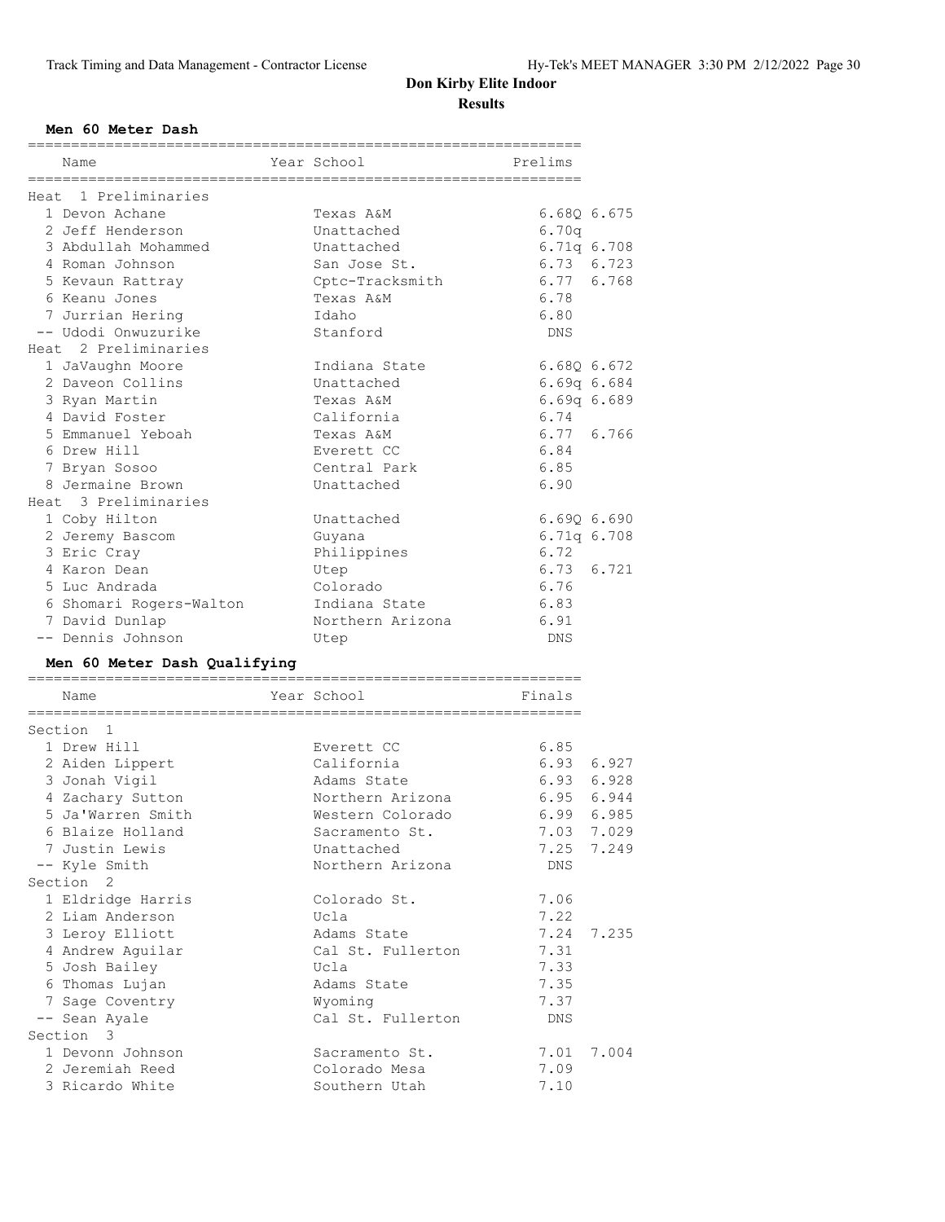# Don Kirby Elite Indoor

## Results

### Men 60 Meter Dash

| Place | Name | Year | School | Prelims | |
|---|---|---|---|---|---|
| **Heat 1 Preliminaries** | | | | | |
| 1 | Devon Achane | | Texas A&M | 6.68Q | 6.675 |
| 2 | Jeff Henderson | | Unattached | 6.70q | |
| 3 | Abdullah Mohammed | | Unattached | 6.71q | 6.708 |
| 4 | Roman Johnson | | San Jose St. | 6.73 | 6.723 |
| 5 | Kevaun Rattray | | Cptc-Tracksmith | 6.77 | 6.768 |
| 6 | Keanu Jones | | Texas A&M | 6.78 | |
| 7 | Jurrian Hering | | Idaho | 6.80 | |
| -- | Udodi Onwuzurike | | Stanford | DNS | |
| **Heat 2 Preliminaries** | | | | | |
| 1 | JaVaughn Moore | | Indiana State | 6.68Q | 6.672 |
| 2 | Daveon Collins | | Unattached | 6.69q | 6.684 |
| 3 | Ryan Martin | | Texas A&M | 6.69q | 6.689 |
| 4 | David Foster | | California | 6.74 | |
| 5 | Emmanuel Yeboah | | Texas A&M | 6.77 | 6.766 |
| 6 | Drew Hill | | Everett CC | 6.84 | |
| 7 | Bryan Sosoo | | Central Park | 6.85 | |
| 8 | Jermaine Brown | | Unattached | 6.90 | |
| **Heat 3 Preliminaries** | | | | | |
| 1 | Coby Hilton | | Unattached | 6.69Q | 6.690 |
| 2 | Jeremy Bascom | | Guyana | 6.71q | 6.708 |
| 3 | Eric Cray | | Philippines | 6.72 | |
| 4 | Karon Dean | | Utep | 6.73 | 6.721 |
| 5 | Luc Andrada | | Colorado | 6.76 | |
| 6 | Shomari Rogers-Walton | | Indiana State | 6.83 | |
| 7 | David Dunlap | | Northern Arizona | 6.91 | |
| -- | Dennis Johnson | | Utep | DNS | |

### Men 60 Meter Dash Qualifying

| Place | Name | Year | School | Finals | |
|---|---|---|---|---|---|
| **Section 1** | | | | | |
| 1 | Drew Hill | | Everett CC | 6.85 | |
| 2 | Aiden Lippert | | California | 6.93 | 6.927 |
| 3 | Jonah Vigil | | Adams State | 6.93 | 6.928 |
| 4 | Zachary Sutton | | Northern Arizona | 6.95 | 6.944 |
| 5 | Ja'Warren Smith | | Western Colorado | 6.99 | 6.985 |
| 6 | Blaize Holland | | Sacramento St. | 7.03 | 7.029 |
| 7 | Justin Lewis | | Unattached | 7.25 | 7.249 |
| -- | Kyle Smith | | Northern Arizona | DNS | |
| **Section 2** | | | | | |
| 1 | Eldridge Harris | | Colorado St. | 7.06 | |
| 2 | Liam Anderson | | Ucla | 7.22 | |
| 3 | Leroy Elliott | | Adams State | 7.24 | 7.235 |
| 4 | Andrew Aguilar | | Cal St. Fullerton | 7.31 | |
| 5 | Josh Bailey | | Ucla | 7.33 | |
| 6 | Thomas Lujan | | Adams State | 7.35 | |
| 7 | Sage Coventry | | Wyoming | 7.37 | |
| -- | Sean Ayale | | Cal St. Fullerton | DNS | |
| **Section 3** | | | | | |
| 1 | Devonn Johnson | | Sacramento St. | 7.01 | 7.004 |
| 2 | Jeremiah Reed | | Colorado Mesa | 7.09 | |
| 3 | Ricardo White | | Southern Utah | 7.10 | |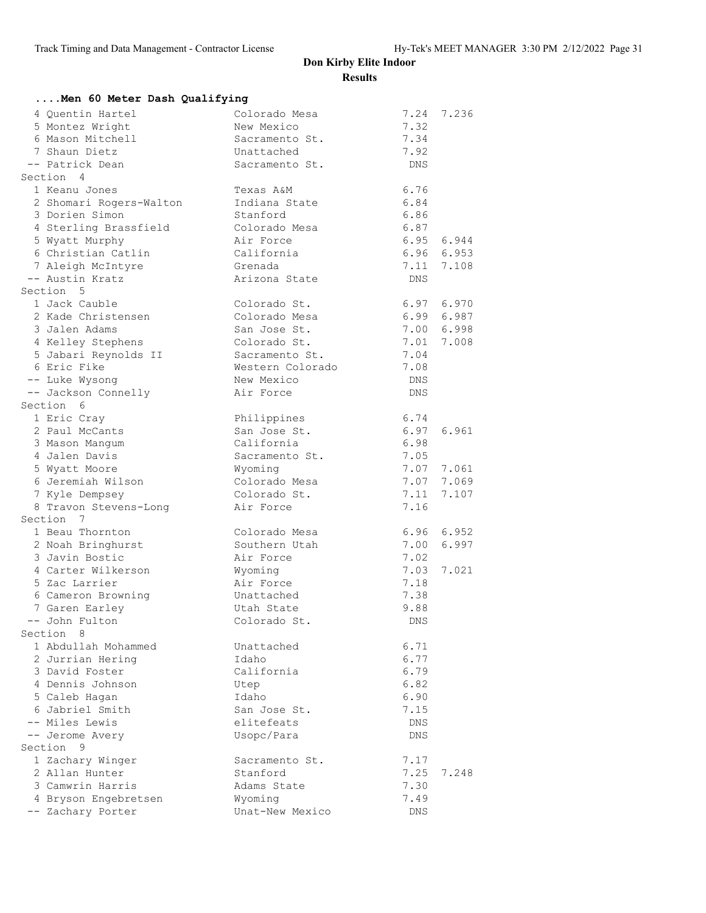# Don Kirby Elite Indoor

## Results

### ....Men 60 Meter Dash Qualifying

| Place | Name | Team | Time | |
|---|---|---|---|---|
| 4 | Quentin Hartel | Colorado Mesa | 7.24 | 7.236 |
| 5 | Montez Wright | New Mexico | 7.32 | |
| 6 | Mason Mitchell | Sacramento St. | 7.34 | |
| 7 | Shaun Dietz | Unattached | 7.92 | |
| -- | Patrick Dean | Sacramento St. | DNS | |

**Section 4**

| Place | Name | Team | Time | |
|---|---|---|---|---|
| 1 | Keanu Jones | Texas A&M | 6.76 | |
| 2 | Shomari Rogers-Walton | Indiana State | 6.84 | |
| 3 | Dorien Simon | Stanford | 6.86 | |
| 4 | Sterling Brassfield | Colorado Mesa | 6.87 | |
| 5 | Wyatt Murphy | Air Force | 6.95 | 6.944 |
| 6 | Christian Catlin | California | 6.96 | 6.953 |
| 7 | Aleigh McIntyre | Grenada | 7.11 | 7.108 |
| -- | Austin Kratz | Arizona State | DNS | |

**Section 5**

| Place | Name | Team | Time | |
|---|---|---|---|---|
| 1 | Jack Cauble | Colorado St. | 6.97 | 6.970 |
| 2 | Kade Christensen | Colorado Mesa | 6.99 | 6.987 |
| 3 | Jalen Adams | San Jose St. | 7.00 | 6.998 |
| 4 | Kelley Stephens | Colorado St. | 7.01 | 7.008 |
| 5 | Jabari Reynolds II | Sacramento St. | 7.04 | |
| 6 | Eric Fike | Western Colorado | 7.08 | |
| -- | Luke Wysong | New Mexico | DNS | |
| -- | Jackson Connelly | Air Force | DNS | |

**Section 6**

| Place | Name | Team | Time | |
|---|---|---|---|---|
| 1 | Eric Cray | Philippines | 6.74 | |
| 2 | Paul McCants | San Jose St. | 6.97 | 6.961 |
| 3 | Mason Mangum | California | 6.98 | |
| 4 | Jalen Davis | Sacramento St. | 7.05 | |
| 5 | Wyatt Moore | Wyoming | 7.07 | 7.061 |
| 6 | Jeremiah Wilson | Colorado Mesa | 7.07 | 7.069 |
| 7 | Kyle Dempsey | Colorado St. | 7.11 | 7.107 |
| 8 | Travon Stevens-Long | Air Force | 7.16 | |

**Section 7**

| Place | Name | Team | Time | |
|---|---|---|---|---|
| 1 | Beau Thornton | Colorado Mesa | 6.96 | 6.952 |
| 2 | Noah Bringhurst | Southern Utah | 7.00 | 6.997 |
| 3 | Javin Bostic | Air Force | 7.02 | |
| 4 | Carter Wilkerson | Wyoming | 7.03 | 7.021 |
| 5 | Zac Larrier | Air Force | 7.18 | |
| 6 | Cameron Browning | Unattached | 7.38 | |
| 7 | Garen Earley | Utah State | 9.88 | |
| -- | John Fulton | Colorado St. | DNS | |

**Section 8**

| Place | Name | Team | Time | |
|---|---|---|---|---|
| 1 | Abdullah Mohammed | Unattached | 6.71 | |
| 2 | Jurrian Hering | Idaho | 6.77 | |
| 3 | David Foster | California | 6.79 | |
| 4 | Dennis Johnson | Utep | 6.82 | |
| 5 | Caleb Hagan | Idaho | 6.90 | |
| 6 | Jabriel Smith | San Jose St. | 7.15 | |
| -- | Miles Lewis | elitefeats | DNS | |
| -- | Jerome Avery | Usopc/Para | DNS | |

**Section 9**

| Place | Name | Team | Time | |
|---|---|---|---|---|
| 1 | Zachary Winger | Sacramento St. | 7.17 | |
| 2 | Allan Hunter | Stanford | 7.25 | 7.248 |
| 3 | Camwrin Harris | Adams State | 7.30 | |
| 4 | Bryson Engebretsen | Wyoming | 7.49 | |
| -- | Zachary Porter | Unat-New Mexico | DNS | |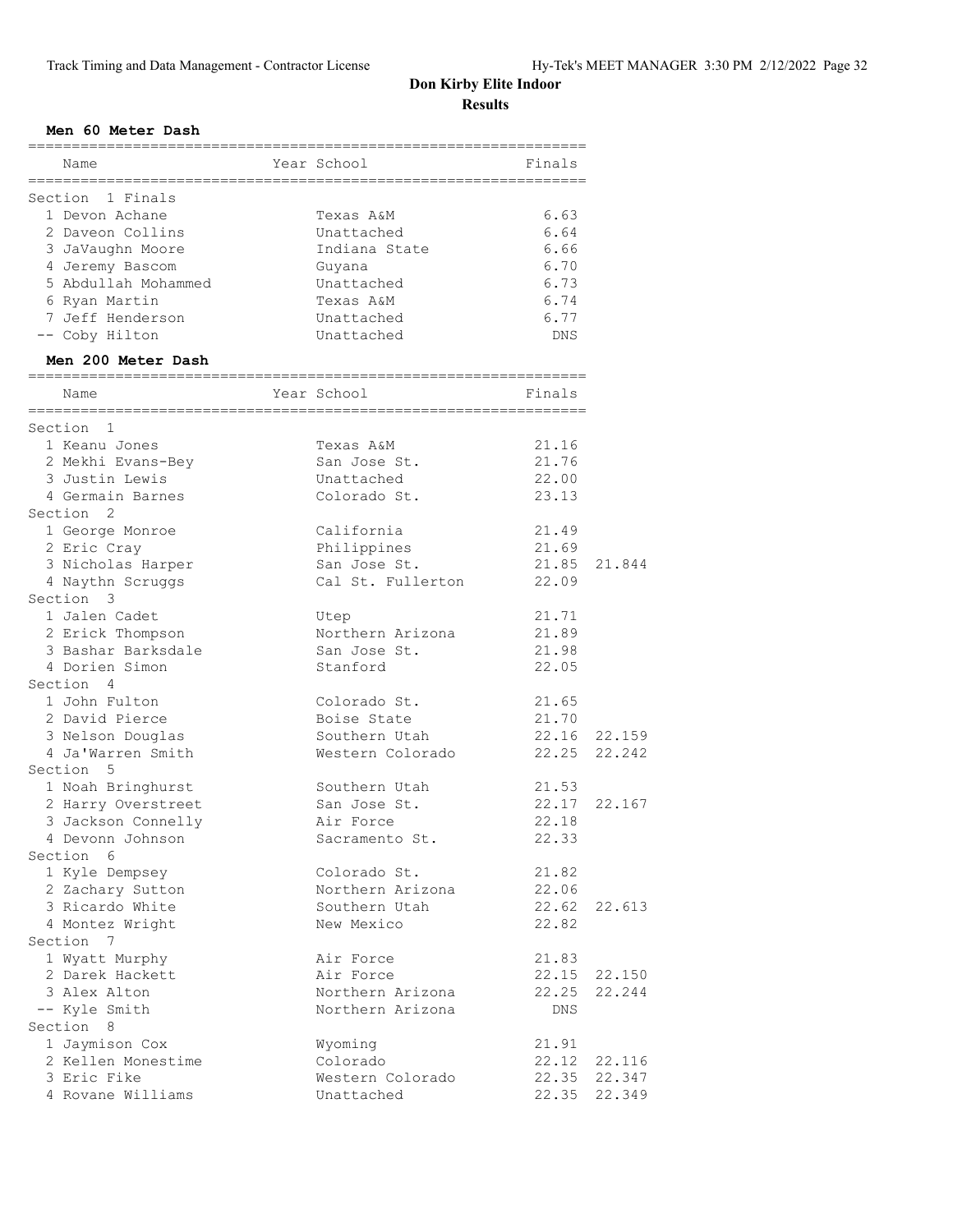# Don Kirby Elite Indoor

## Results

### Men 60 Meter Dash

| Place | Name | Year | School | Finals |
|---|---|---|---|---|
| Section 1 Finals | | | | |
| 1 | Devon Achane | | Texas A&M | 6.63 |
| 2 | Daveon Collins | | Unattached | 6.64 |
| 3 | JaVaughn Moore | | Indiana State | 6.66 |
| 4 | Jeremy Bascom | | Guyana | 6.70 |
| 5 | Abdullah Mohammed | | Unattached | 6.73 |
| 6 | Ryan Martin | | Texas A&M | 6.74 |
| 7 | Jeff Henderson | | Unattached | 6.77 |
| -- | Coby Hilton | | Unattached | DNS |

### Men 200 Meter Dash

| Place | Name | Year | School | Finals | |
|---|---|---|---|---|---|
| Section 1 | | | | | |
| 1 | Keanu Jones | | Texas A&M | 21.16 | |
| 2 | Mekhi Evans-Bey | | San Jose St. | 21.76 | |
| 3 | Justin Lewis | | Unattached | 22.00 | |
| 4 | Germain Barnes | | Colorado St. | 23.13 | |
| Section 2 | | | | | |
| 1 | George Monroe | | California | 21.49 | |
| 2 | Eric Cray | | Philippines | 21.69 | |
| 3 | Nicholas Harper | | San Jose St. | 21.85 | 21.844 |
| 4 | Naythn Scruggs | | Cal St. Fullerton | 22.09 | |
| Section 3 | | | | | |
| 1 | Jalen Cadet | | Utep | 21.71 | |
| 2 | Erick Thompson | | Northern Arizona | 21.89 | |
| 3 | Bashar Barksdale | | San Jose St. | 21.98 | |
| 4 | Dorien Simon | | Stanford | 22.05 | |
| Section 4 | | | | | |
| 1 | John Fulton | | Colorado St. | 21.65 | |
| 2 | David Pierce | | Boise State | 21.70 | |
| 3 | Nelson Douglas | | Southern Utah | 22.16 | 22.159 |
| 4 | Ja'Warren Smith | | Western Colorado | 22.25 | 22.242 |
| Section 5 | | | | | |
| 1 | Noah Bringhurst | | Southern Utah | 21.53 | |
| 2 | Harry Overstreet | | San Jose St. | 22.17 | 22.167 |
| 3 | Jackson Connelly | | Air Force | 22.18 | |
| 4 | Devonn Johnson | | Sacramento St. | 22.33 | |
| Section 6 | | | | | |
| 1 | Kyle Dempsey | | Colorado St. | 21.82 | |
| 2 | Zachary Sutton | | Northern Arizona | 22.06 | |
| 3 | Ricardo White | | Southern Utah | 22.62 | 22.613 |
| 4 | Montez Wright | | New Mexico | 22.82 | |
| Section 7 | | | | | |
| 1 | Wyatt Murphy | | Air Force | 21.83 | |
| 2 | Darek Hackett | | Air Force | 22.15 | 22.150 |
| 3 | Alex Alton | | Northern Arizona | 22.25 | 22.244 |
| -- | Kyle Smith | | Northern Arizona | DNS | |
| Section 8 | | | | | |
| 1 | Jaymison Cox | | Wyoming | 21.91 | |
| 2 | Kellen Monestime | | Colorado | 22.12 | 22.116 |
| 3 | Eric Fike | | Western Colorado | 22.35 | 22.347 |
| 4 | Rovane Williams | | Unattached | 22.35 | 22.349 |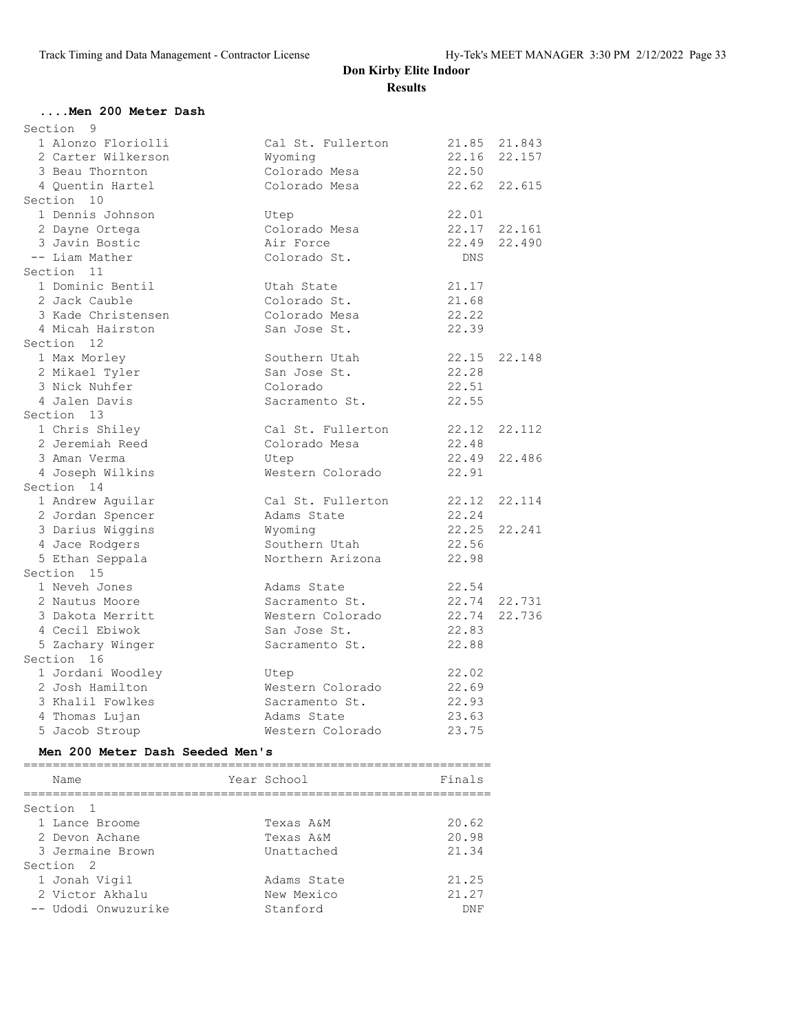# Don Kirby Elite Indoor

## Results

### ....Men 200 Meter Dash

**Section 9**

| Place | Name | School | Finals | |
|---|---|---|---|---|
| 1 | Alonzo Floriolli | Cal St. Fullerton | 21.85 | 21.843 |
| 2 | Carter Wilkerson | Wyoming | 22.16 | 22.157 |
| 3 | Beau Thornton | Colorado Mesa | 22.50 | |
| 4 | Quentin Hartel | Colorado Mesa | 22.62 | 22.615 |

**Section 10**

| Place | Name | School | Finals | |
|---|---|---|---|---|
| 1 | Dennis Johnson | Utep | 22.01 | |
| 2 | Dayne Ortega | Colorado Mesa | 22.17 | 22.161 |
| 3 | Javin Bostic | Air Force | 22.49 | 22.490 |
| -- | Liam Mather | Colorado St. | DNS | |

**Section 11**

| Place | Name | School | Finals | |
|---|---|---|---|---|
| 1 | Dominic Bentil | Utah State | 21.17 | |
| 2 | Jack Cauble | Colorado St. | 21.68 | |
| 3 | Kade Christensen | Colorado Mesa | 22.22 | |
| 4 | Micah Hairston | San Jose St. | 22.39 | |

**Section 12**

| Place | Name | School | Finals | |
|---|---|---|---|---|
| 1 | Max Morley | Southern Utah | 22.15 | 22.148 |
| 2 | Mikael Tyler | San Jose St. | 22.28 | |
| 3 | Nick Nuhfer | Colorado | 22.51 | |
| 4 | Jalen Davis | Sacramento St. | 22.55 | |

**Section 13**

| Place | Name | School | Finals | |
|---|---|---|---|---|
| 1 | Chris Shiley | Cal St. Fullerton | 22.12 | 22.112 |
| 2 | Jeremiah Reed | Colorado Mesa | 22.48 | |
| 3 | Aman Verma | Utep | 22.49 | 22.486 |
| 4 | Joseph Wilkins | Western Colorado | 22.91 | |

**Section 14**

| Place | Name | School | Finals | |
|---|---|---|---|---|
| 1 | Andrew Aguilar | Cal St. Fullerton | 22.12 | 22.114 |
| 2 | Jordan Spencer | Adams State | 22.24 | |
| 3 | Darius Wiggins | Wyoming | 22.25 | 22.241 |
| 4 | Jace Rodgers | Southern Utah | 22.56 | |
| 5 | Ethan Seppala | Northern Arizona | 22.98 | |

**Section 15**

| Place | Name | School | Finals | |
|---|---|---|---|---|
| 1 | Neveh Jones | Adams State | 22.54 | |
| 2 | Nautus Moore | Sacramento St. | 22.74 | 22.731 |
| 3 | Dakota Merritt | Western Colorado | 22.74 | 22.736 |
| 4 | Cecil Ebiwok | San Jose St. | 22.83 | |
| 5 | Zachary Winger | Sacramento St. | 22.88 | |

**Section 16**

| Place | Name | School | Finals |
|---|---|---|---|
| 1 | Jordani Woodley | Utep | 22.02 |
| 2 | Josh Hamilton | Western Colorado | 22.69 |
| 3 | Khalil Fowlkes | Sacramento St. | 22.93 |
| 4 | Thomas Lujan | Adams State | 23.63 |
| 5 | Jacob Stroup | Western Colorado | 23.75 |

### Men 200 Meter Dash Seeded Men's

**Section 1**

| Place | Name | Year School | Finals |
|---|---|---|---|
| 1 | Lance Broome | Texas A&M | 20.62 |
| 2 | Devon Achane | Texas A&M | 20.98 |
| 3 | Jermaine Brown | Unattached | 21.34 |

**Section 2**

| Place | Name | Year School | Finals |
|---|---|---|---|
| 1 | Jonah Vigil | Adams State | 21.25 |
| 2 | Victor Akhalu | New Mexico | 21.27 |
| -- | Udodi Onwuzurike | Stanford | DNF |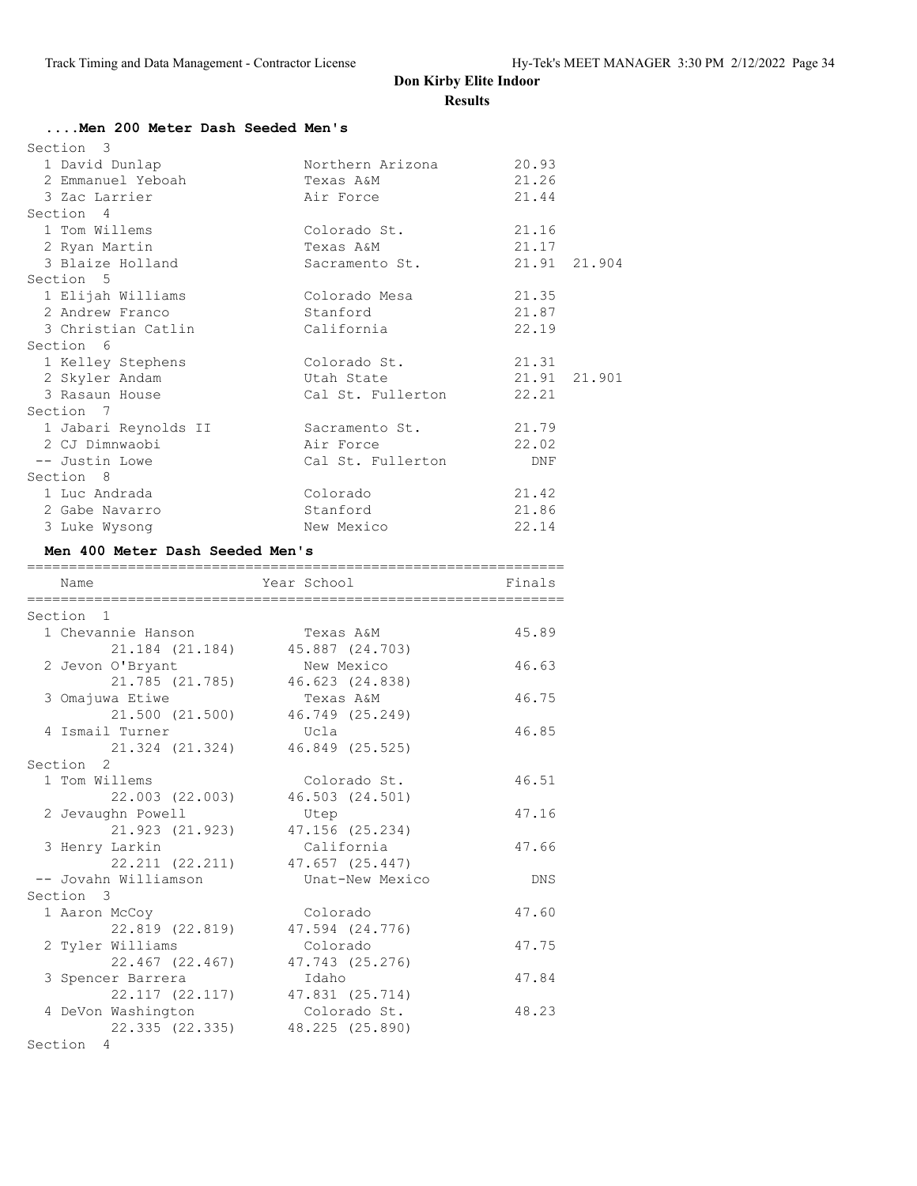**Don Kirby Elite Indoor**

**Results**

### ....Men 200 Meter Dash Seeded Men's

| Place | Name | School | Finals | |
|---|---|---|---|---|
| **Section 3** | | | | |
| 1 | David Dunlap | Northern Arizona | 20.93 | |
| 2 | Emmanuel Yeboah | Texas A&M | 21.26 | |
| 3 | Zac Larrier | Air Force | 21.44 | |
| **Section 4** | | | | |
| 1 | Tom Willems | Colorado St. | 21.16 | |
| 2 | Ryan Martin | Texas A&M | 21.17 | |
| 3 | Blaize Holland | Sacramento St. | 21.91 | 21.904 |
| **Section 5** | | | | |
| 1 | Elijah Williams | Colorado Mesa | 21.35 | |
| 2 | Andrew Franco | Stanford | 21.87 | |
| 3 | Christian Catlin | California | 22.19 | |
| **Section 6** | | | | |
| 1 | Kelley Stephens | Colorado St. | 21.31 | |
| 2 | Skyler Andam | Utah State | 21.91 | 21.901 |
| 3 | Rasaun House | Cal St. Fullerton | 22.21 | |
| **Section 7** | | | | |
| 1 | Jabari Reynolds II | Sacramento St. | 21.79 | |
| 2 | CJ Dimnwaobi | Air Force | 22.02 | |
| -- | Justin Lowe | Cal St. Fullerton | DNF | |
| **Section 8** | | | | |
| 1 | Luc Andrada | Colorado | 21.42 | |
| 2 | Gabe Navarro | Stanford | 21.86 | |
| 3 | Luke Wysong | New Mexico | 22.14 | |

### Men 400 Meter Dash Seeded Men's

| Place | Name | Year School | Finals |
|---|---|---|---|
| **Section 1** | | | |
| 1 | Chevannie Hanson | Texas A&M | 45.89 |
| | 21.184 (21.184) | 45.887 (24.703) | |
| 2 | Jevon O'Bryant | New Mexico | 46.63 |
| | 21.785 (21.785) | 46.623 (24.838) | |
| 3 | Omajuwa Etiwe | Texas A&M | 46.75 |
| | 21.500 (21.500) | 46.749 (25.249) | |
| 4 | Ismail Turner | Ucla | 46.85 |
| | 21.324 (21.324) | 46.849 (25.525) | |
| **Section 2** | | | |
| 1 | Tom Willems | Colorado St. | 46.51 |
| | 22.003 (22.003) | 46.503 (24.501) | |
| 2 | Jevaughn Powell | Utep | 47.16 |
| | 21.923 (21.923) | 47.156 (25.234) | |
| 3 | Henry Larkin | California | 47.66 |
| | 22.211 (22.211) | 47.657 (25.447) | |
| -- | Jovahn Williamson | Unat-New Mexico | DNS |
| **Section 3** | | | |
| 1 | Aaron McCoy | Colorado | 47.60 |
| | 22.819 (22.819) | 47.594 (24.776) | |
| 2 | Tyler Williams | Colorado | 47.75 |
| | 22.467 (22.467) | 47.743 (25.276) | |
| 3 | Spencer Barrera | Idaho | 47.84 |
| | 22.117 (22.117) | 47.831 (25.714) | |
| 4 | DeVon Washington | Colorado St. | 48.23 |
| | 22.335 (22.335) | 48.225 (25.890) | |
| **Section 4** | | | |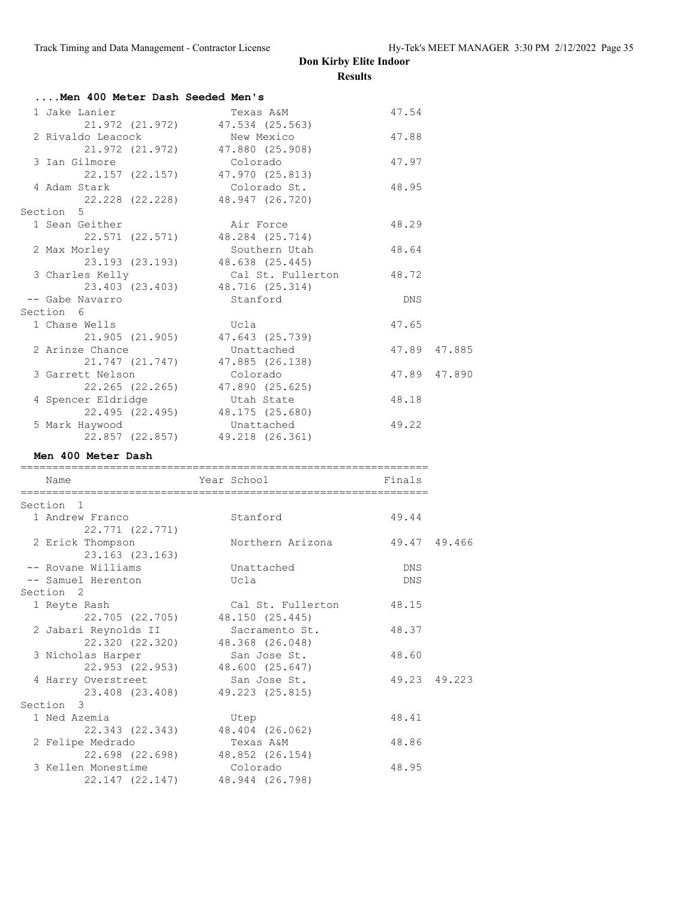## Don Kirby Elite Indoor

### Results

#### ....Men 400 Meter Dash Seeded Men's

| Place | Name | School | Finals | |
|---|---|---|---|---|
| 1 | Jake Lanier | Texas A&M | 47.54 | |
| | 21.972 (21.972) | 47.534 (25.563) | | |
| 2 | Rivaldo Leacock | New Mexico | 47.88 | |
| | 21.972 (21.972) | 47.880 (25.908) | | |
| 3 | Ian Gilmore | Colorado | 47.97 | |
| | 22.157 (22.157) | 47.970 (25.813) | | |
| 4 | Adam Stark | Colorado St. | 48.95 | |
| | 22.228 (22.228) | 48.947 (26.720) | | |
| **Section 5** | | | | |
| 1 | Sean Geither | Air Force | 48.29 | |
| | 22.571 (22.571) | 48.284 (25.714) | | |
| 2 | Max Morley | Southern Utah | 48.64 | |
| | 23.193 (23.193) | 48.638 (25.445) | | |
| 3 | Charles Kelly | Cal St. Fullerton | 48.72 | |
| | 23.403 (23.403) | 48.716 (25.314) | | |
| -- | Gabe Navarro | Stanford | DNS | |
| **Section 6** | | | | |
| 1 | Chase Wells | Ucla | 47.65 | |
| | 21.905 (21.905) | 47.643 (25.739) | | |
| 2 | Arinze Chance | Unattached | 47.89 | 47.885 |
| | 21.747 (21.747) | 47.885 (26.138) | | |
| 3 | Garrett Nelson | Colorado | 47.89 | 47.890 |
| | 22.265 (22.265) | 47.890 (25.625) | | |
| 4 | Spencer Eldridge | Utah State | 48.18 | |
| | 22.495 (22.495) | 48.175 (25.680) | | |
| 5 | Mark Haywood | Unattached | 49.22 | |
| | 22.857 (22.857) | 49.218 (26.361) | | |

#### Men 400 Meter Dash

| Place | Name | Year School | Finals | |
|---|---|---|---|---|
| **Section 1** | | | | |
| 1 | Andrew Franco | Stanford | 49.44 | |
| | 22.771 (22.771) | | | |
| 2 | Erick Thompson | Northern Arizona | 49.47 | 49.466 |
| | 23.163 (23.163) | | | |
| -- | Rovane Williams | Unattached | DNS | |
| -- | Samuel Herenton | Ucla | DNS | |
| **Section 2** | | | | |
| 1 | Reyte Rash | Cal St. Fullerton | 48.15 | |
| | 22.705 (22.705) | 48.150 (25.445) | | |
| 2 | Jabari Reynolds II | Sacramento St. | 48.37 | |
| | 22.320 (22.320) | 48.368 (26.048) | | |
| 3 | Nicholas Harper | San Jose St. | 48.60 | |
| | 22.953 (22.953) | 48.600 (25.647) | | |
| 4 | Harry Overstreet | San Jose St. | 49.23 | 49.223 |
| | 23.408 (23.408) | 49.223 (25.815) | | |
| **Section 3** | | | | |
| 1 | Ned Azemia | Utep | 48.41 | |
| | 22.343 (22.343) | 48.404 (26.062) | | |
| 2 | Felipe Medrado | Texas A&M | 48.86 | |
| | 22.698 (22.698) | 48.852 (26.154) | | |
| 3 | Kellen Monestime | Colorado | 48.95 | |
| | 22.147 (22.147) | 48.944 (26.798) | | |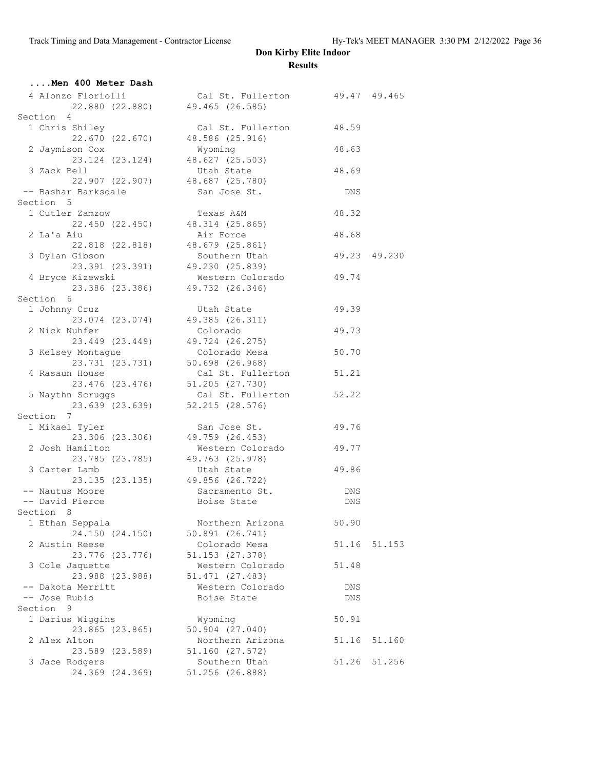# Don Kirby Elite Indoor

## Results

### ....Men 400 Meter Dash

```
  4 Alonzo Floriolli          Cal St. Fullerton        49.47  49.465
         22.880 (22.880)      49.465 (26.585)
Section  4
  1 Chris Shiley              Cal St. Fullerton        48.59
         22.670 (22.670)      48.586 (25.916)
  2 Jaymison Cox              Wyoming                  48.63
         23.124 (23.124)      48.627 (25.503)
  3 Zack Bell                 Utah State               48.69
         22.907 (22.907)      48.687 (25.780)
 -- Bashar Barksdale          San Jose St.               DNS
Section  5
  1 Cutler Zamzow             Texas A&M                48.32
         22.450 (22.450)      48.314 (25.865)
  2 La'a Aiu                  Air Force                48.68
         22.818 (22.818)      48.679 (25.861)
  3 Dylan Gibson              Southern Utah            49.23  49.230
         23.391 (23.391)      49.230 (25.839)
  4 Bryce Kizewski            Western Colorado         49.74
         23.386 (23.386)      49.732 (26.346)
Section  6
  1 Johnny Cruz               Utah State               49.39
         23.074 (23.074)      49.385 (26.311)
  2 Nick Nuhfer               Colorado                 49.73
         23.449 (23.449)      49.724 (26.275)
  3 Kelsey Montague           Colorado Mesa            50.70
         23.731 (23.731)      50.698 (26.968)
  4 Rasaun House              Cal St. Fullerton        51.21
         23.476 (23.476)      51.205 (27.730)
  5 Naythn Scruggs            Cal St. Fullerton        52.22
         23.639 (23.639)      52.215 (28.576)
Section  7
  1 Mikael Tyler              San Jose St.             49.76
         23.306 (23.306)      49.759 (26.453)
  2 Josh Hamilton             Western Colorado         49.77
         23.785 (23.785)      49.763 (25.978)
  3 Carter Lamb               Utah State               49.86
         23.135 (23.135)      49.856 (26.722)
 -- Nautus Moore              Sacramento St.             DNS
 -- David Pierce              Boise State                DNS
Section  8
  1 Ethan Seppala             Northern Arizona         50.90
         24.150 (24.150)      50.891 (26.741)
  2 Austin Reese              Colorado Mesa            51.16  51.153
         23.776 (23.776)      51.153 (27.378)
  3 Cole Jaquette             Western Colorado         51.48
         23.988 (23.988)      51.471 (27.483)
 -- Dakota Merritt            Western Colorado           DNS
 -- Jose Rubio                Boise State                DNS
Section  9
  1 Darius Wiggins            Wyoming                  50.91
         23.865 (23.865)      50.904 (27.040)
  2 Alex Alton                Northern Arizona         51.16  51.160
         23.589 (23.589)      51.160 (27.572)
  3 Jace Rodgers              Southern Utah            51.26  51.256
         24.369 (24.369)      51.256 (26.888)
```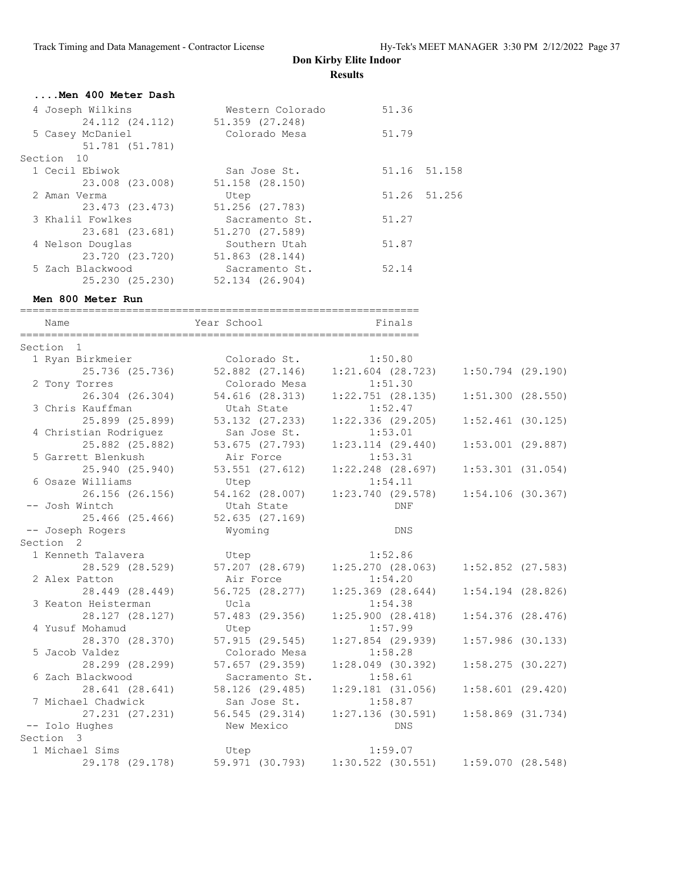# Don Kirby Elite Indoor

## Results

### ....Men 400 Meter Dash

| Place | Name | School | Finals | |
|---|---|---|---|---|
| 4 | Joseph Wilkins | Western Colorado | 51.36 | |
| | 24.112 (24.112) | 51.359 (27.248) | | |
| 5 | Casey McDaniel | Colorado Mesa | 51.79 | |
| | 51.781 (51.781) | | | |

**Section 10**

| Place | Name | School | Finals | |
|---|---|---|---|---|
| 1 | Cecil Ebiwok | San Jose St. | 51.16 | 51.158 |
| | 23.008 (23.008) | 51.158 (28.150) | | |
| 2 | Aman Verma | Utep | 51.26 | 51.256 |
| | 23.473 (23.473) | 51.256 (27.783) | | |
| 3 | Khalil Fowlkes | Sacramento St. | 51.27 | |
| | 23.681 (23.681) | 51.270 (27.589) | | |
| 4 | Nelson Douglas | Southern Utah | 51.87 | |
| | 23.720 (23.720) | 51.863 (28.144) | | |
| 5 | Zach Blackwood | Sacramento St. | 52.14 | |
| | 25.230 (25.230) | 52.134 (26.904) | | |

### Men 800 Meter Run

| Place | Name | Year School | Finals | |
|---|---|---|---|---|
| **Section 1** | | | | |
| 1 | Ryan Birkmeier | Colorado St. | 1:50.80 | |
| 25.736 (25.736) | 52.882 (27.146) | 1:21.604 (28.723) | 1:50.794 (29.190) | |
| 2 | Tony Torres | Colorado Mesa | 1:51.30 | |
| 26.304 (26.304) | 54.616 (28.313) | 1:22.751 (28.135) | 1:51.300 (28.550) | |
| 3 | Chris Kauffman | Utah State | 1:52.47 | |
| 25.899 (25.899) | 53.132 (27.233) | 1:22.336 (29.205) | 1:52.461 (30.125) | |
| 4 | Christian Rodriguez | San Jose St. | 1:53.01 | |
| 25.882 (25.882) | 53.675 (27.793) | 1:23.114 (29.440) | 1:53.001 (29.887) | |
| 5 | Garrett Blenkush | Air Force | 1:53.31 | |
| 25.940 (25.940) | 53.551 (27.612) | 1:22.248 (28.697) | 1:53.301 (31.054) | |
| 6 | Osaze Williams | Utep | 1:54.11 | |
| 26.156 (26.156) | 54.162 (28.007) | 1:23.740 (29.578) | 1:54.106 (30.367) | |
| -- | Josh Wintch | Utah State | DNF | |
| 25.466 (25.466) | 52.635 (27.169) | | | |
| -- | Joseph Rogers | Wyoming | DNS | |
| **Section 2** | | | | |
| 1 | Kenneth Talavera | Utep | 1:52.86 | |
| 28.529 (28.529) | 57.207 (28.679) | 1:25.270 (28.063) | 1:52.852 (27.583) | |
| 2 | Alex Patton | Air Force | 1:54.20 | |
| 28.449 (28.449) | 56.725 (28.277) | 1:25.369 (28.644) | 1:54.194 (28.826) | |
| 3 | Keaton Heisterman | Ucla | 1:54.38 | |
| 28.127 (28.127) | 57.483 (29.356) | 1:25.900 (28.418) | 1:54.376 (28.476) | |
| 4 | Yusuf Mohamud | Utep | 1:57.99 | |
| 28.370 (28.370) | 57.915 (29.545) | 1:27.854 (29.939) | 1:57.986 (30.133) | |
| 5 | Jacob Valdez | Colorado Mesa | 1:58.28 | |
| 28.299 (28.299) | 57.657 (29.359) | 1:28.049 (30.392) | 1:58.275 (30.227) | |
| 6 | Zach Blackwood | Sacramento St. | 1:58.61 | |
| 28.641 (28.641) | 58.126 (29.485) | 1:29.181 (31.056) | 1:58.601 (29.420) | |
| 7 | Michael Chadwick | San Jose St. | 1:58.87 | |
| 27.231 (27.231) | 56.545 (29.314) | 1:27.136 (30.591) | 1:58.869 (31.734) | |
| -- | Iolo Hughes | New Mexico | DNS | |
| **Section 3** | | | | |
| 1 | Michael Sims | Utep | 1:59.07 | |
| 29.178 (29.178) | 59.971 (30.793) | 1:30.522 (30.551) | 1:59.070 (28.548) | |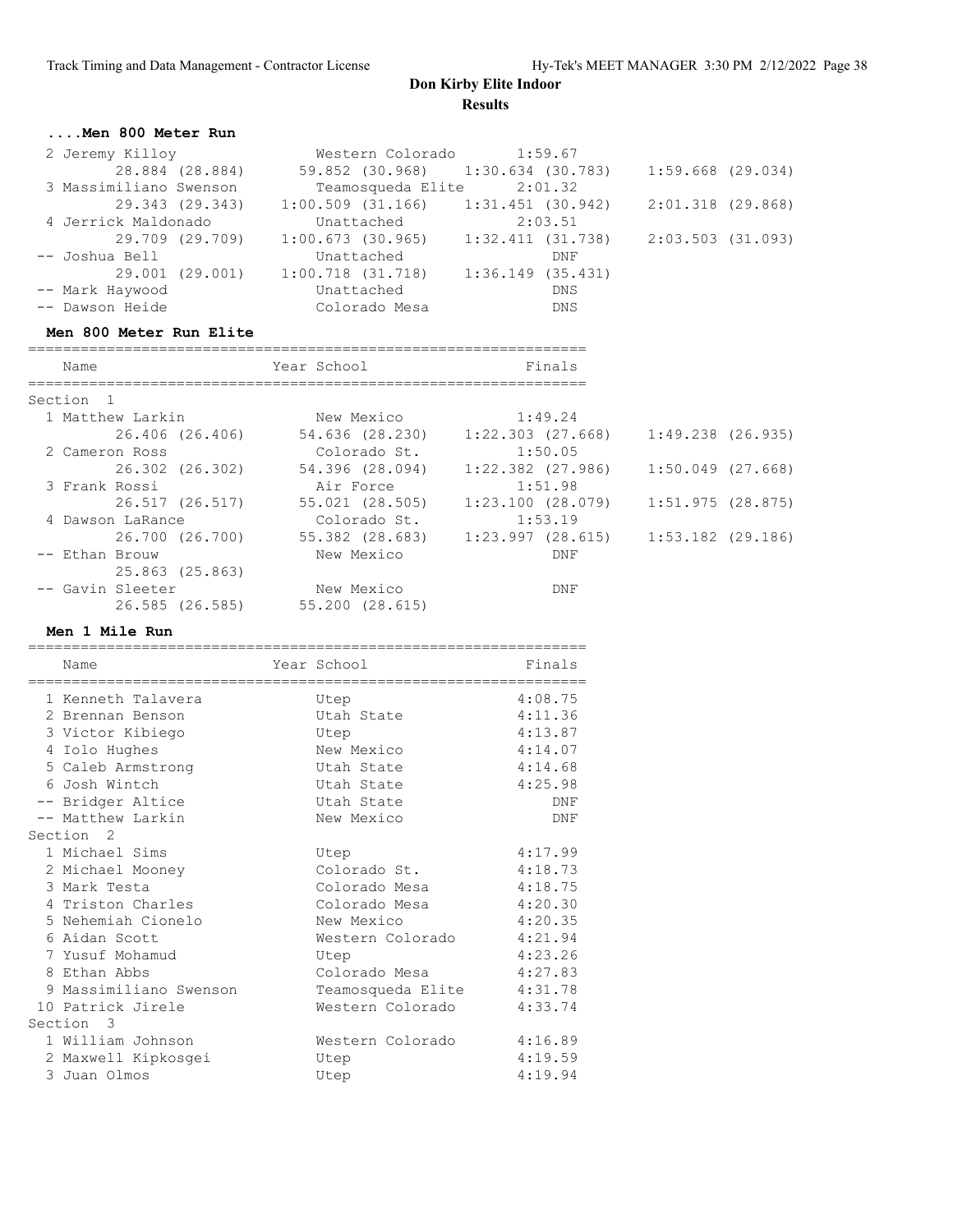## Don Kirby Elite Indoor

### Results

#### ....Men 800 Meter Run

| Place | Name | School | Finals | Split 1 | Split 2 | Split 3 | Split 4 |
|---|---|---|---|---|---|---|---|
| 2 | Jeremy Killoy | Western Colorado | 1:59.67 | 28.884 (28.884) | 59.852 (30.968) | 1:30.634 (30.783) | 1:59.668 (29.034) |
| 3 | Massimiliano Swenson | Teamosqueda Elite | 2:01.32 | 29.343 (29.343) | 1:00.509 (31.166) | 1:31.451 (30.942) | 2:01.318 (29.868) |
| 4 | Jerrick Maldonado | Unattached | 2:03.51 | 29.709 (29.709) | 1:00.673 (30.965) | 1:32.411 (31.738) | 2:03.503 (31.093) |
| -- | Joshua Bell | Unattached | DNF | 29.001 (29.001) | 1:00.718 (31.718) | 1:36.149 (35.431) | |
| -- | Mark Haywood | Unattached | DNS | | | | |
| -- | Dawson Heide | Colorado Mesa | DNS | | | | |

#### Men 800 Meter Run Elite

| Place | Name | Year School | Finals | Split 1 | Split 2 | Split 3 | Split 4 |
|---|---|---|---|---|---|---|---|
| **Section 1** | | | | | | | |
| 1 | Matthew Larkin | New Mexico | 1:49.24 | 26.406 (26.406) | 54.636 (28.230) | 1:22.303 (27.668) | 1:49.238 (26.935) |
| 2 | Cameron Ross | Colorado St. | 1:50.05 | 26.302 (26.302) | 54.396 (28.094) | 1:22.382 (27.986) | 1:50.049 (27.668) |
| 3 | Frank Rossi | Air Force | 1:51.98 | 26.517 (26.517) | 55.021 (28.505) | 1:23.100 (28.079) | 1:51.975 (28.875) |
| 4 | Dawson LaRance | Colorado St. | 1:53.19 | 26.700 (26.700) | 55.382 (28.683) | 1:23.997 (28.615) | 1:53.182 (29.186) |
| -- | Ethan Brouw | New Mexico | DNF | 25.863 (25.863) | | | |
| -- | Gavin Sleeter | New Mexico | DNF | 26.585 (26.585) | 55.200 (28.615) | | |

#### Men 1 Mile Run

| Place | Name | Year School | Finals |
|---|---|---|---|
| 1 | Kenneth Talavera | Utep | 4:08.75 |
| 2 | Brennan Benson | Utah State | 4:11.36 |
| 3 | Victor Kibiego | Utep | 4:13.87 |
| 4 | Iolo Hughes | New Mexico | 4:14.07 |
| 5 | Caleb Armstrong | Utah State | 4:14.68 |
| 6 | Josh Wintch | Utah State | 4:25.98 |
| -- | Bridger Altice | Utah State | DNF |
| -- | Matthew Larkin | New Mexico | DNF |
| **Section 2** | | | |
| 1 | Michael Sims | Utep | 4:17.99 |
| 2 | Michael Mooney | Colorado St. | 4:18.73 |
| 3 | Mark Testa | Colorado Mesa | 4:18.75 |
| 4 | Triston Charles | Colorado Mesa | 4:20.30 |
| 5 | Nehemiah Cionelo | New Mexico | 4:20.35 |
| 6 | Aidan Scott | Western Colorado | 4:21.94 |
| 7 | Yusuf Mohamud | Utep | 4:23.26 |
| 8 | Ethan Abbs | Colorado Mesa | 4:27.83 |
| 9 | Massimiliano Swenson | Teamosqueda Elite | 4:31.78 |
| 10 | Patrick Jirele | Western Colorado | 4:33.74 |
| **Section 3** | | | |
| 1 | William Johnson | Western Colorado | 4:16.89 |
| 2 | Maxwell Kipkosgei | Utep | 4:19.59 |
| 3 | Juan Olmos | Utep | 4:19.94 |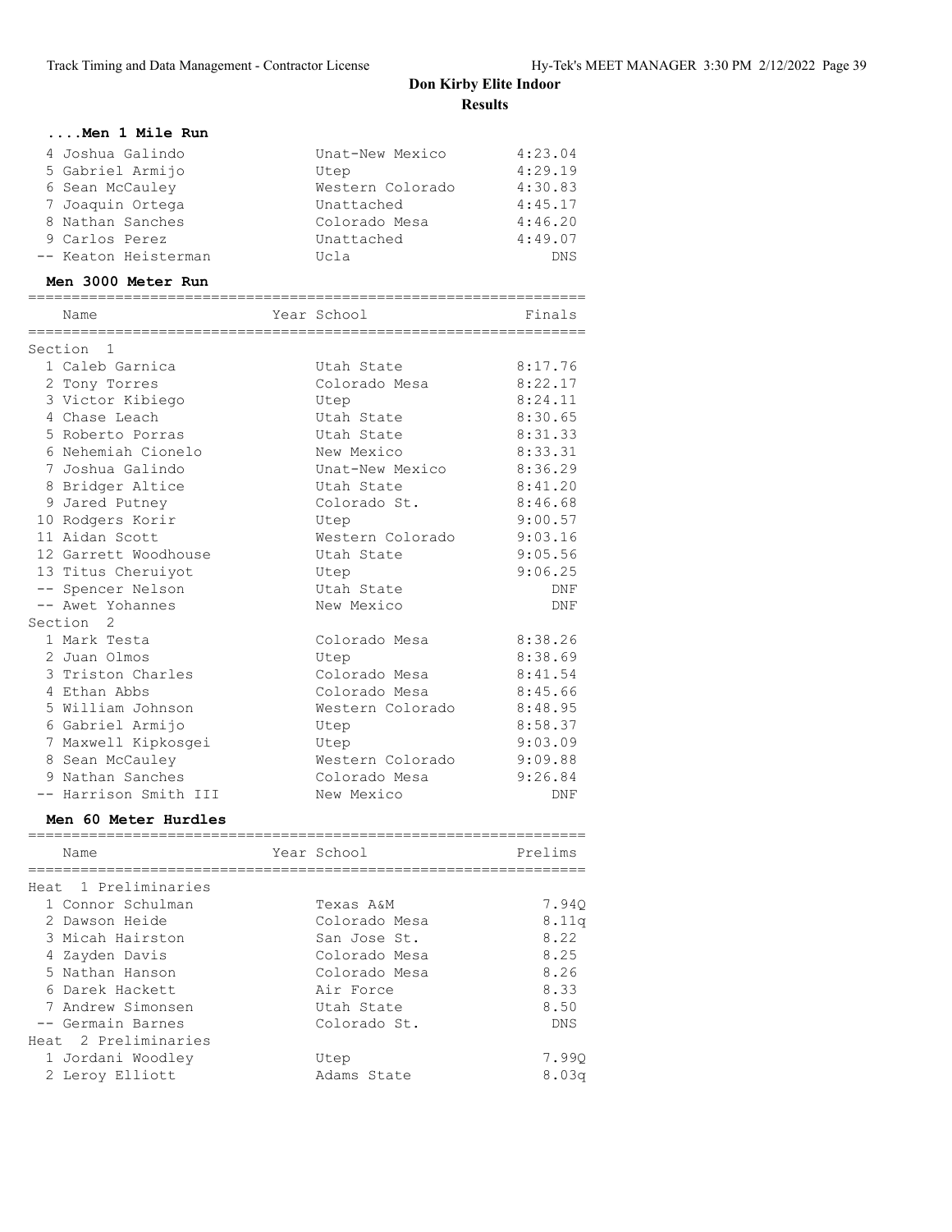# Don Kirby Elite Indoor

## Results

### ....Men 1 Mile Run

| Place | Name | Year | School | Finals |
|---|---|---|---|---|
| 4 | Joshua Galindo | | Unat-New Mexico | 4:23.04 |
| 5 | Gabriel Armijo | | Utep | 4:29.19 |
| 6 | Sean McCauley | | Western Colorado | 4:30.83 |
| 7 | Joaquin Ortega | | Unattached | 4:45.17 |
| 8 | Nathan Sanches | | Colorado Mesa | 4:46.20 |
| 9 | Carlos Perez | | Unattached | 4:49.07 |
| -- | Keaton Heisterman | | Ucla | DNS |

### Men 3000 Meter Run

| Place | Name | Year | School | Finals |
|---|---|---|---|---|
| **Section 1** | | | | |
| 1 | Caleb Garnica | | Utah State | 8:17.76 |
| 2 | Tony Torres | | Colorado Mesa | 8:22.17 |
| 3 | Victor Kibiego | | Utep | 8:24.11 |
| 4 | Chase Leach | | Utah State | 8:30.65 |
| 5 | Roberto Porras | | Utah State | 8:31.33 |
| 6 | Nehemiah Cionelo | | New Mexico | 8:33.31 |
| 7 | Joshua Galindo | | Unat-New Mexico | 8:36.29 |
| 8 | Bridger Altice | | Utah State | 8:41.20 |
| 9 | Jared Putney | | Colorado St. | 8:46.68 |
| 10 | Rodgers Korir | | Utep | 9:00.57 |
| 11 | Aidan Scott | | Western Colorado | 9:03.16 |
| 12 | Garrett Woodhouse | | Utah State | 9:05.56 |
| 13 | Titus Cheruiyot | | Utep | 9:06.25 |
| -- | Spencer Nelson | | Utah State | DNF |
| -- | Awet Yohannes | | New Mexico | DNF |
| **Section 2** | | | | |
| 1 | Mark Testa | | Colorado Mesa | 8:38.26 |
| 2 | Juan Olmos | | Utep | 8:38.69 |
| 3 | Triston Charles | | Colorado Mesa | 8:41.54 |
| 4 | Ethan Abbs | | Colorado Mesa | 8:45.66 |
| 5 | William Johnson | | Western Colorado | 8:48.95 |
| 6 | Gabriel Armijo | | Utep | 8:58.37 |
| 7 | Maxwell Kipkosgei | | Utep | 9:03.09 |
| 8 | Sean McCauley | | Western Colorado | 9:09.88 |
| 9 | Nathan Sanches | | Colorado Mesa | 9:26.84 |
| -- | Harrison Smith III | | New Mexico | DNF |

### Men 60 Meter Hurdles

| Place | Name | Year | School | Prelims |
|---|---|---|---|---|
| **Heat 1 Preliminaries** | | | | |
| 1 | Connor Schulman | | Texas A&M | 7.94Q |
| 2 | Dawson Heide | | Colorado Mesa | 8.11q |
| 3 | Micah Hairston | | San Jose St. | 8.22 |
| 4 | Zayden Davis | | Colorado Mesa | 8.25 |
| 5 | Nathan Hanson | | Colorado Mesa | 8.26 |
| 6 | Darek Hackett | | Air Force | 8.33 |
| 7 | Andrew Simonsen | | Utah State | 8.50 |
| -- | Germain Barnes | | Colorado St. | DNS |
| **Heat 2 Preliminaries** | | | | |
| 1 | Jordani Woodley | | Utep | 7.99Q |
| 2 | Leroy Elliott | | Adams State | 8.03q |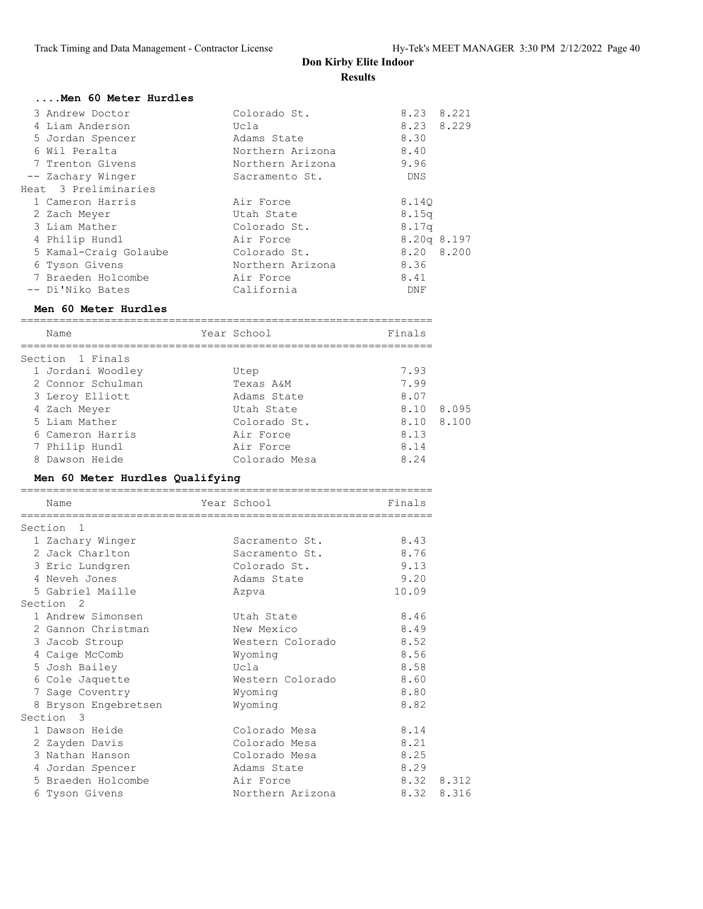# Don Kirby Elite Indoor

## Results

### ....Men 60 Meter Hurdles

| Place | Name | Year | School | Finals | |
|---|---|---|---|---|---|
| 3 | Andrew Doctor | | Colorado St. | 8.23 | 8.221 |
| 4 | Liam Anderson | | Ucla | 8.23 | 8.229 |
| 5 | Jordan Spencer | | Adams State | 8.30 | |
| 6 | Wil Peralta | | Northern Arizona | 8.40 | |
| 7 | Trenton Givens | | Northern Arizona | 9.96 | |
| -- | Zachary Winger | | Sacramento St. | DNS | |
| **Heat 3 Preliminaries** | | | | | |
| 1 | Cameron Harris | | Air Force | 8.14Q | |
| 2 | Zach Meyer | | Utah State | 8.15q | |
| 3 | Liam Mather | | Colorado St. | 8.17q | |
| 4 | Philip Hundl | | Air Force | 8.20q | 8.197 |
| 5 | Kamal-Craig Golaube | | Colorado St. | 8.20 | 8.200 |
| 6 | Tyson Givens | | Northern Arizona | 8.36 | |
| 7 | Braeden Holcombe | | Air Force | 8.41 | |
| -- | Di'Niko Bates | | California | DNF | |

### Men 60 Meter Hurdles

| Place | Name | Year | School | Finals | |
|---|---|---|---|---|---|
| **Section 1 Finals** | | | | | |
| 1 | Jordani Woodley | | Utep | 7.93 | |
| 2 | Connor Schulman | | Texas A&M | 7.99 | |
| 3 | Leroy Elliott | | Adams State | 8.07 | |
| 4 | Zach Meyer | | Utah State | 8.10 | 8.095 |
| 5 | Liam Mather | | Colorado St. | 8.10 | 8.100 |
| 6 | Cameron Harris | | Air Force | 8.13 | |
| 7 | Philip Hundl | | Air Force | 8.14 | |
| 8 | Dawson Heide | | Colorado Mesa | 8.24 | |

### Men 60 Meter Hurdles Qualifying

| Place | Name | Year | School | Finals | |
|---|---|---|---|---|---|
| **Section 1** | | | | | |
| 1 | Zachary Winger | | Sacramento St. | 8.43 | |
| 2 | Jack Charlton | | Sacramento St. | 8.76 | |
| 3 | Eric Lundgren | | Colorado St. | 9.13 | |
| 4 | Neveh Jones | | Adams State | 9.20 | |
| 5 | Gabriel Maille | | Azpva | 10.09 | |
| **Section 2** | | | | | |
| 1 | Andrew Simonsen | | Utah State | 8.46 | |
| 2 | Gannon Christman | | New Mexico | 8.49 | |
| 3 | Jacob Stroup | | Western Colorado | 8.52 | |
| 4 | Caige McComb | | Wyoming | 8.56 | |
| 5 | Josh Bailey | | Ucla | 8.58 | |
| 6 | Cole Jaquette | | Western Colorado | 8.60 | |
| 7 | Sage Coventry | | Wyoming | 8.80 | |
| 8 | Bryson Engebretsen | | Wyoming | 8.82 | |
| **Section 3** | | | | | |
| 1 | Dawson Heide | | Colorado Mesa | 8.14 | |
| 2 | Zayden Davis | | Colorado Mesa | 8.21 | |
| 3 | Nathan Hanson | | Colorado Mesa | 8.25 | |
| 4 | Jordan Spencer | | Adams State | 8.29 | |
| 5 | Braeden Holcombe | | Air Force | 8.32 | 8.312 |
| 6 | Tyson Givens | | Northern Arizona | 8.32 | 8.316 |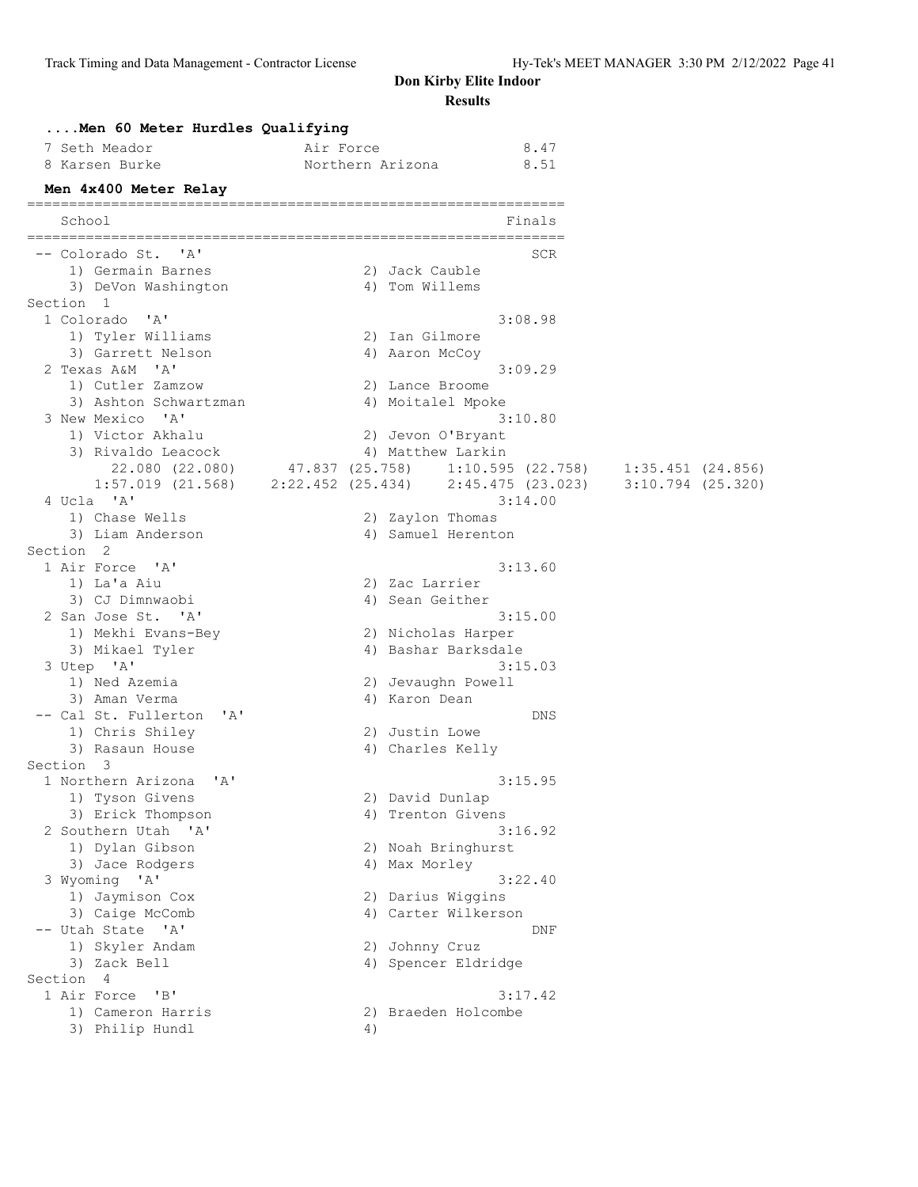**Don Kirby Elite Indoor**

**Results**

### ....Men 60 Meter Hurdles Qualifying

```
  7 Seth Meador                Air Force               8.47
  8 Karsen Burke               Northern Arizona        8.51
```

### Men 4x400 Meter Relay

```
=================================================================
    School                                                 Finals
=================================================================
 -- Colorado St.  'A'                                         SCR
     1) Germain Barnes                2) Jack Cauble
     3) DeVon Washington              4) Tom Willems
Section  1
  1 Colorado  'A'                                         3:08.98
     1) Tyler Williams                2) Ian Gilmore
     3) Garrett Nelson                4) Aaron McCoy
  2 Texas A&M  'A'                                        3:09.29
     1) Cutler Zamzow                 2) Lance Broome
     3) Ashton Schwartzman            4) Moitalel Mpoke
  3 New Mexico  'A'                                       3:10.80
     1) Victor Akhalu                 2) Jevon O'Bryant
     3) Rivaldo Leacock               4) Matthew Larkin
         22.080 (22.080)      47.837 (25.758)     1:10.595 (22.758)     1:35.451 (24.856)
       1:57.019 (21.568)    2:22.452 (25.434)     2:45.475 (23.023)     3:10.794 (25.320)
  4 Ucla  'A'                                             3:14.00
     1) Chase Wells                   2) Zaylon Thomas
     3) Liam Anderson                 4) Samuel Herenton
Section  2
  1 Air Force  'A'                                        3:13.60
     1) La'a Aiu                      2) Zac Larrier
     3) CJ Dimnwaobi                  4) Sean Geither
  2 San Jose St.  'A'                                     3:15.00
     1) Mekhi Evans-Bey               2) Nicholas Harper
     3) Mikael Tyler                  4) Bashar Barksdale
  3 Utep  'A'                                             3:15.03
     1) Ned Azemia                    2) Jevaughn Powell
     3) Aman Verma                    4) Karon Dean
 -- Cal St. Fullerton  'A'                                    DNS
     1) Chris Shiley                  2) Justin Lowe
     3) Rasaun House                  4) Charles Kelly
Section  3
  1 Northern Arizona  'A'                                 3:15.95
     1) Tyson Givens                  2) David Dunlap
     3) Erick Thompson                4) Trenton Givens
  2 Southern Utah  'A'                                    3:16.92
     1) Dylan Gibson                  2) Noah Bringhurst
     3) Jace Rodgers                  4) Max Morley
  3 Wyoming  'A'                                          3:22.40
     1) Jaymison Cox                  2) Darius Wiggins
     3) Caige McComb                  4) Carter Wilkerson
 -- Utah State  'A'                                           DNF
     1) Skyler Andam                  2) Johnny Cruz
     3) Zack Bell                     4) Spencer Eldridge
Section  4
  1 Air Force  'B'                                        3:17.42
     1) Cameron Harris                2) Braeden Holcombe
     3) Philip Hundl                  4)
```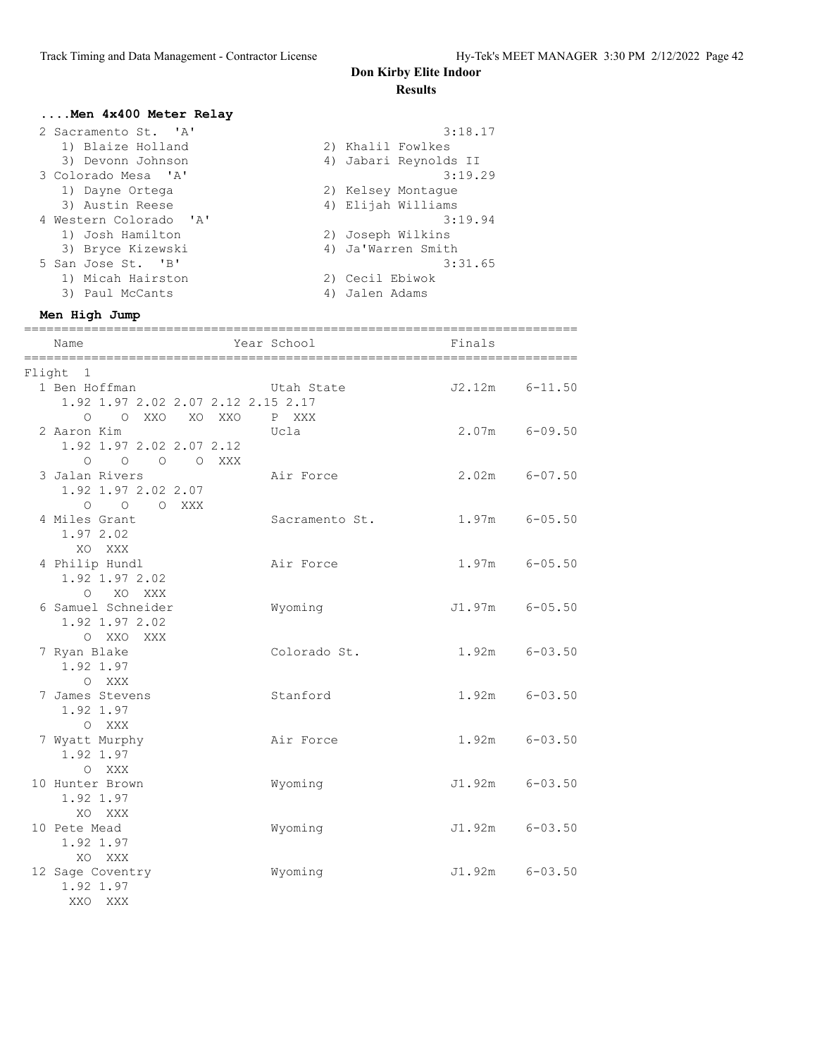## Don Kirby Elite Indoor

### Results

**....Men 4x400 Meter Relay**

```
  2 Sacramento St.  'A'                                  3:18.17 
     1) Blaize Holland                 2) Khalil Fowlkes                  
     3) Devonn Johnson                 4) Jabari Reynolds II              
  3 Colorado Mesa  'A'                                   3:19.29 
     1) Dayne Ortega                   2) Kelsey Montague                 
     3) Austin Reese                   4) Elijah Williams                 
  4 Western Colorado  'A'                                3:19.94 
     1) Josh Hamilton                  2) Joseph Wilkins                  
     3) Bryce Kizewski                 4) Ja'Warren Smith                 
  5 San Jose St.  'B'                                    3:31.65 
     1) Micah Hairston                 2) Cecil Ebiwok                    
     3) Paul McCants                   4) Jalen Adams                     
```

**Men High Jump**

```
=========================================================================
    Name                    Year School                  Finals          
=========================================================================
Flight  1 
  1 Ben Hoffman                  Utah State              J2.12m    6-11.50 
     1.92 1.97 2.02 2.07 2.12 2.15 2.17 
        O    O  XXO   XO  XXO    P  XXX 
  2 Aaron Kim                    Ucla                     2.07m    6-09.50 
     1.92 1.97 2.02 2.07 2.12 
        O    O    O    O  XXX 
  3 Jalan Rivers                 Air Force                2.02m    6-07.50 
     1.92 1.97 2.02 2.07 
        O    O    O  XXX 
  4 Miles Grant                  Sacramento St.           1.97m    6-05.50 
     1.97 2.02 
       XO  XXX 
  4 Philip Hundl                 Air Force                1.97m    6-05.50 
     1.92 1.97 2.02 
        O   XO  XXX 
  6 Samuel Schneider             Wyoming                 J1.97m    6-05.50 
     1.92 1.97 2.02 
        O  XXO  XXX 
  7 Ryan Blake                   Colorado St.             1.92m    6-03.50 
     1.92 1.97 
        O  XXX 
  7 James Stevens                Stanford                 1.92m    6-03.50 
     1.92 1.97 
        O  XXX 
  7 Wyatt Murphy                 Air Force                1.92m    6-03.50 
     1.92 1.97 
        O  XXX 
 10 Hunter Brown                 Wyoming                 J1.92m    6-03.50 
     1.92 1.97 
       XO  XXX 
 10 Pete Mead                    Wyoming                 J1.92m    6-03.50 
     1.92 1.97 
       XO  XXX 
 12 Sage Coventry                Wyoming                 J1.92m    6-03.50 
     1.92 1.97 
      XXO  XXX 
```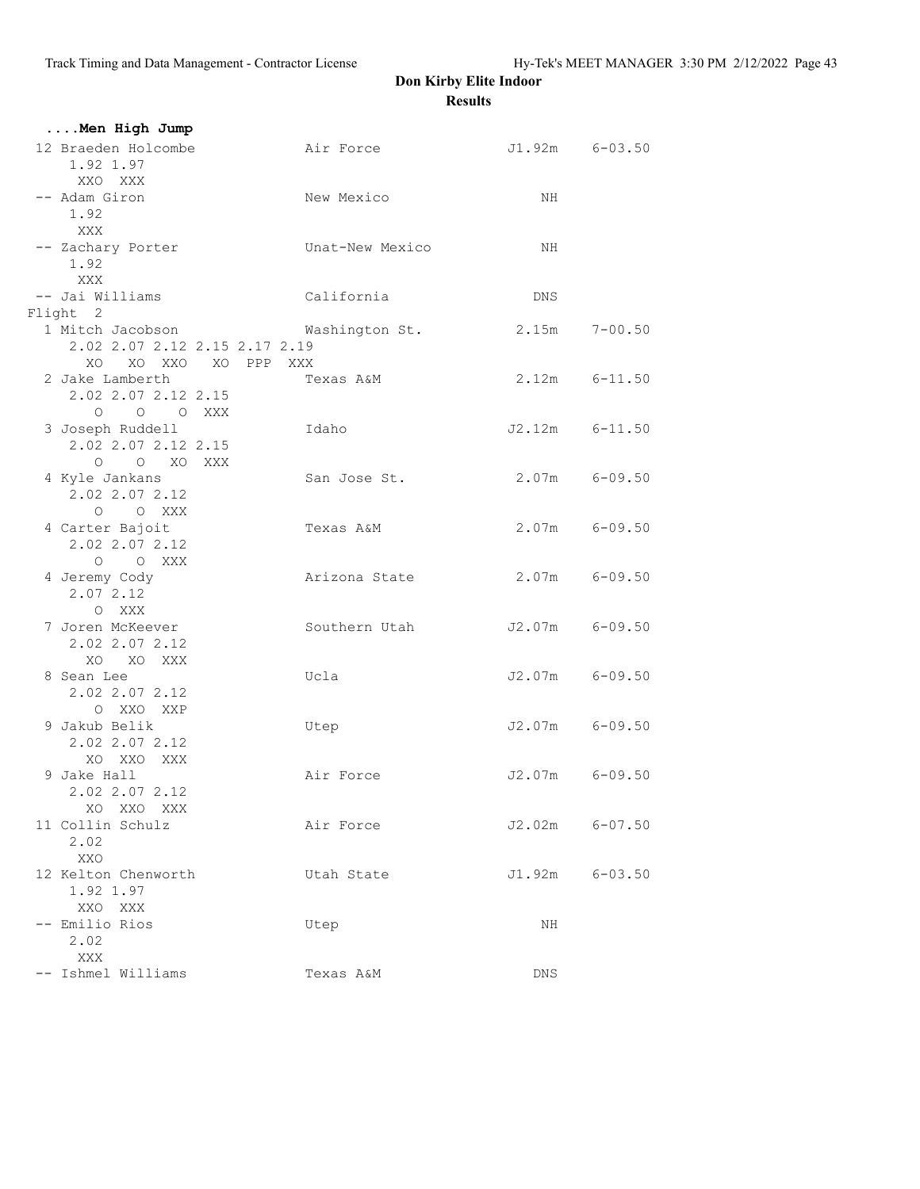**Don Kirby Elite Indoor**

**Results**

**....Men High Jump**

```
 12 Braeden Holcombe            Air Force                J1.92m    6-03.50
     1.92 1.97
      XXO  XXX
 -- Adam Giron                  New Mexico                   NH
     1.92
      XXX
 -- Zachary Porter              Unat-New Mexico              NH
     1.92
      XXX
 -- Jai Williams                California                  DNS
Flight  2
  1 Mitch Jacobson              Washington St.            2.15m    7-00.50
     2.02 2.07 2.12 2.15 2.17 2.19
       XO   XO  XXO   XO  PPP  XXX
  2 Jake Lamberth               Texas A&M                 2.12m    6-11.50
     2.02 2.07 2.12 2.15
        O    O    O  XXX
  3 Joseph Ruddell              Idaho                    J2.12m    6-11.50
     2.02 2.07 2.12 2.15
        O    O   XO  XXX
  4 Kyle Jankans                San Jose St.              2.07m    6-09.50
     2.02 2.07 2.12
        O    O  XXX
  4 Carter Bajoit               Texas A&M                 2.07m    6-09.50
     2.02 2.07 2.12
        O    O  XXX
  4 Jeremy Cody                 Arizona State             2.07m    6-09.50
     2.07 2.12
        O  XXX
  7 Joren McKeever              Southern Utah            J2.07m    6-09.50
     2.02 2.07 2.12
       XO   XO  XXX
  8 Sean Lee                    Ucla                     J2.07m    6-09.50
     2.02 2.07 2.12
        O  XXO  XXP
  9 Jakub Belik                 Utep                     J2.07m    6-09.50
     2.02 2.07 2.12
       XO  XXO  XXX
  9 Jake Hall                   Air Force                J2.07m    6-09.50
     2.02 2.07 2.12
       XO  XXO  XXX
 11 Collin Schulz               Air Force                J2.02m    6-07.50
     2.02
      XXO
 12 Kelton Chenworth            Utah State               J1.92m    6-03.50
     1.92 1.97
      XXO  XXX
 -- Emilio Rios                 Utep                         NH
     2.02
      XXX
 -- Ishmel Williams             Texas A&M                   DNS
```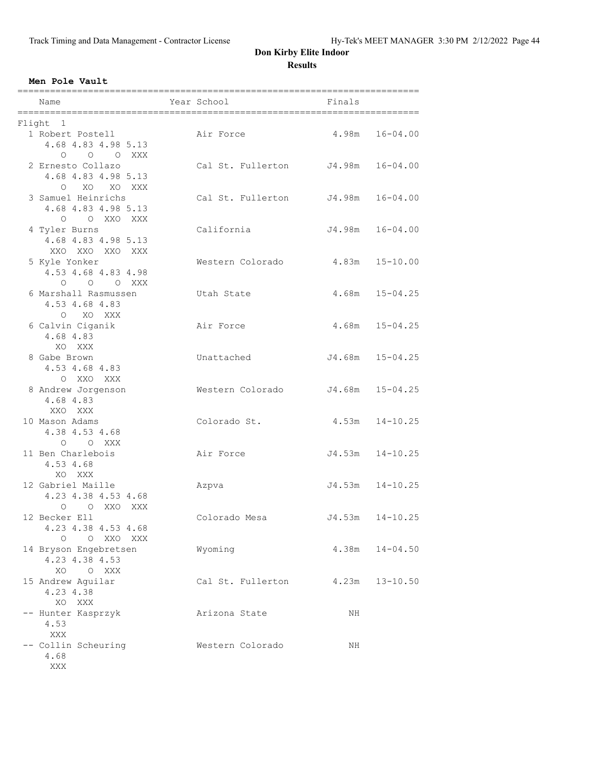# Don Kirby Elite Indoor

## Results

### Men Pole Vault

| Place | Name | Year | School | Finals | |
|---|---|---|---|---|---|
| **Flight 1** | | | | | |
| 1 | Robert Postell | | Air Force | 4.98m | 16-04.00 |
| | 4.68 4.83 4.98 5.13 | | | | |
| | O O O XXX | | | | |
| 2 | Ernesto Collazo | | Cal St. Fullerton | J4.98m | 16-04.00 |
| | 4.68 4.83 4.98 5.13 | | | | |
| | O XO XO XXX | | | | |
| 3 | Samuel Heinrichs | | Cal St. Fullerton | J4.98m | 16-04.00 |
| | 4.68 4.83 4.98 5.13 | | | | |
| | O O XXO XXX | | | | |
| 4 | Tyler Burns | | California | J4.98m | 16-04.00 |
| | 4.68 4.83 4.98 5.13 | | | | |
| | XXO XXO XXO XXX | | | | |
| 5 | Kyle Yonker | | Western Colorado | 4.83m | 15-10.00 |
| | 4.53 4.68 4.83 4.98 | | | | |
| | O O O XXX | | | | |
| 6 | Marshall Rasmussen | | Utah State | 4.68m | 15-04.25 |
| | 4.53 4.68 4.83 | | | | |
| | O XO XXX | | | | |
| 6 | Calvin Ciganik | | Air Force | 4.68m | 15-04.25 |
| | 4.68 4.83 | | | | |
| | XO XXX | | | | |
| 8 | Gabe Brown | | Unattached | J4.68m | 15-04.25 |
| | 4.53 4.68 4.83 | | | | |
| | O XXO XXX | | | | |
| 8 | Andrew Jorgenson | | Western Colorado | J4.68m | 15-04.25 |
| | 4.68 4.83 | | | | |
| | XXO XXX | | | | |
| 10 | Mason Adams | | Colorado St. | 4.53m | 14-10.25 |
| | 4.38 4.53 4.68 | | | | |
| | O O XXX | | | | |
| 11 | Ben Charlebois | | Air Force | J4.53m | 14-10.25 |
| | 4.53 4.68 | | | | |
| | XO XXX | | | | |
| 12 | Gabriel Maille | | Azpva | J4.53m | 14-10.25 |
| | 4.23 4.38 4.53 4.68 | | | | |
| | O O XXO XXX | | | | |
| 12 | Becker Ell | | Colorado Mesa | J4.53m | 14-10.25 |
| | 4.23 4.38 4.53 4.68 | | | | |
| | O O XXO XXX | | | | |
| 14 | Bryson Engebretsen | | Wyoming | 4.38m | 14-04.50 |
| | 4.23 4.38 4.53 | | | | |
| | XO O XXX | | | | |
| 15 | Andrew Aguilar | | Cal St. Fullerton | 4.23m | 13-10.50 |
| | 4.23 4.38 | | | | |
| | XO XXX | | | | |
| -- | Hunter Kasprzyk | | Arizona State | NH | |
| | 4.53 | | | | |
| | XXX | | | | |
| -- | Collin Scheuring | | Western Colorado | NH | |
| | 4.68 | | | | |
| | XXX | | | | |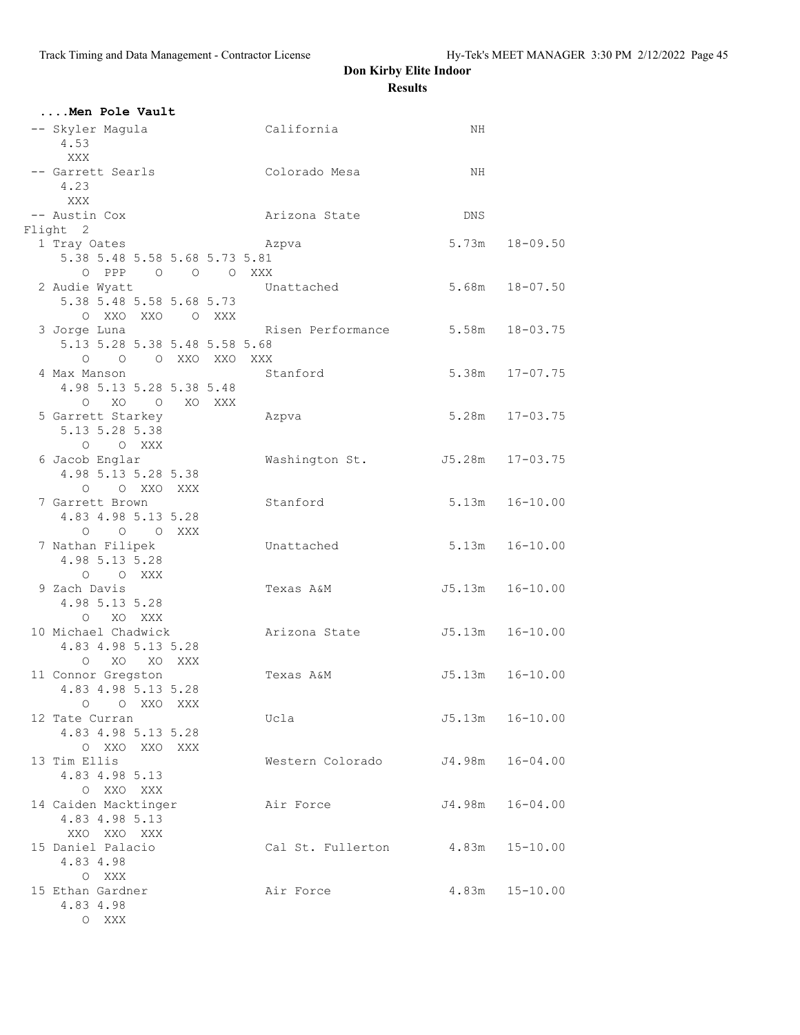# Don Kirby Elite Indoor

## Results

### ....Men Pole Vault

```
 -- Skyler Magula              California               NH
     4.53
      XXX
 -- Garrett Searls             Colorado Mesa            NH
     4.23
      XXX
 -- Austin Cox                 Arizona State           DNS
Flight  2
  1 Tray Oates                 Azpva                 5.73m   18-09.50
     5.38 5.48 5.58 5.68 5.73 5.81
        O  PPP    O    O    O  XXX
  2 Audie Wyatt                Unattached            5.68m   18-07.50
     5.38 5.48 5.58 5.68 5.73
        O  XXO  XXO    O  XXX
  3 Jorge Luna                 Risen Performance     5.58m   18-03.75
     5.13 5.28 5.38 5.48 5.58 5.68
        O    O    O  XXO  XXO  XXX
  4 Max Manson                 Stanford              5.38m   17-07.75
     4.98 5.13 5.28 5.38 5.48
        O   XO    O   XO  XXX
  5 Garrett Starkey            Azpva                 5.28m   17-03.75
     5.13 5.28 5.38
        O    O  XXX
  6 Jacob Englar               Washington St.       J5.28m   17-03.75
     4.98 5.13 5.28 5.38
        O    O  XXO  XXX
  7 Garrett Brown              Stanford              5.13m   16-10.00
     4.83 4.98 5.13 5.28
        O    O    O  XXX
  7 Nathan Filipek             Unattached            5.13m   16-10.00
     4.98 5.13 5.28
        O    O  XXX
  9 Zach Davis                 Texas A&M            J5.13m   16-10.00
     4.98 5.13 5.28
        O   XO  XXX
 10 Michael Chadwick           Arizona State        J5.13m   16-10.00
     4.83 4.98 5.13 5.28
        O   XO   XO  XXX
 11 Connor Gregston            Texas A&M            J5.13m   16-10.00
     4.83 4.98 5.13 5.28
        O    O  XXO  XXX
 12 Tate Curran                Ucla                 J5.13m   16-10.00
     4.83 4.98 5.13 5.28
        O  XXO  XXO  XXX
 13 Tim Ellis                  Western Colorado     J4.98m   16-04.00
     4.83 4.98 5.13
        O  XXO  XXX
 14 Caiden Macktinger          Air Force            J4.98m   16-04.00
     4.83 4.98 5.13
      XXO  XXO  XXX
 15 Daniel Palacio             Cal St. Fullerton     4.83m   15-10.00
     4.83 4.98
        O  XXX
 15 Ethan Gardner              Air Force             4.83m   15-10.00
     4.83 4.98
        O  XXX
```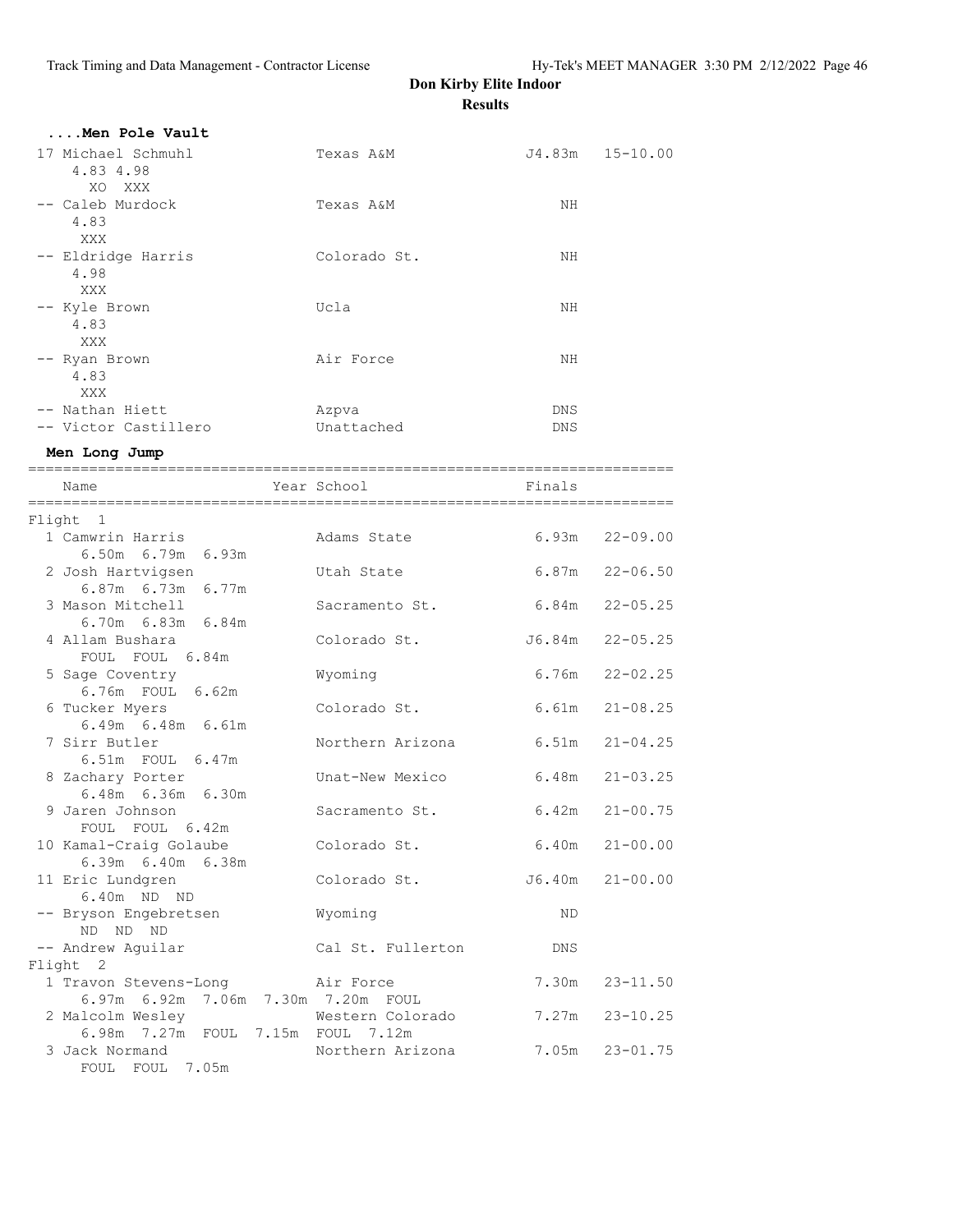## Don Kirby Elite Indoor

### Results

### ....Men Pole Vault

```
 17 Michael Schmuhl           Texas A&M                J4.83m   15-10.00
     4.83 4.98
       XO  XXX
 -- Caleb Murdock             Texas A&M                    NH
     4.83
      XXX
 -- Eldridge Harris           Colorado St.                 NH
     4.98
      XXX
 -- Kyle Brown                Ucla                         NH
     4.83
      XXX
 -- Ryan Brown                Air Force                    NH
     4.83
      XXX
 -- Nathan Hiett              Azpva                       DNS
 -- Victor Castillero         Unattached                  DNS
```

### Men Long Jump

```
=========================================================================
    Name                    Year School                  Finals
=========================================================================
Flight  1
  1 Camwrin Harris               Adams State             6.93m   22-09.00
      6.50m  6.79m  6.93m
  2 Josh Hartvigsen              Utah State              6.87m   22-06.50
      6.87m  6.73m  6.77m
  3 Mason Mitchell               Sacramento St.          6.84m   22-05.25
      6.70m  6.83m  6.84m
  4 Allam Bushara                Colorado St.           J6.84m   22-05.25
      FOUL  FOUL  6.84m
  5 Sage Coventry                Wyoming                 6.76m   22-02.25
      6.76m  FOUL  6.62m
  6 Tucker Myers                 Colorado St.            6.61m   21-08.25
      6.49m  6.48m  6.61m
  7 Sirr Butler                  Northern Arizona        6.51m   21-04.25
      6.51m  FOUL  6.47m
  8 Zachary Porter               Unat-New Mexico         6.48m   21-03.25
      6.48m  6.36m  6.30m
  9 Jaren Johnson                Sacramento St.          6.42m   21-00.75
      FOUL  FOUL  6.42m
 10 Kamal-Craig Golaube          Colorado St.            6.40m   21-00.00
      6.39m  6.40m  6.38m
 11 Eric Lundgren                Colorado St.           J6.40m   21-00.00
      6.40m  ND  ND
 -- Bryson Engebretsen           Wyoming                    ND
      ND  ND  ND
 -- Andrew Aguilar               Cal St. Fullerton         DNS
Flight  2
  1 Travon Stevens-Long          Air Force               7.30m   23-11.50
      6.97m  6.92m  7.06m  7.30m  7.20m  FOUL
  2 Malcolm Wesley               Western Colorado        7.27m   23-10.25
      6.98m  7.27m  FOUL  7.15m  FOUL  7.12m
  3 Jack Normand                 Northern Arizona        7.05m   23-01.75
      FOUL  FOUL  7.05m
```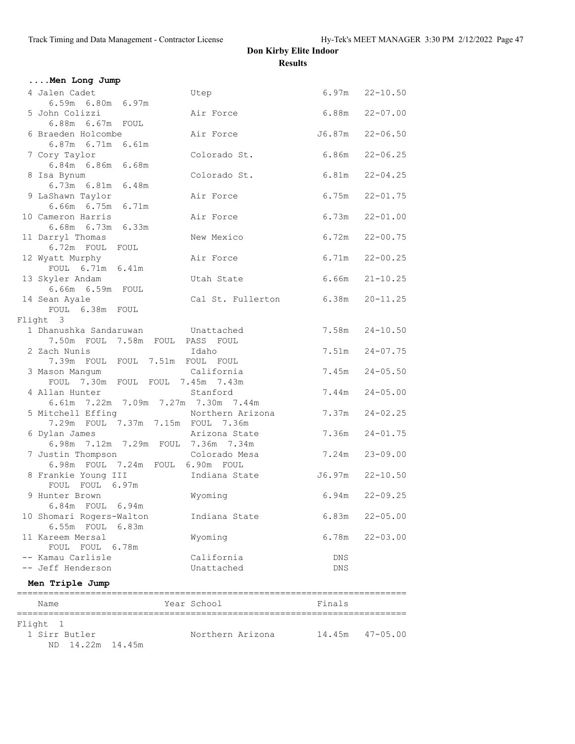# Don Kirby Elite Indoor

## Results

### ....Men Long Jump

```
  4 Jalen Cadet                 Utep                     6.97m   22-10.50
      6.59m  6.80m  6.97m
  5 John Colizzi                Air Force                6.88m   22-07.00
      6.88m  6.67m  FOUL
  6 Braeden Holcombe            Air Force               J6.87m   22-06.50
      6.87m  6.71m  6.61m
  7 Cory Taylor                 Colorado St.             6.86m   22-06.25
      6.84m  6.86m  6.68m
  8 Isa Bynum                   Colorado St.             6.81m   22-04.25
      6.73m  6.81m  6.48m
  9 LaShawn Taylor              Air Force                6.75m   22-01.75
      6.66m  6.75m  6.71m
 10 Cameron Harris              Air Force                6.73m   22-01.00
      6.68m  6.73m  6.33m
 11 Darryl Thomas               New Mexico               6.72m   22-00.75
      6.72m  FOUL  FOUL
 12 Wyatt Murphy                Air Force                6.71m   22-00.25
      FOUL  6.71m  6.41m
 13 Skyler Andam                Utah State               6.66m   21-10.25
      6.66m  6.59m  FOUL
 14 Sean Ayale                  Cal St. Fullerton        6.38m   20-11.25
      FOUL  6.38m  FOUL
Flight  3
  1 Dhanushka Sandaruwan        Unattached               7.58m   24-10.50
      7.50m  FOUL  7.58m  FOUL  PASS  FOUL
  2 Zach Nunis                  Idaho                    7.51m   24-07.75
      7.39m  FOUL  FOUL  7.51m  FOUL  FOUL
  3 Mason Mangum                California               7.45m   24-05.50
      FOUL  7.30m  FOUL  FOUL  7.45m  7.43m
  4 Allan Hunter                Stanford                 7.44m   24-05.00
      6.61m  7.22m  7.09m  7.27m  7.30m  7.44m
  5 Mitchell Effing             Northern Arizona         7.37m   24-02.25
      7.29m  FOUL  7.37m  7.15m  FOUL  7.36m
  6 Dylan James                 Arizona State            7.36m   24-01.75
      6.98m  7.12m  7.29m  FOUL  7.36m  7.34m
  7 Justin Thompson             Colorado Mesa            7.24m   23-09.00
      6.98m  FOUL  7.24m  FOUL  6.90m  FOUL
  8 Frankie Young III           Indiana State           J6.97m   22-10.50
      FOUL  FOUL  6.97m
  9 Hunter Brown                Wyoming                  6.94m   22-09.25
      6.84m  FOUL  6.94m
 10 Shomari Rogers-Walton       Indiana State            6.83m   22-05.00
      6.55m  FOUL  6.83m
 11 Kareem Mersal               Wyoming                  6.78m   22-03.00
      FOUL  FOUL  6.78m
 -- Kamau Carlisle              California                 DNS
 -- Jeff Henderson              Unattached                 DNS
```

### Men Triple Jump

```
========================================================================
    Name                    Year School                  Finals
========================================================================
Flight  1
  1 Sirr Butler                 Northern Arizona        14.45m   47-05.00
      ND  14.22m  14.45m
```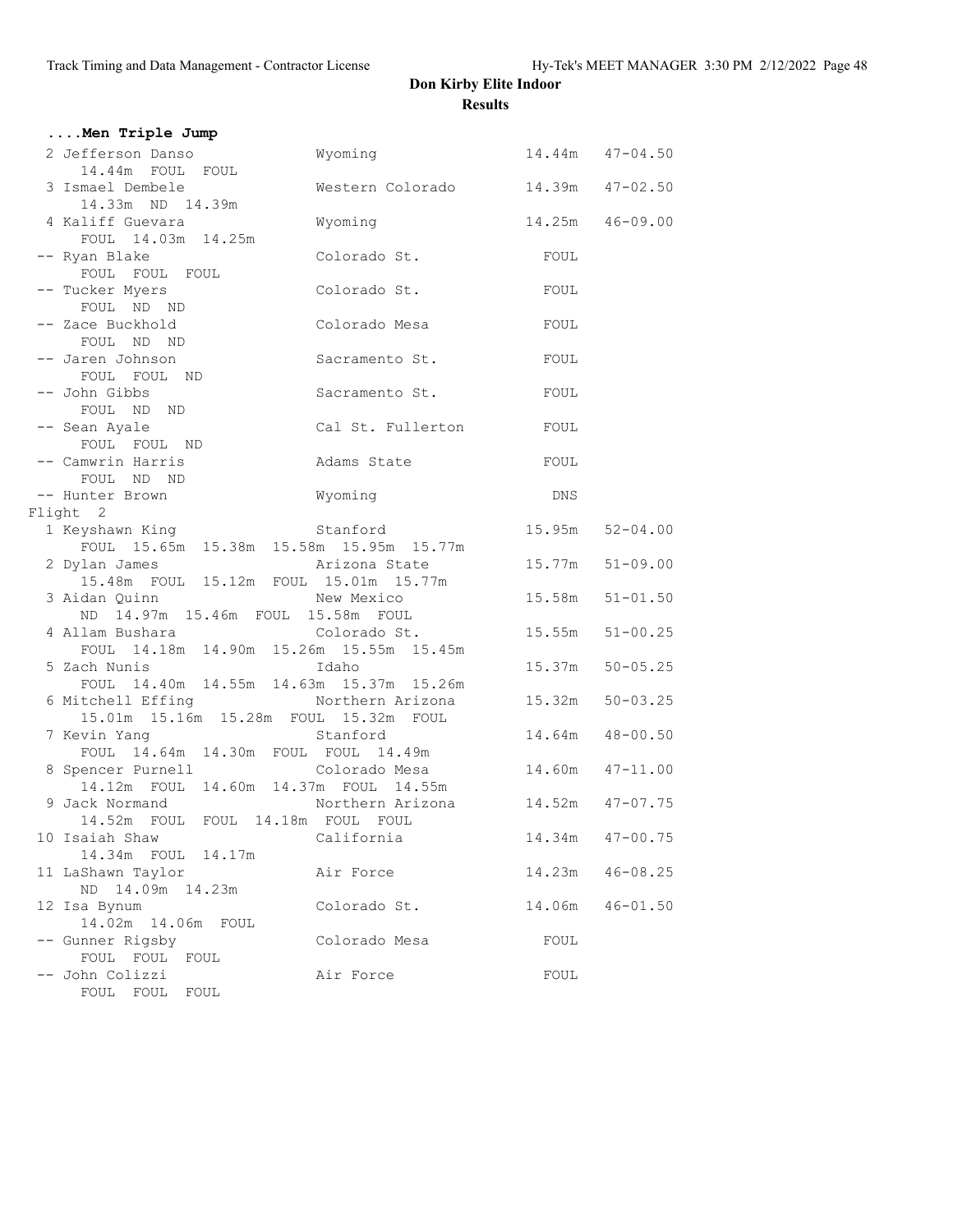## Don Kirby Elite Indoor

### Results

**....Men Triple Jump**

| Place | Name | Team | Mark | Imperial |
|---|---|---|---|---|
| 2 | Jefferson Danso | Wyoming | 14.44m | 47-04.50 |
| | 14.44m FOUL FOUL | | | |
| 3 | Ismael Dembele | Western Colorado | 14.39m | 47-02.50 |
| | 14.33m ND 14.39m | | | |
| 4 | Kaliff Guevara | Wyoming | 14.25m | 46-09.00 |
| | FOUL 14.03m 14.25m | | | |
| -- | Ryan Blake | Colorado St. | FOUL | |
| | FOUL FOUL FOUL | | | |
| -- | Tucker Myers | Colorado St. | FOUL | |
| | FOUL ND ND | | | |
| -- | Zace Buckhold | Colorado Mesa | FOUL | |
| | FOUL ND ND | | | |
| -- | Jaren Johnson | Sacramento St. | FOUL | |
| | FOUL FOUL ND | | | |
| -- | John Gibbs | Sacramento St. | FOUL | |
| | FOUL ND ND | | | |
| -- | Sean Ayale | Cal St. Fullerton | FOUL | |
| | FOUL FOUL ND | | | |
| -- | Camwrin Harris | Adams State | FOUL | |
| | FOUL ND ND | | | |
| -- | Hunter Brown | Wyoming | DNS | |

Flight 2

| Place | Name | Team | Mark | Imperial |
|---|---|---|---|---|
| 1 | Keyshawn King | Stanford | 15.95m | 52-04.00 |
| | FOUL 15.65m 15.38m 15.58m 15.95m 15.77m | | | |
| 2 | Dylan James | Arizona State | 15.77m | 51-09.00 |
| | 15.48m FOUL 15.12m FOUL 15.01m 15.77m | | | |
| 3 | Aidan Quinn | New Mexico | 15.58m | 51-01.50 |
| | ND 14.97m 15.46m FOUL 15.58m FOUL | | | |
| 4 | Allam Bushara | Colorado St. | 15.55m | 51-00.25 |
| | FOUL 14.18m 14.90m 15.26m 15.55m 15.45m | | | |
| 5 | Zach Nunis | Idaho | 15.37m | 50-05.25 |
| | FOUL 14.40m 14.55m 14.63m 15.37m 15.26m | | | |
| 6 | Mitchell Effing | Northern Arizona | 15.32m | 50-03.25 |
| | 15.01m 15.16m 15.28m FOUL 15.32m FOUL | | | |
| 7 | Kevin Yang | Stanford | 14.64m | 48-00.50 |
| | FOUL 14.64m 14.30m FOUL FOUL 14.49m | | | |
| 8 | Spencer Purnell | Colorado Mesa | 14.60m | 47-11.00 |
| | 14.12m FOUL 14.60m 14.37m FOUL 14.55m | | | |
| 9 | Jack Normand | Northern Arizona | 14.52m | 47-07.75 |
| | 14.52m FOUL FOUL 14.18m FOUL FOUL | | | |
| 10 | Isaiah Shaw | California | 14.34m | 47-00.75 |
| | 14.34m FOUL 14.17m | | | |
| 11 | LaShawn Taylor | Air Force | 14.23m | 46-08.25 |
| | ND 14.09m 14.23m | | | |
| 12 | Isa Bynum | Colorado St. | 14.06m | 46-01.50 |
| | 14.02m 14.06m FOUL | | | |
| -- | Gunner Rigsby | Colorado Mesa | FOUL | |
| | FOUL FOUL FOUL | | | |
| -- | John Colizzi | Air Force | FOUL | |
| | FOUL FOUL FOUL | | | |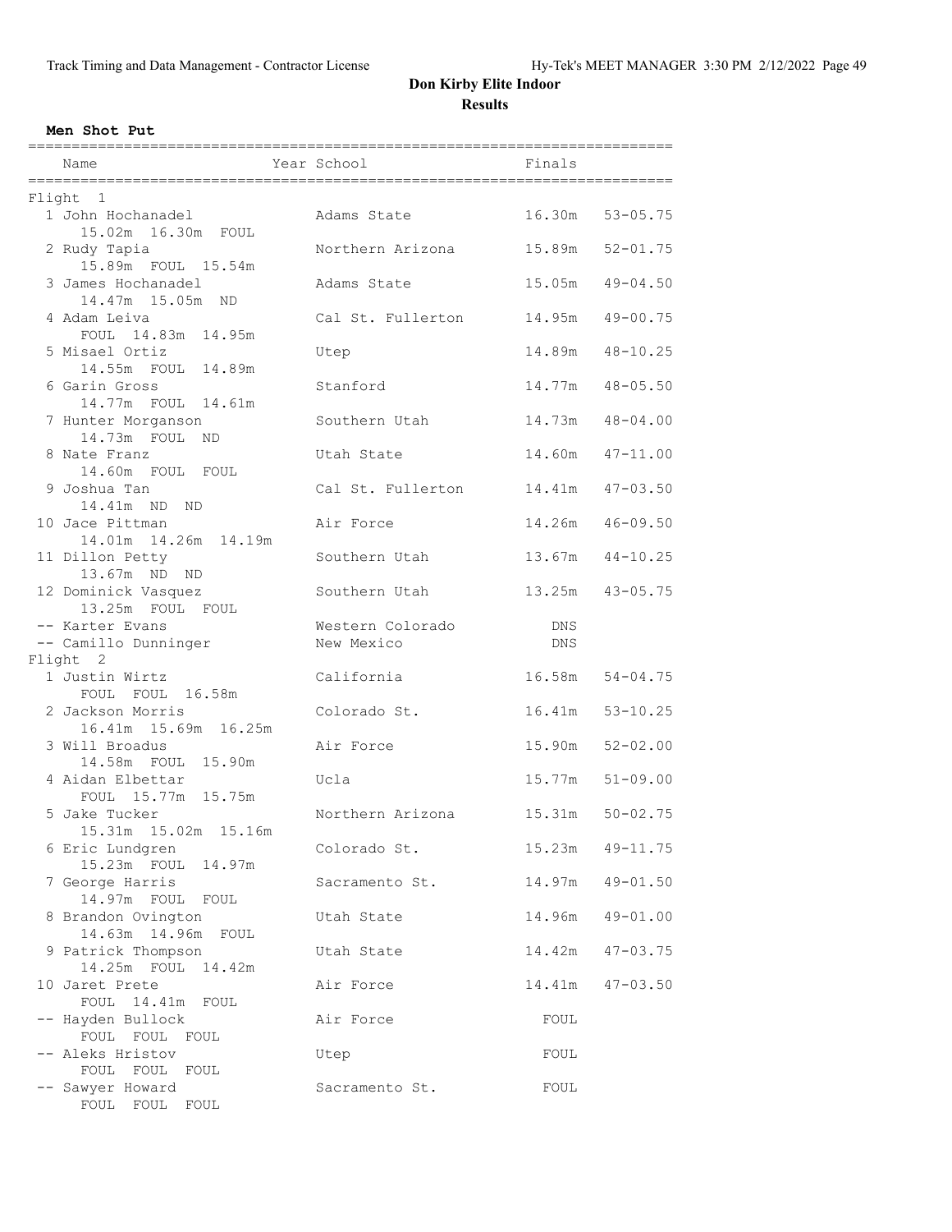# Don Kirby Elite Indoor

## Results

### Men Shot Put

| Place | Name | Year | School | Finals | |
|---|---|---|---|---|---|
| **Flight 1** | | | | | |
| 1 | John Hochanadel | | Adams State | 16.30m | 53-05.75 |
| | 15.02m 16.30m FOUL | | | | |
| 2 | Rudy Tapia | | Northern Arizona | 15.89m | 52-01.75 |
| | 15.89m FOUL 15.54m | | | | |
| 3 | James Hochanadel | | Adams State | 15.05m | 49-04.50 |
| | 14.47m 15.05m ND | | | | |
| 4 | Adam Leiva | | Cal St. Fullerton | 14.95m | 49-00.75 |
| | FOUL 14.83m 14.95m | | | | |
| 5 | Misael Ortiz | | Utep | 14.89m | 48-10.25 |
| | 14.55m FOUL 14.89m | | | | |
| 6 | Garin Gross | | Stanford | 14.77m | 48-05.50 |
| | 14.77m FOUL 14.61m | | | | |
| 7 | Hunter Morganson | | Southern Utah | 14.73m | 48-04.00 |
| | 14.73m FOUL ND | | | | |
| 8 | Nate Franz | | Utah State | 14.60m | 47-11.00 |
| | 14.60m FOUL FOUL | | | | |
| 9 | Joshua Tan | | Cal St. Fullerton | 14.41m | 47-03.50 |
| | 14.41m ND ND | | | | |
| 10 | Jace Pittman | | Air Force | 14.26m | 46-09.50 |
| | 14.01m 14.26m 14.19m | | | | |
| 11 | Dillon Petty | | Southern Utah | 13.67m | 44-10.25 |
| | 13.67m ND ND | | | | |
| 12 | Dominick Vasquez | | Southern Utah | 13.25m | 43-05.75 |
| | 13.25m FOUL FOUL | | | | |
| -- | Karter Evans | | Western Colorado | DNS | |
| -- | Camillo Dunninger | | New Mexico | DNS | |
| **Flight 2** | | | | | |
| 1 | Justin Wirtz | | California | 16.58m | 54-04.75 |
| | FOUL FOUL 16.58m | | | | |
| 2 | Jackson Morris | | Colorado St. | 16.41m | 53-10.25 |
| | 16.41m 15.69m 16.25m | | | | |
| 3 | Will Broadus | | Air Force | 15.90m | 52-02.00 |
| | 14.58m FOUL 15.90m | | | | |
| 4 | Aidan Elbettar | | Ucla | 15.77m | 51-09.00 |
| | FOUL 15.77m 15.75m | | | | |
| 5 | Jake Tucker | | Northern Arizona | 15.31m | 50-02.75 |
| | 15.31m 15.02m 15.16m | | | | |
| 6 | Eric Lundgren | | Colorado St. | 15.23m | 49-11.75 |
| | 15.23m FOUL 14.97m | | | | |
| 7 | George Harris | | Sacramento St. | 14.97m | 49-01.50 |
| | 14.97m FOUL FOUL | | | | |
| 8 | Brandon Ovington | | Utah State | 14.96m | 49-01.00 |
| | 14.63m 14.96m FOUL | | | | |
| 9 | Patrick Thompson | | Utah State | 14.42m | 47-03.75 |
| | 14.25m FOUL 14.42m | | | | |
| 10 | Jaret Prete | | Air Force | 14.41m | 47-03.50 |
| | FOUL 14.41m FOUL | | | | |
| -- | Hayden Bullock | | Air Force | FOUL | |
| | FOUL FOUL FOUL | | | | |
| -- | Aleks Hristov | | Utep | FOUL | |
| | FOUL FOUL FOUL | | | | |
| -- | Sawyer Howard | | Sacramento St. | FOUL | |
| | FOUL FOUL FOUL | | | | |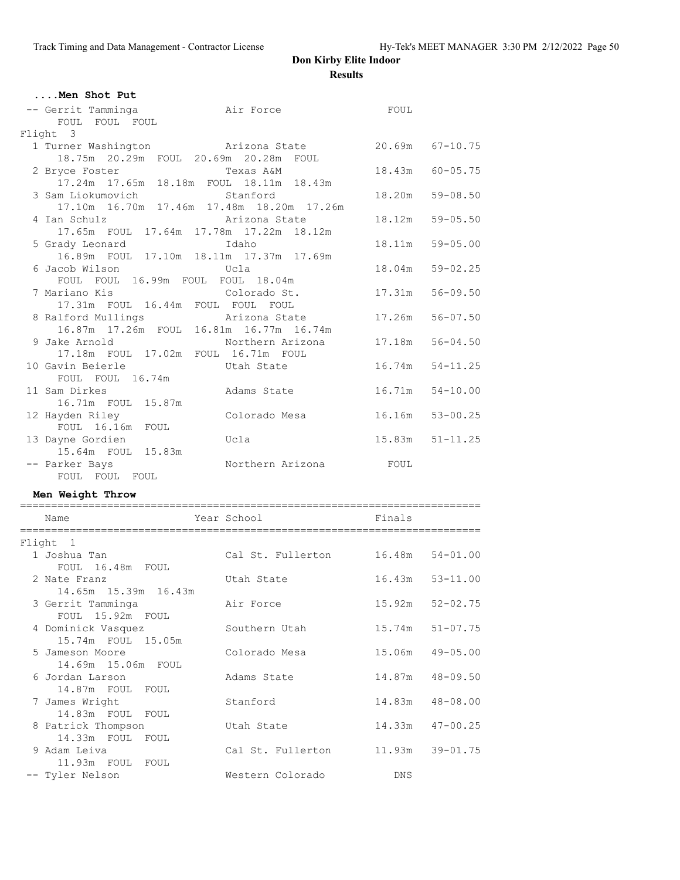# Don Kirby Elite Indoor

## Results

### ....Men Shot Put

| Place | Name | School | Finals | |
|---|---|---|---|---|
| -- | Gerrit Tamminga | Air Force | FOUL | |
| | FOUL FOUL FOUL | | | |
| **Flight 3** | | | | |
| 1 | Turner Washington | Arizona State | 20.69m | 67-10.75 |
| | 18.75m 20.29m FOUL 20.69m 20.28m FOUL | | | |
| 2 | Bryce Foster | Texas A&M | 18.43m | 60-05.75 |
| | 17.24m 17.65m 18.18m FOUL 18.11m 18.43m | | | |
| 3 | Sam Liokumovich | Stanford | 18.20m | 59-08.50 |
| | 17.10m 16.70m 17.46m 17.48m 18.20m 17.26m | | | |
| 4 | Ian Schulz | Arizona State | 18.12m | 59-05.50 |
| | 17.65m FOUL 17.64m 17.78m 17.22m 18.12m | | | |
| 5 | Grady Leonard | Idaho | 18.11m | 59-05.00 |
| | 16.89m FOUL 17.10m 18.11m 17.37m 17.69m | | | |
| 6 | Jacob Wilson | Ucla | 18.04m | 59-02.25 |
| | FOUL FOUL 16.99m FOUL FOUL 18.04m | | | |
| 7 | Mariano Kis | Colorado St. | 17.31m | 56-09.50 |
| | 17.31m FOUL 16.44m FOUL FOUL FOUL | | | |
| 8 | Ralford Mullings | Arizona State | 17.26m | 56-07.50 |
| | 16.87m 17.26m FOUL 16.81m 16.77m 16.74m | | | |
| 9 | Jake Arnold | Northern Arizona | 17.18m | 56-04.50 |
| | 17.18m FOUL 17.02m FOUL 16.71m FOUL | | | |
| 10 | Gavin Beierle | Utah State | 16.74m | 54-11.25 |
| | FOUL FOUL 16.74m | | | |
| 11 | Sam Dirkes | Adams State | 16.71m | 54-10.00 |
| | 16.71m FOUL 15.87m | | | |
| 12 | Hayden Riley | Colorado Mesa | 16.16m | 53-00.25 |
| | FOUL 16.16m FOUL | | | |
| 13 | Dayne Gordien | Ucla | 15.83m | 51-11.25 |
| | 15.64m FOUL 15.83m | | | |
| -- | Parker Bays | Northern Arizona | FOUL | |
| | FOUL FOUL FOUL | | | |

### Men Weight Throw

| Place | Name | Year School | Finals | |
|---|---|---|---|---|
| **Flight 1** | | | | |
| 1 | Joshua Tan | Cal St. Fullerton | 16.48m | 54-01.00 |
| | FOUL 16.48m FOUL | | | |
| 2 | Nate Franz | Utah State | 16.43m | 53-11.00 |
| | 14.65m 15.39m 16.43m | | | |
| 3 | Gerrit Tamminga | Air Force | 15.92m | 52-02.75 |
| | FOUL 15.92m FOUL | | | |
| 4 | Dominick Vasquez | Southern Utah | 15.74m | 51-07.75 |
| | 15.74m FOUL 15.05m | | | |
| 5 | Jameson Moore | Colorado Mesa | 15.06m | 49-05.00 |
| | 14.69m 15.06m FOUL | | | |
| 6 | Jordan Larson | Adams State | 14.87m | 48-09.50 |
| | 14.87m FOUL FOUL | | | |
| 7 | James Wright | Stanford | 14.83m | 48-08.00 |
| | 14.83m FOUL FOUL | | | |
| 8 | Patrick Thompson | Utah State | 14.33m | 47-00.25 |
| | 14.33m FOUL FOUL | | | |
| 9 | Adam Leiva | Cal St. Fullerton | 11.93m | 39-01.75 |
| | 11.93m FOUL FOUL | | | |
| -- | Tyler Nelson | Western Colorado | DNS | |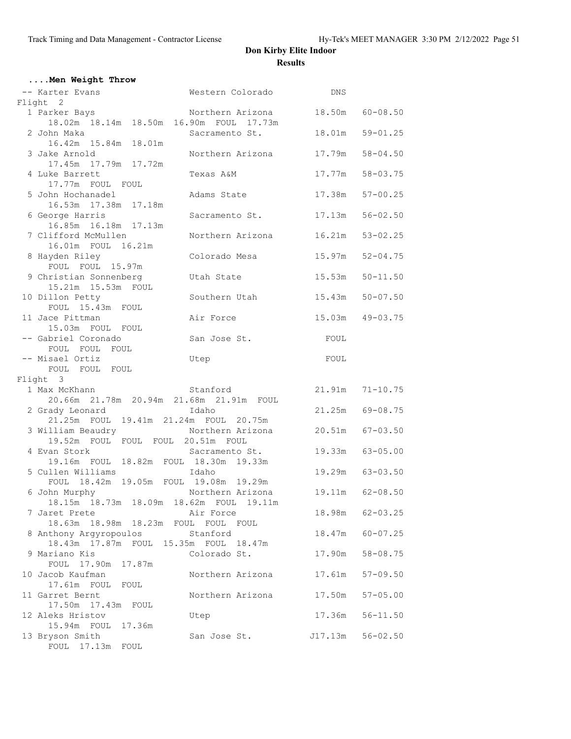# Don Kirby Elite Indoor

## Results

### ....Men Weight Throw

```
 -- Karter Evans                 Western Colorado          DNS
Flight  2
  1 Parker Bays                  Northern Arizona       18.50m   60-08.50
      18.02m  18.14m  18.50m  16.90m  FOUL  17.73m
  2 John Maka                    Sacramento St.         18.01m   59-01.25
      16.42m  15.84m  18.01m
  3 Jake Arnold                  Northern Arizona       17.79m   58-04.50
      17.45m  17.79m  17.72m
  4 Luke Barrett                 Texas A&M              17.77m   58-03.75
      17.77m  FOUL  FOUL
  5 John Hochanadel              Adams State            17.38m   57-00.25
      16.53m  17.38m  17.18m
  6 George Harris                Sacramento St.         17.13m   56-02.50
      16.85m  16.18m  17.13m
  7 Clifford McMullen            Northern Arizona       16.21m   53-02.25
      16.01m  FOUL  16.21m
  8 Hayden Riley                 Colorado Mesa          15.97m   52-04.75
      FOUL  FOUL  15.97m
  9 Christian Sonnenberg         Utah State             15.53m   50-11.50
      15.21m  15.53m  FOUL
 10 Dillon Petty                 Southern Utah          15.43m   50-07.50
      FOUL  15.43m  FOUL
 11 Jace Pittman                 Air Force              15.03m   49-03.75
      15.03m  FOUL  FOUL
 -- Gabriel Coronado             San Jose St.             FOUL
      FOUL  FOUL  FOUL
 -- Misael Ortiz                 Utep                     FOUL
      FOUL  FOUL  FOUL
Flight  3
  1 Max McKhann                  Stanford               21.91m   71-10.75
      20.66m  21.78m  20.94m  21.68m  21.91m  FOUL
  2 Grady Leonard                Idaho                  21.25m   69-08.75
      21.25m  FOUL  19.41m  21.24m  FOUL  20.75m
  3 William Beaudry              Northern Arizona       20.51m   67-03.50
      19.52m  FOUL  FOUL  FOUL  20.51m  FOUL
  4 Evan Stork                   Sacramento St.         19.33m   63-05.00
      19.16m  FOUL  18.82m  FOUL  18.30m  19.33m
  5 Cullen Williams              Idaho                  19.29m   63-03.50
      FOUL  18.42m  19.05m  FOUL  19.08m  19.29m
  6 John Murphy                  Northern Arizona       19.11m   62-08.50
      18.15m  18.73m  18.09m  18.62m  FOUL  19.11m
  7 Jaret Prete                  Air Force              18.98m   62-03.25
      18.63m  18.98m  18.23m  FOUL  FOUL  FOUL
  8 Anthony Argyropoulos         Stanford               18.47m   60-07.25
      18.43m  17.87m  FOUL  15.35m  FOUL  18.47m
  9 Mariano Kis                  Colorado St.           17.90m   58-08.75
      FOUL  17.90m  17.87m
 10 Jacob Kaufman                Northern Arizona       17.61m   57-09.50
      17.61m  FOUL  FOUL
 11 Garret Bernt                 Northern Arizona       17.50m   57-05.00
      17.50m  17.43m  FOUL
 12 Aleks Hristov                Utep                   17.36m   56-11.50
      15.94m  FOUL  17.36m
 13 Bryson Smith                 San Jose St.          J17.13m   56-02.50
      FOUL  17.13m  FOUL
```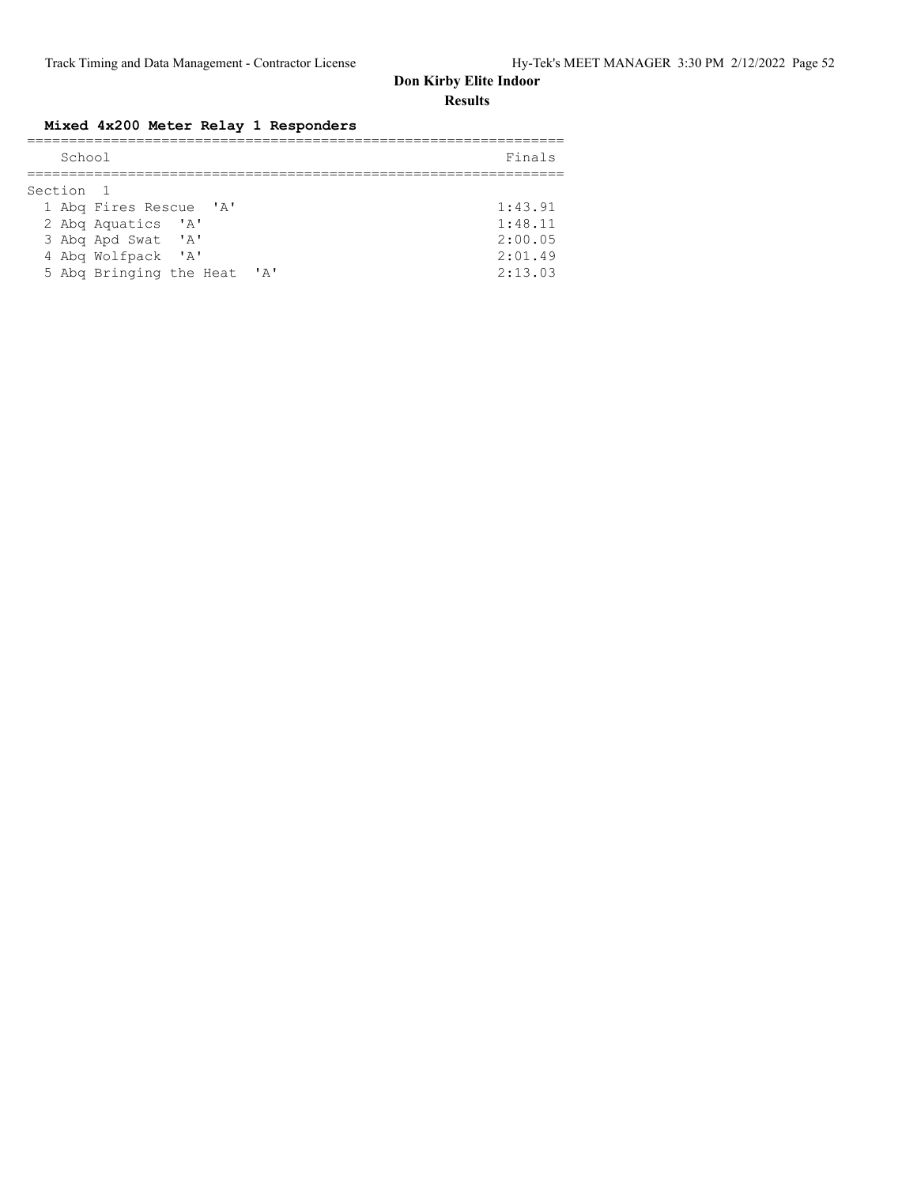**Don Kirby Elite Indoor**

**Results**

### Mixed 4x200 Meter Relay 1 Responders

| | School | Finals |
|---|---|---|
| Section 1 | | |
| 1 | Abq Fires Rescue 'A' | 1:43.91 |
| 2 | Abq Aquatics 'A' | 1:48.11 |
| 3 | Abq Apd Swat 'A' | 2:00.05 |
| 4 | Abq Wolfpack 'A' | 2:01.49 |
| 5 | Abq Bringing the Heat 'A' | 2:13.03 |